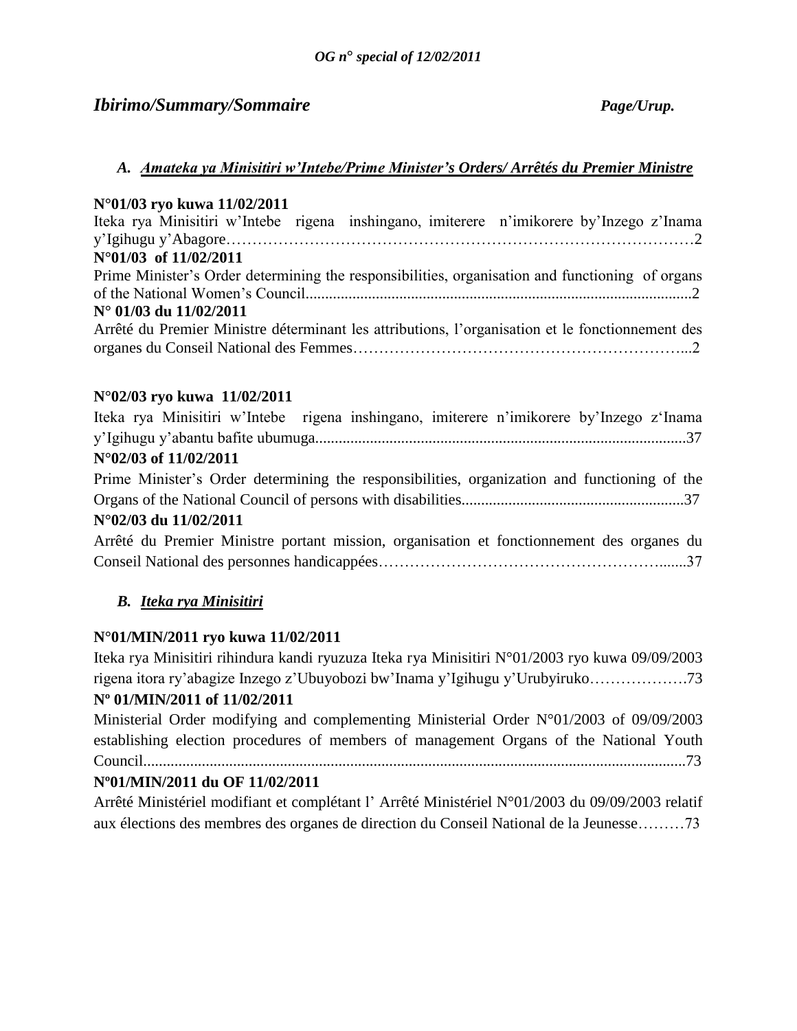*OG n° special of 12/02/2011*

## *Ibirimo/Summary/Sommaire* *Page/Urup.*

### A. *Amateka ya Minisitiri w'Intebe/Prime Minister's Orders/ Arrêtés du Premier Ministre*

**N°01/03 ryo kuwa 11/02/2011**
Iteka rya Minisitiri w'Intebe rigena inshingano, imiterere n'imikorere by'Inzego z'Inama y'Igihugu y'Abagore……………………………………………………………………………2
**N°01/03 of 11/02/2011**
Prime Minister's Order determining the responsibilities, organisation and functioning of organs of the National Women's Council.................................................................................................2
**N° 01/03 du 11/02/2011**
Arrêté du Premier Ministre déterminant les attributions, l'organisation et le fonctionnement des organes du Conseil National des Femmes……………………………………………………...2

**N°02/03 ryo kuwa 11/02/2011**
Iteka rya Minisitiri w'Intebe rigena inshingano, imiterere n'imikorere by'Inzego z'Inama y'Igihugu y'abantu bafite ubumuga.............................................................................................37
**N°02/03 of 11/02/2011**
Prime Minister's Order determining the responsibilities, organization and functioning of the Organs of the National Council of persons with disabilities........................................................37
**N°02/03 du 11/02/2011**
Arrêté du Premier Ministre portant mission, organisation et fonctionnement des organes du Conseil National des personnes handicappées………………………………………………......37

### B. *Iteka rya Minisitiri*

**N°01/MIN/2011 ryo kuwa 11/02/2011**
Iteka rya Minisitiri rihindura kandi ryuzuza Iteka rya Minisitiri N°01/2003 ryo kuwa 09/09/2003 rigena itora ry'abagize Inzego z'Ubuyobozi bw'Inama y'Igihugu y'Urubyiruko……………….73
**Nº 01/MIN/2011 of 11/02/2011**
Ministerial Order modifying and complementing Ministerial Order N°01/2003 of 09/09/2003 establishing election procedures of members of management Organs of the National Youth Council.........................................................................................................................................73
**Nº01/MIN/2011 du OF 11/02/2011**
Arrêté Ministériel modifiant et complétant l' Arrêté Ministériel N°01/2003 du 09/09/2003 relatif aux élections des membres des organes de direction du Conseil National de la Jeunesse………73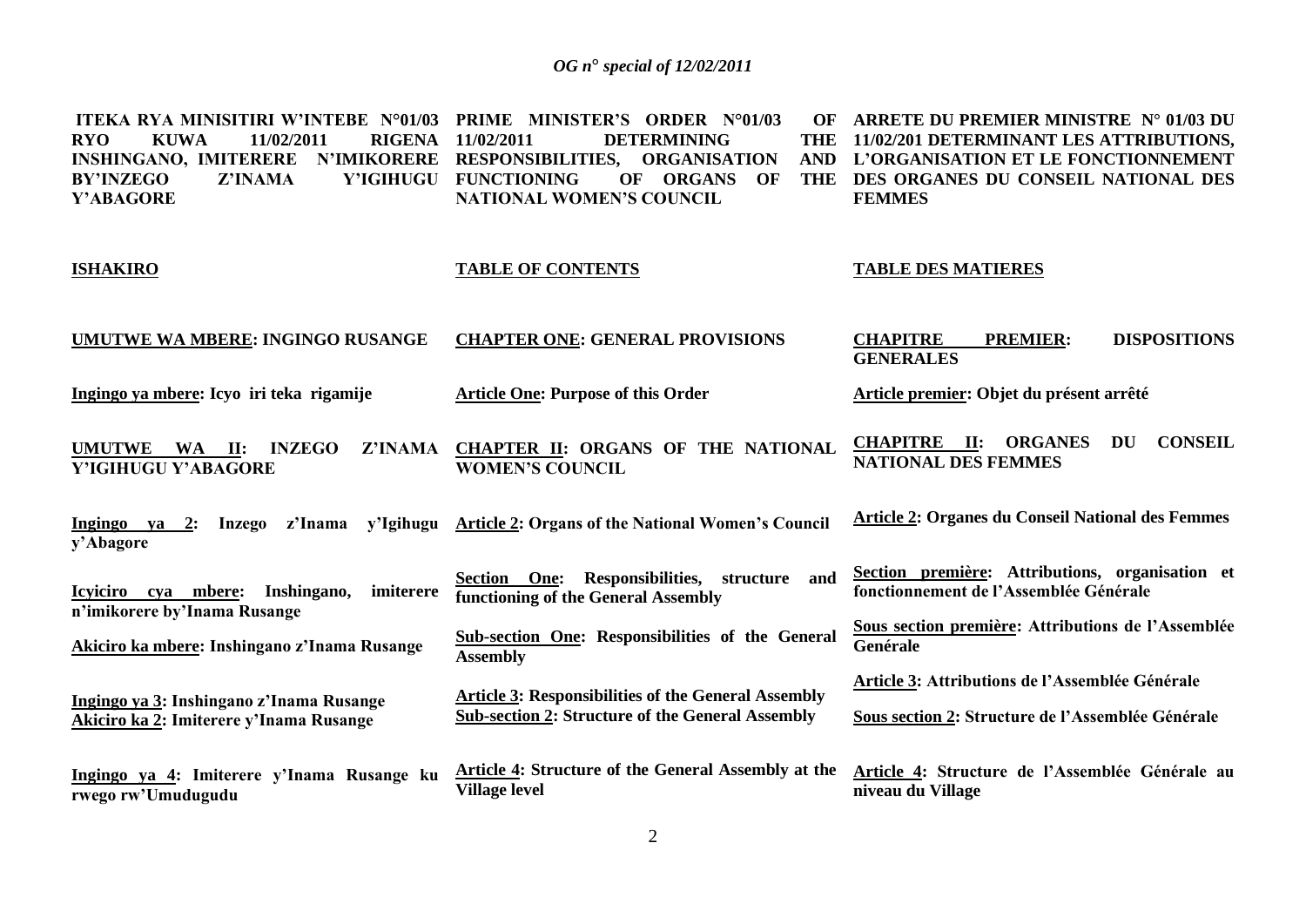| ITEKA RYA MINISITIRI W'INTEBE N°01/03 RYO KUWA 11/02/2011 RIGENA INSHINGANO, IMITERERE N'IMIKORERE BY'INZEGO Z'INAMA Y'IGIHUGU Y'ABAGORE | PRIME MINISTER'S ORDER N°01/03 OF 11/02/2011 DETERMINING THE RESPONSIBILITIES, ORGANISATION AND FUNCTIONING OF ORGANS OF THE NATIONAL WOMEN'S COUNCIL | ARRETE DU PREMIER MINISTRE N° 01/03 DU 11/02/201 DETERMINANT LES ATTRIBUTIONS, L'ORGANISATION ET LE FONCTIONNEMENT DES ORGANES DU CONSEIL NATIONAL DES FEMMES |
|---|---|---|
| **ISHAKIRO** | **TABLE OF CONTENTS** | **TABLE DES MATIERES** |
| **UMUTWE WA MBERE: INGINGO RUSANGE** | **CHAPTER ONE: GENERAL PROVISIONS** | **CHAPITRE PREMIER: DISPOSITIONS GENERALES** |
| **Ingingo ya mbere: Icyo iri teka rigamije** | **Article One: Purpose of this Order** | **Article premier: Objet du présent arrêté** |
| **UMUTWE WA II: INZEGO Z'INAMA Y'IGIHUGU Y'ABAGORE** | **CHAPTER II: ORGANS OF THE NATIONAL WOMEN'S COUNCIL** | **CHAPITRE II: ORGANES DU CONSEIL NATIONAL DES FEMMES** |
| **Ingingo ya 2: Inzego z'Inama y'Igihugu y'Abagore** | **Article 2: Organs of the National Women's Council** | **Article 2: Organes du Conseil National des Femmes** |
| **Icyiciro cya mbere: Inshingano, imiterere n'imikorere by'Inama Rusange** | **Section One: Responsibilities, structure and functioning of the General Assembly** | **Section première: Attributions, organisation et fonctionnement de l'Assemblée Générale** |
| **Akiciro ka mbere: Inshingano z'Inama Rusange** | **Sub-section One: Responsibilities of the General Assembly** | **Sous section première: Attributions de l'Assemblée Genérale** |
| **Ingingo ya 3: Inshingano z'Inama Rusange** | **Article 3: Responsibilities of the General Assembly** | **Article 3: Attributions de l'Assemblée Générale** |
| **Akiciro ka 2: Imiterere y'Inama Rusange** | **Sub-section 2: Structure of the General Assembly** | **Sous section 2: Structure de l'Assemblée Générale** |
| **Ingingo ya 4: Imiterere y'Inama Rusange ku rwego rw'Umudugudu** | **Article 4: Structure of the General Assembly at the Village level** | **Article 4: Structure de l'Assemblée Générale au niveau du Village** |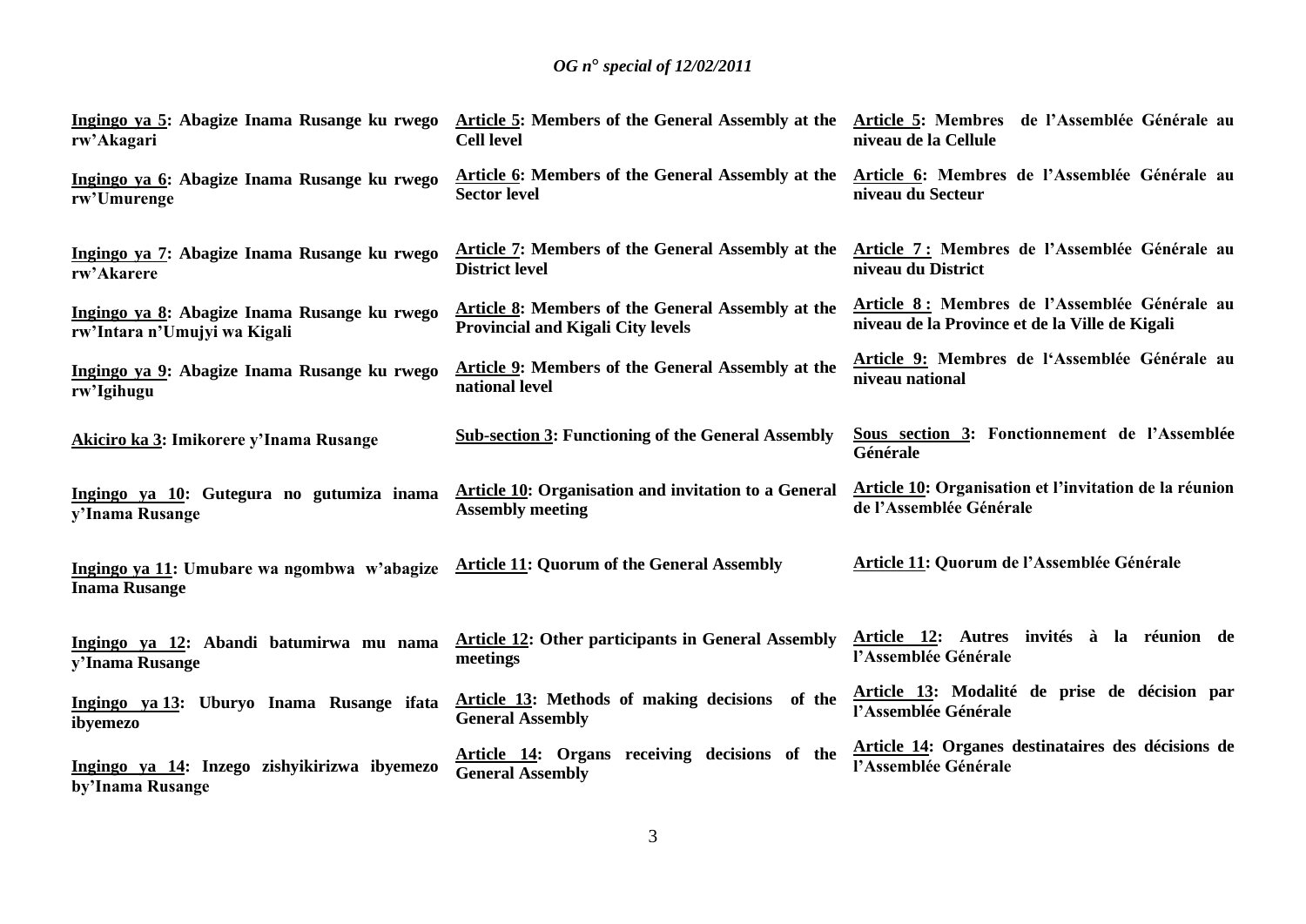| | | |
|---|---|---|
| **<u>Ingingo ya 5</u>: Abagize Inama Rusange ku rwego rw'Akagari** | **<u>Article 5</u>: Members of the General Assembly at the Cell level** | **<u>Article 5</u>: Membres de l'Assemblée Générale au niveau de la Cellule** |
| **<u>Ingingo ya 6</u>: Abagize Inama Rusange ku rwego rw'Umurenge** | **<u>Article 6</u>: Members of the General Assembly at the Sector level** | **<u>Article 6</u>: Membres de l'Assemblée Générale au niveau du Secteur** |
| **<u>Ingingo ya 7</u>: Abagize Inama Rusange ku rwego rw'Akarere** | **<u>Article 7</u>: Members of the General Assembly at the District level** | **<u>Article 7 :</u> Membres de l'Assemblée Générale au niveau du District** |
| **<u>Ingingo ya 8</u>: Abagize Inama Rusange ku rwego rw'Intara n'Umujyi wa Kigali** | **<u>Article 8</u>: Members of the General Assembly at the Provincial and Kigali City levels** | **<u>Article 8 :</u> Membres de l'Assemblée Générale au niveau de la Province et de la Ville de Kigali** |
| **<u>Ingingo ya 9</u>: Abagize Inama Rusange ku rwego rw'Igihugu** | **<u>Article 9</u>: Members of the General Assembly at the national level** | **<u>Article 9:</u> Membres de l'Assemblée Générale au niveau national** |
| **<u>Akiciro ka 3</u>: Imikorere y'Inama Rusange** | **<u>Sub-section 3</u>: Functioning of the General Assembly** | **<u>Sous section 3</u>: Fonctionnement de l'Assemblée Générale** |
| **<u>Ingingo ya 10</u>: Gutegura no gutumiza inama y'Inama Rusange** | **<u>Article 10</u>: Organisation and invitation to a General Assembly meeting** | **<u>Article 10</u>: Organisation et l'invitation de la réunion de l'Assemblée Générale** |
| **<u>Ingingo ya 11</u>: Umubare wa ngombwa w'abagize Inama Rusange** | **<u>Article 11</u>: Quorum of the General Assembly** | **<u>Article 11</u>: Quorum de l'Assemblée Générale** |
| **<u>Ingingo ya 12</u>: Abandi batumirwa mu nama y'Inama Rusange** | **<u>Article 12</u>: Other participants in General Assembly meetings** | **<u>Article 12</u>: Autres invités à la réunion de l'Assemblée Générale** |
| **<u>Ingingo ya 13</u>: Uburyo Inama Rusange ifata ibyemezo** | **<u>Article 13</u>: Methods of making decisions of the General Assembly** | **<u>Article 13</u>: Modalité de prise de décision par l'Assemblée Générale** |
| **<u>Ingingo ya 14</u>: Inzego zishyikirizwa ibyemezo by'Inama Rusange** | **<u>Article 14</u>: Organs receiving decisions of the General Assembly** | **<u>Article 14</u>: Organes destinataires des décisions de l'Assemblée Générale** |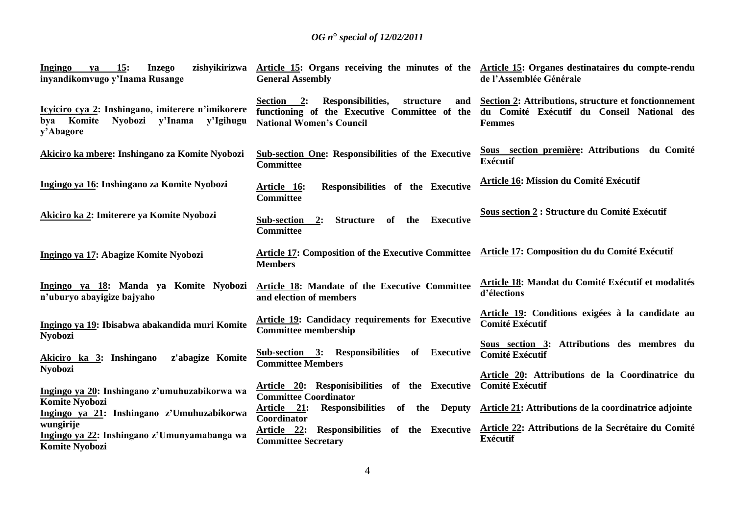**Ingingo ya 15: Inzego zishyikirizwa inyandikomvugo y'Inama Rusange**

**Icyiciro cya 2: Inshingano, imiterere n'imikorere bya Komite Nyobozi y'Inama y'Igihugu y'Abagore**

**Akiciro ka mbere: Inshingano za Komite Nyobozi**

**Ingingo ya 16: Inshingano za Komite Nyobozi**

**Akiciro ka 2: Imiterere ya Komite Nyobozi**

**Ingingo ya 17: Abagize Komite Nyobozi**

**Ingingo ya 18: Manda ya Komite Nyobozi n'uburyo abayigize bajyaho**

**Ingingo ya 19: Ibisabwa abakandida muri Komite Nyobozi**

**Akiciro ka 3: Inshingano z'abagize Komite Nyobozi**

**Ingingo ya 20: Inshingano z'umuhuzabikorwa wa Komite Nyobozi**

**Ingingo ya 21: Inshingano z'Umuhuzabikorwa wungirije**

**Ingingo ya 22: Inshingano z'Umunyamabanga wa Komite Nyobozi**

**Article 15: Organs receiving the minutes of the General Assembly**

**Section 2: Responsibilities, structure and functioning of the Executive Committee of the National Women's Council**

**Sub-section One: Responsibilities of the Executive Committee**

**Article 16: Responsibilities of the Executive Committee**

**Sub-section 2: Structure of the Executive Committee**

**Article 17: Composition of the Executive Committee Members**

**Article 18: Mandate of the Executive Committee and election of members**

**Article 19: Candidacy requirements for Executive Committee membership**

**Sub-section 3: Responsibilities of Executive Committee Members**

**Article 20: Responisibilities of the Executive Committee Coordinator**

**Article 21: Responsibilities of the Deputy Coordinator**

**Article 22: Responsibilities of the Executive Committee Secretary**

**Article 15: Organes destinataires du compte-rendu de l'Assemblée Générale**

**Section 2: Attributions, structure et fonctionnement du Comité Exécutif du Conseil National des Femmes**

**Sous section première: Attributions du Comité Exécutif**

**Article 16: Mission du Comité Exécutif**

**Sous section 2 : Structure du Comité Exécutif**

**Article 17: Composition du du Comité Exécutif**

**Article 18: Mandat du Comité Exécutif et modalités d'élections**

**Article 19: Conditions exigées à la candidate au Comité Exécutif**

**Sous section 3: Attributions des membres du Comité Exécutif**

**Article 20: Attributions de la Coordinatrice du Comité Exécutif**

**Article 21: Attributions de la coordinatrice adjointe**

**Article 22: Attributions de la Secrétaire du Comité Exécutif**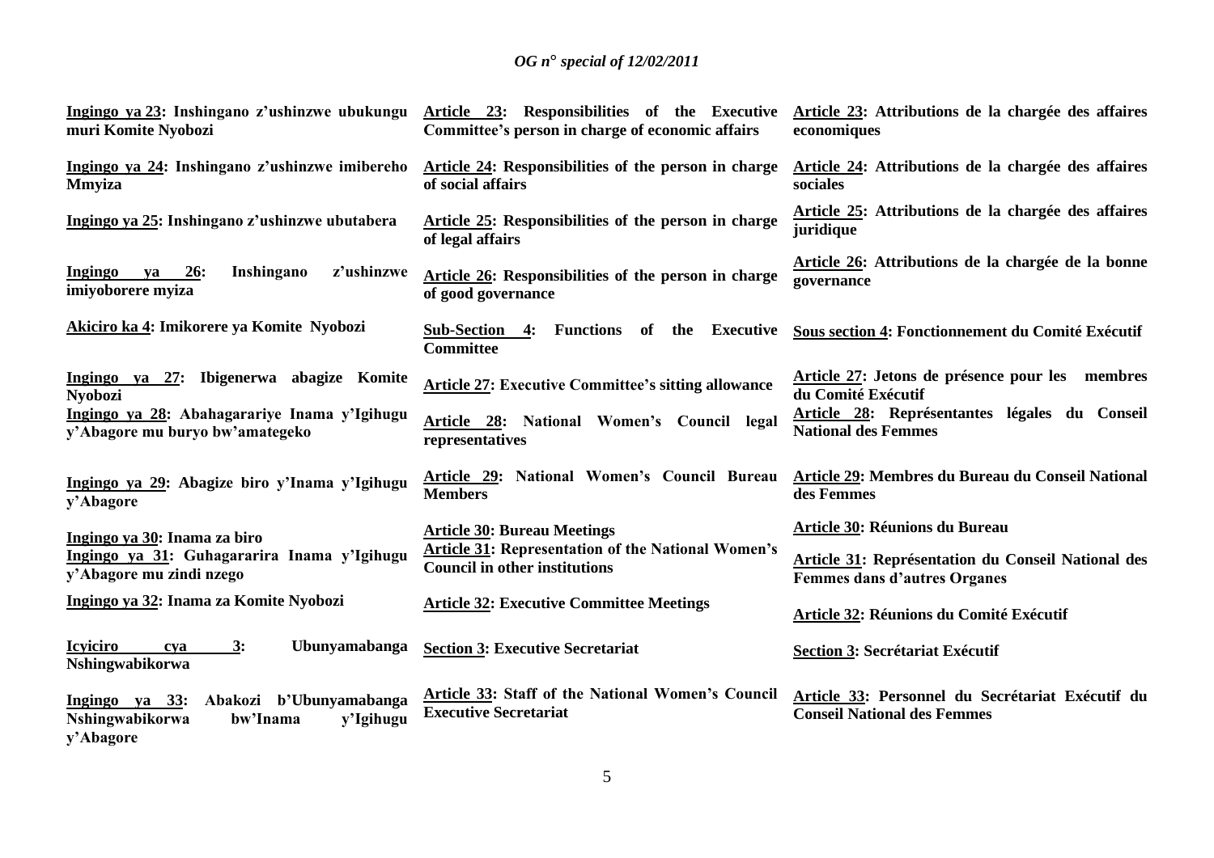| Kinyarwanda | English | Français |
|---|---|---|
| **Ingingo ya 23: Inshingano z'ushinzwe ubukungu muri Komite Nyobozi** | **Article 23: Responsibilities of the Executive Committee's person in charge of economic affairs** | **Article 23: Attributions de la chargée des affaires economiques** |
| **Ingingo ya 24: Inshingano z'ushinzwe imibereho Mmyiza** | **Article 24: Responsibilities of the person in charge of social affairs** | **Article 24: Attributions de la chargée des affaires sociales** |
| **Ingingo ya 25: Inshingano z'ushinzwe ubutabera** | **Article 25: Responsibilities of the person in charge of legal affairs** | **Article 25: Attributions de la chargée des affaires juridique** |
| **Ingingo ya 26: Inshingano z'ushinzwe imiyoborere myiza** | **Article 26: Responsibilities of the person in charge of good governance** | **Article 26: Attributions de la chargée de la bonne governance** |
| **Akiciro ka 4: Imikorere ya Komite Nyobozi** | **Sub-Section 4: Functions of the Executive Committee** | **Sous section 4: Fonctionnement du Comité Exécutif** |
| **Ingingo ya 27: Ibigenerwa abagize Komite Nyobozi** | **Article 27: Executive Committee's sitting allowance** | **Article 27: Jetons de présence pour les membres du Comité Exécutif** |
| **Ingingo ya 28: Abahagarariye Inama y'Igihugu y'Abagore mu buryo bw'amategeko** | **Article 28: National Women's Council legal representatives** | **Article 28: Représentantes légales du Conseil National des Femmes** |
| **Ingingo ya 29: Abagize biro y'Inama y'Igihugu y'Abagore** | **Article 29: National Women's Council Bureau Members** | **Article 29: Membres du Bureau du Conseil National des Femmes** |
| **Ingingo ya 30: Inama za biro** | **Article 30: Bureau Meetings** | **Article 30: Réunions du Bureau** |
| **Ingingo ya 31: Guhagararira Inama y'Igihugu y'Abagore mu zindi nzego** | **Article 31: Representation of the National Women's Council in other institutions** | **Article 31: Représentation du Conseil National des Femmes dans d'autres Organes** |
| **Ingingo ya 32: Inama za Komite Nyobozi** | **Article 32: Executive Committee Meetings** | **Article 32: Réunions du Comité Exécutif** |
| **Icyiciro cya 3: Ubunyamabanga Nshingwabikorwa** | **Section 3: Executive Secretariat** | **Section 3: Secrétariat Exécutif** |
| **Ingingo ya 33: Abakozi b'Ubunyamabanga Nshingwabikorwa bw'Inama y'Igihugu y'Abagore** | **Article 33: Staff of the National Women's Council Executive Secretariat** | **Article 33: Personnel du Secrétariat Exécutif du Conseil National des Femmes** |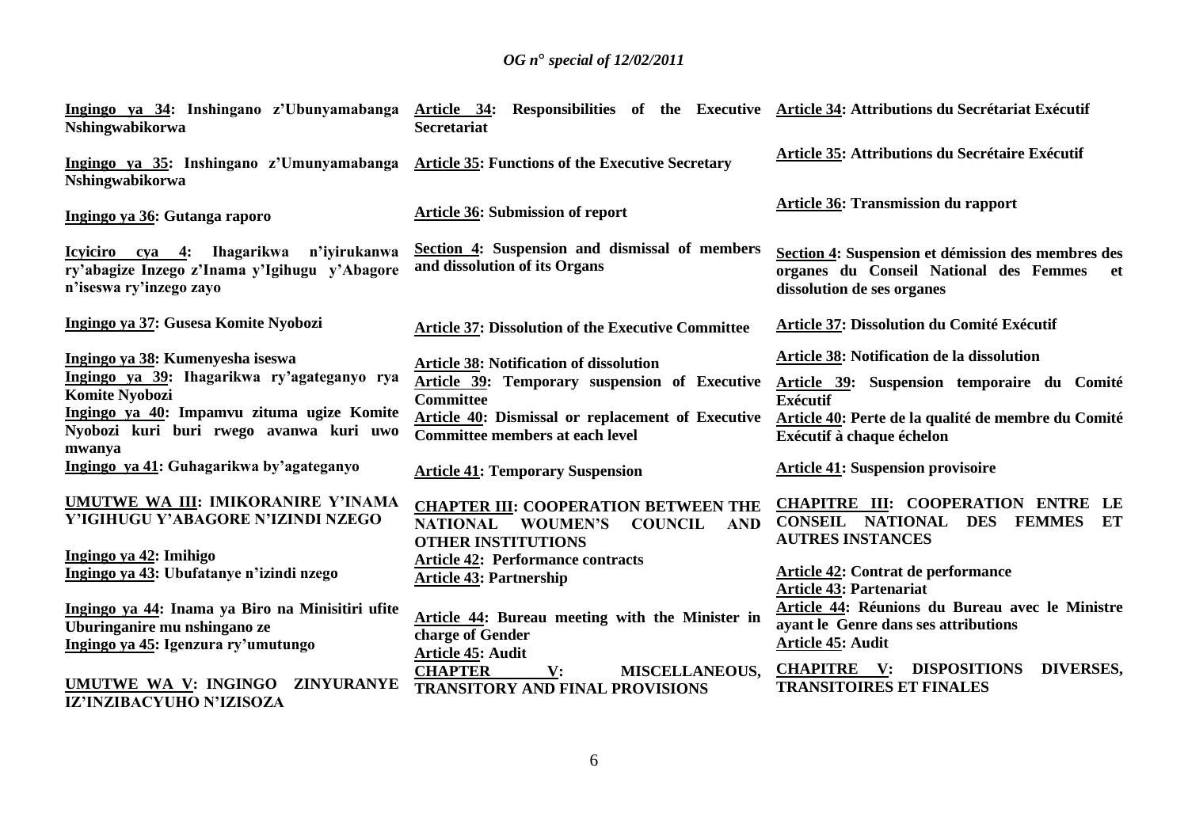**Ingingo ya 34: Inshingano z'Ubunyamabanga Nshingwabikorwa**

**Ingingo ya 35: Inshingano z'Umunyamabanga Nshingwabikorwa**

**Ingingo ya 36: Gutanga raporo**

**Icyiciro cya 4: Ihagarikwa n'iyirukanwa ry'abagize Inzego z'Inama y'Igihugu y'Abagore n'iseswa ry'inzego zayo**

**Ingingo ya 37: Gusesa Komite Nyobozi**

**Ingingo ya 38: Kumenyesha iseswa**

**Ingingo ya 39: Ihagarikwa ry'agateganyo rya Komite Nyobozi**

**Ingingo ya 40: Impamvu zituma ugize Komite Nyobozi kuri buri rwego avanwa kuri uwo mwanya**

**Ingingo ya 41: Guhagarikwa by'agateganyo**

**UMUTWE WA III: IMIKORANIRE Y'INAMA Y'IGIHUGU Y'ABAGORE N'IZINDI NZEGO**

**Ingingo ya 42: Imihigo**

**Ingingo ya 43: Ubufatanye n'izindi nzego**

**Ingingo ya 44: Inama ya Biro na Minisitiri ufite Uburinganire mu nshingano ze**

**Ingingo ya 45: Igenzura ry'umutungo**

**UMUTWE WA V: INGINGO ZINYURANYE IZ'INZIBACYUHO N'IZISOZA**

**Article 34: Responsibilities of the Executive Secretariat**

**Article 35: Functions of the Executive Secretary**

**Article 36: Submission of report**

**Section 4: Suspension and dismissal of members and dissolution of its Organs**

**Article 37: Dissolution of the Executive Committee**

**Article 38: Notification of dissolution**

**Article 39: Temporary suspension of Executive Committee**

**Article 40: Dismissal or replacement of Executive Committee members at each level**

**Article 41: Temporary Suspension**

**CHAPTER III: COOPERATION BETWEEN THE NATIONAL WOUMEN'S COUNCIL AND OTHER INSTITUTIONS**

**Article 42: Performance contracts**

**Article 43: Partnership**

**Article 44: Bureau meeting with the Minister in charge of Gender**

**Article 45: Audit**

**CHAPTER V: MISCELLANEOUS, TRANSITORY AND FINAL PROVISIONS**

**Article 34: Attributions du Secrétariat Exécutif**

**Article 35: Attributions du Secrétaire Exécutif**

**Article 36: Transmission du rapport**

**Section 4: Suspension et démission des membres des organes du Conseil National des Femmes et dissolution de ses organes**

**Article 37: Dissolution du Comité Exécutif**

**Article 38: Notification de la dissolution**

**Article 39: Suspension temporaire du Comité Exécutif**

**Article 40: Perte de la qualité de membre du Comité Exécutif à chaque échelon**

**Article 41: Suspension provisoire**

**CHAPITRE III: COOPERATION ENTRE LE CONSEIL NATIONAL DES FEMMES ET AUTRES INSTANCES**

**Article 42: Contrat de performance**

**Article 43: Partenariat**

**Article 44: Réunions du Bureau avec le Ministre ayant le Genre dans ses attributions**

**Article 45: Audit**

**CHAPITRE V: DISPOSITIONS DIVERSES, TRANSITOIRES ET FINALES**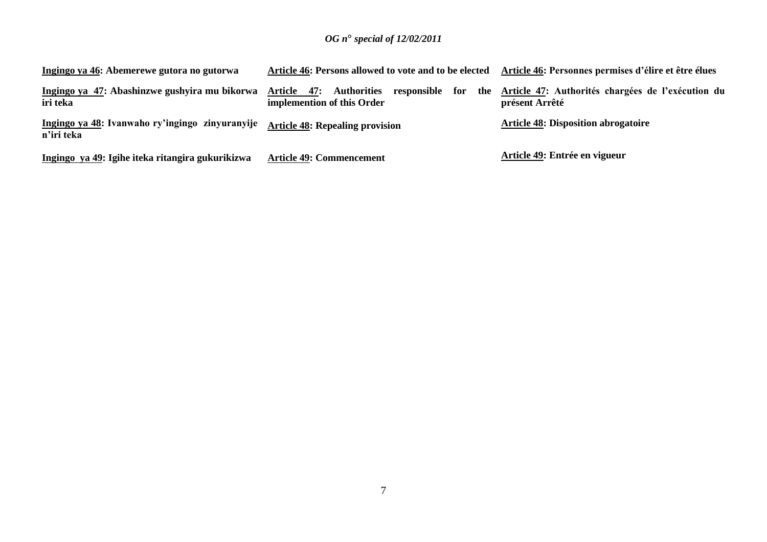**<u>Ingingo ya 46</u>: Abemerewe gutora no gutorwa**

**<u>Ingingo ya 47</u>: Abashinzwe gushyira mu bikorwa iri teka**

**<u>Ingingo ya 48</u>: Ivanwaho ry'ingingo zinyuranyije n'iri teka**

**<u>Ingingo ya 49</u>: Igihe iteka ritangira gukurikizwa**

**<u>Article 46</u>: Persons allowed to vote and to be elected**

**<u>Article 47</u>: Authorities responsible for the implemention of this Order**

**<u>Article 48</u>: Repealing provision**

**<u>Article 49</u>: Commencement**

**<u>Article 46</u>: Personnes permises d'élire et être élues**

**<u>Article 47</u>: Authorités chargées de l'exécution du présent Arrêté**

**<u>Article 48</u>: Disposition abrogatoire**

**<u>Article 49</u>: Entrée en vigueur**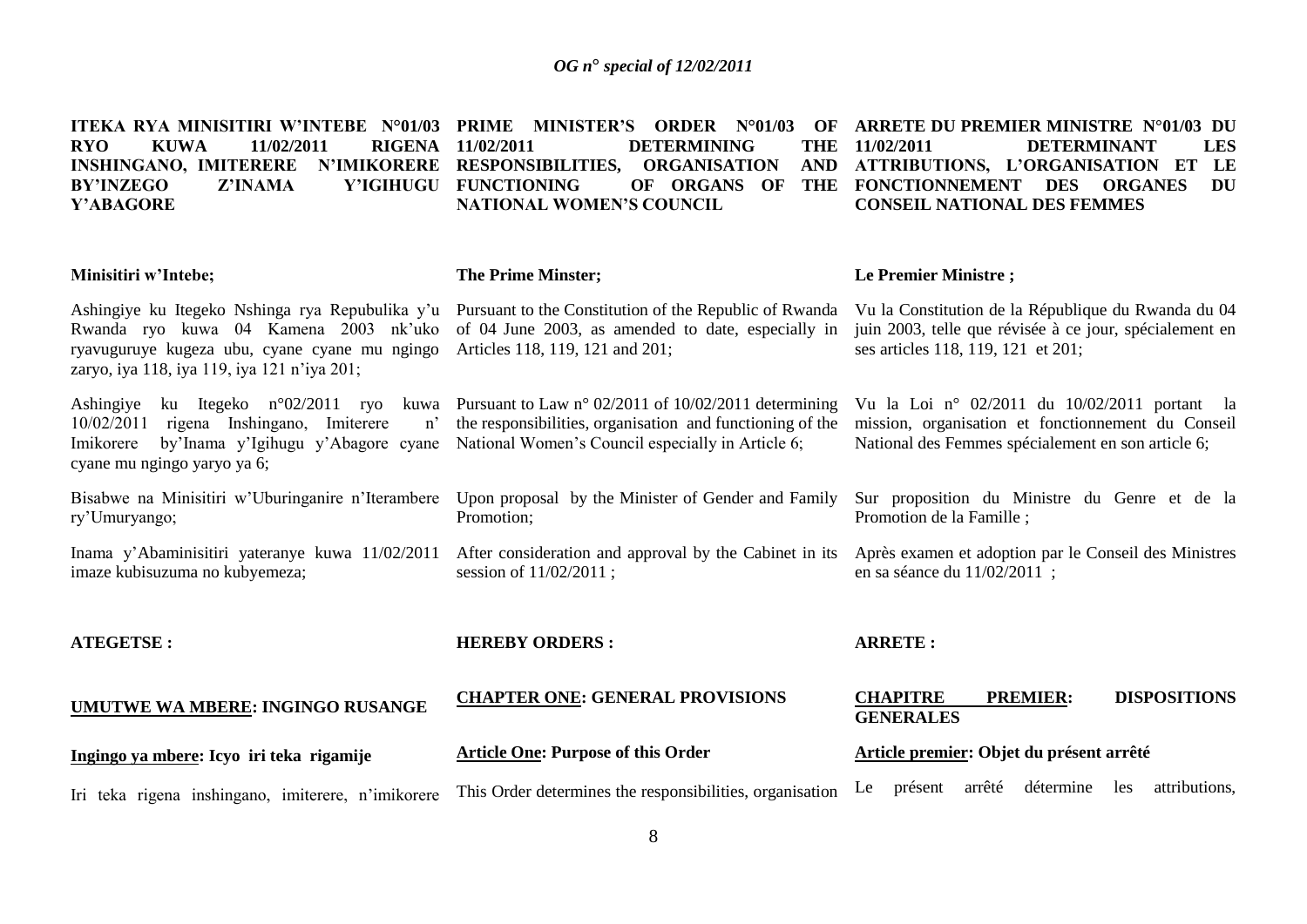**ITEKA RYA MINISITIRI W'INTEBE N°01/03 RYO KUWA 11/02/2011 RIGENA INSHINGANO, IMITERERE N'IMIKORERE BY'INZEGO Z'INAMA Y'IGIHUGU Y'ABAGORE**

**Minisitiri w'Intebe;**

Ashingiye ku Itegeko Nshinga rya Repubulika y'u Rwanda ryo kuwa 04 Kamena 2003 nk'uko ryavuguruye kugeza ubu, cyane cyane mu ngingo zaryo, iya 118, iya 119, iya 121 n'iya 201;

Ashingiye ku Itegeko n°02/2011 ryo kuwa 10/02/2011 rigena Inshingano, Imiterere n' Imikorere by'Inama y'Igihugu y'Abagore cyane cyane mu ngingo yaryo ya 6;

Bisabwe na Minisitiri w'Uburinganire n'Iterambere ry'Umuryango;

Inama y'Abaminisitiri yateranye kuwa 11/02/2011 imaze kubisuzuma no kubyemeza;

**ATEGETSE :**

**UMUTWE WA MBERE: INGINGO RUSANGE**

**Ingingo ya mbere: Icyo iri teka rigamije**

Iri teka rigena inshingano, imiterere, n'imikorere

**PRIME MINISTER'S ORDER N°01/03 OF 11/02/2011 DETERMINING THE RESPONSIBILITIES, ORGANISATION AND FUNCTIONING OF ORGANS OF THE NATIONAL WOMEN'S COUNCIL**

**The Prime Minster;**

Pursuant to the Constitution of the Republic of Rwanda of 04 June 2003, as amended to date, especially in Articles 118, 119, 121 and 201;

Pursuant to Law n° 02/2011 of 10/02/2011 determining the responsibilities, organisation and functioning of the National Women's Council especially in Article 6;

Upon proposal by the Minister of Gender and Family Promotion;

After consideration and approval by the Cabinet in its session of 11/02/2011 ;

**HEREBY ORDERS :**

**CHAPTER ONE: GENERAL PROVISIONS**

**Article One: Purpose of this Order**

This Order determines the responsibilities, organisation

**ARRETE DU PREMIER MINISTRE N°01/03 DU 11/02/2011 DETERMINANT LES ATTRIBUTIONS, L'ORGANISATION ET LE FONCTIONNEMENT DES ORGANES DU CONSEIL NATIONAL DES FEMMES**

**Le Premier Ministre ;**

Vu la Constitution de la République du Rwanda du 04 juin 2003, telle que révisée à ce jour, spécialement en ses articles 118, 119, 121 et 201;

Vu la Loi n° 02/2011 du 10/02/2011 portant la mission, organisation et fonctionnement du Conseil National des Femmes spécialement en son article 6;

Sur proposition du Ministre du Genre et de la Promotion de la Famille ;

Après examen et adoption par le Conseil des Ministres en sa séance du 11/02/2011 ;

**ARRETE :**

**CHAPITRE PREMIER: DISPOSITIONS GENERALES**

**Article premier: Objet du présent arrêté**

Le présent arrêté détermine les attributions,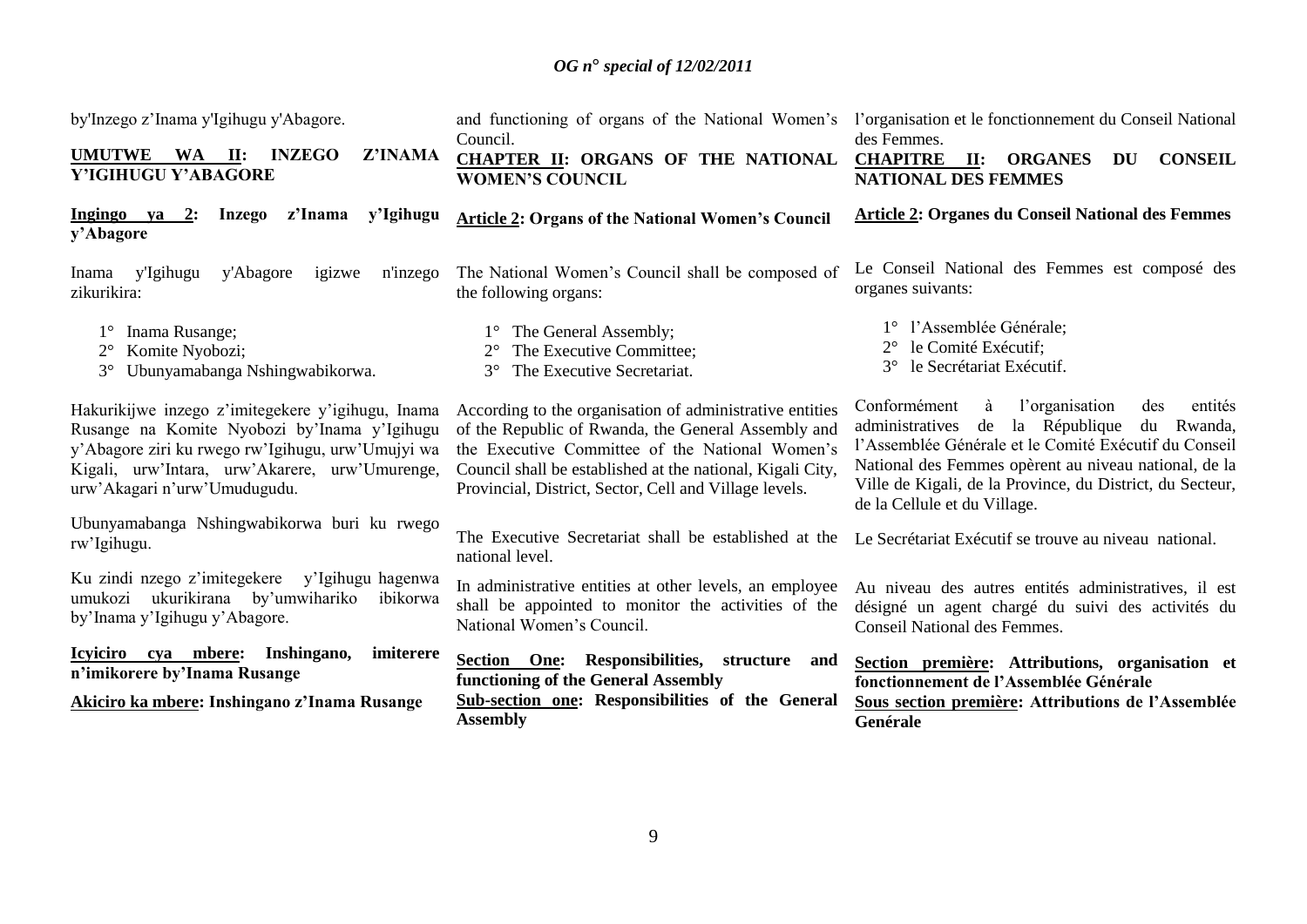by'Inzego z'Inama y'Igihugu y'Abagore.

**UMUTWE WA II: INZEGO Z'INAMA Y'IGIHUGU Y'ABAGORE**

**Ingingo ya 2: Inzego z'Inama y'Igihugu y'Abagore**

Inama y'Igihugu y'Abagore igizwe n'inzego zikurikira:

1° Inama Rusange;
2° Komite Nyobozi;
3° Ubunyamabanga Nshingwabikorwa.

Hakurikijwe inzego z'imitegekere y'igihugu, Inama Rusange na Komite Nyobozi by'Inama y'Igihugu y'Abagore ziri ku rwego rw'Igihugu, urw'Umujyi wa Kigali, urw'Intara, urw'Akarere, urw'Umurenge, urw'Akagari n'urw'Umudugudu.

Ubunyamabanga Nshingwabikorwa buri ku rwego rw'Igihugu.

Ku zindi nzego z'imitegekere y'Igihugu hagenwa umukozi ukurikirana by'umwihariko ibikorwa by'Inama y'Igihugu y'Abagore.

**Icyiciro cya mbere: Inshingano, imiterere n'imikorere by'Inama Rusange**

**Akiciro ka mbere: Inshingano z'Inama Rusange**

and functioning of organs of the National Women's Council.

**CHAPTER II: ORGANS OF THE NATIONAL WOMEN'S COUNCIL**

**Article 2: Organs of the National Women's Council**

The National Women's Council shall be composed of the following organs:

1° The General Assembly;
2° The Executive Committee;
3° The Executive Secretariat.

According to the organisation of administrative entities of the Republic of Rwanda, the General Assembly and the Executive Committee of the National Women's Council shall be established at the national, Kigali City, Provincial, District, Sector, Cell and Village levels.

The Executive Secretariat shall be established at the national level.

In administrative entities at other levels, an employee shall be appointed to monitor the activities of the National Women's Council.

**Section One: Responsibilities, structure and functioning of the General Assembly**

**Sub-section one: Responsibilities of the General Assembly**

l'organisation et le fonctionnement du Conseil National des Femmes.

**CHAPITRE II: ORGANES DU CONSEIL NATIONAL DES FEMMES**

**Article 2: Organes du Conseil National des Femmes**

Le Conseil National des Femmes est composé des organes suivants:

1° l'Assemblée Générale;
2° le Comité Exécutif;
3° le Secrétariat Exécutif.

Conformément à l'organisation des entités administratives de la République du Rwanda, l'Assemblée Générale et le Comité Exécutif du Conseil National des Femmes opèrent au niveau national, de la Ville de Kigali, de la Province, du District, du Secteur, de la Cellule et du Village.

Le Secrétariat Exécutif se trouve au niveau national.

Au niveau des autres entités administratives, il est désigné un agent chargé du suivi des activités du Conseil National des Femmes.

**Section première: Attributions, organisation et fonctionnement de l'Assemblée Générale**

**Sous section première: Attributions de l'Assemblée Genérale**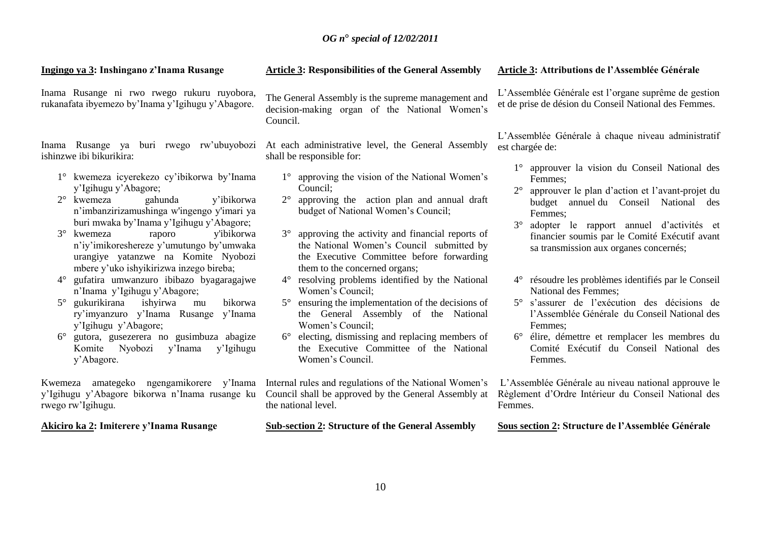**Ingingo ya 3: Inshingano z'Inama Rusange**

Inama Rusange ni rwo rwego rukuru ruyobora, rukanafata ibyemezo by'Inama y'Igihugu y'Abagore.

Inama Rusange ya buri rwego rw'ubuyobozi ishinzwe ibi bikurikira:

1° kwemeza icyerekezo cy'ibikorwa by'Inama y'Igihugu y'Abagore;
2° kwemeza gahunda y'ibikorwa n'imbanzirizamushinga w'ingengo y'imari ya buri mwaka by'Inama y'Igihugu y'Abagore;
3° kwemeza raporo y'ibikorwa n'iy'imikoreshereze y'umutungo by'umwaka urangiye yatanzwe na Komite Nyobozi mbere y'uko ishyikirizwa inzego bireba;
4° gufatira umwanzuro ibibazo byagaragajwe n'Inama y'Igihugu y'Abagore;
5° gukurikirana ishyirwa mu bikorwa ry'imyanzuro y'Inama Rusange y'Inama y'Igihugu y'Abagore;
6° gutora, gusezerera no gusimbuza abagize Komite Nyobozi y'Inama y'Igihugu y'Abagore.

Kwemeza amategeko ngengamikorere y'Inama y'Igihugu y'Abagore bikorwa n'Inama rusange ku rwego rw'Igihugu.

**Akiciro ka 2: Imiterere y'Inama Rusange**

**Article 3: Responsibilities of the General Assembly**

The General Assembly is the supreme management and decision-making organ of the National Women's Council.

At each administrative level, the General Assembly shall be responsible for:

1° approving the vision of the National Women's Council;
2° approving the action plan and annual draft budget of National Women's Council;
3° approving the activity and financial reports of the National Women's Council submitted by the Executive Committee before forwarding them to the concerned organs;
4° resolving problems identified by the National Women's Council;
5° ensuring the implementation of the decisions of the General Assembly of the National Women's Council;
6° electing, dismissing and replacing members of the Executive Committee of the National Women's Council.

Internal rules and regulations of the National Women's Council shall be approved by the General Assembly at the national level.

**Sub-section 2: Structure of the General Assembly**

**Article 3: Attributions de l'Assemblée Générale**

L'Assemblée Générale est l'organe suprême de gestion et de prise de désion du Conseil National des Femmes.

L'Assemblée Générale à chaque niveau administratif est chargée de:

1° approuver la vision du Conseil National des Femmes;
2° approuver le plan d'action et l'avant-projet du budget annuel du Conseil National des Femmes;
3° adopter le rapport annuel d'activités et financier soumis par le Comité Exécutif avant sa transmission aux organes concernés;
4° résoudre les problèmes identifiés par le Conseil National des Femmes;
5° s'assurer de l'exécution des décisions de l'Assemblée Générale du Conseil National des Femmes;
6° élire, démettre et remplacer les membres du Comité Exécutif du Conseil National des Femmes.

L'Assemblée Générale au niveau national approuve le Règlement d'Ordre Intérieur du Conseil National des Femmes.

**Sous section 2: Structure de l'Assemblée Générale**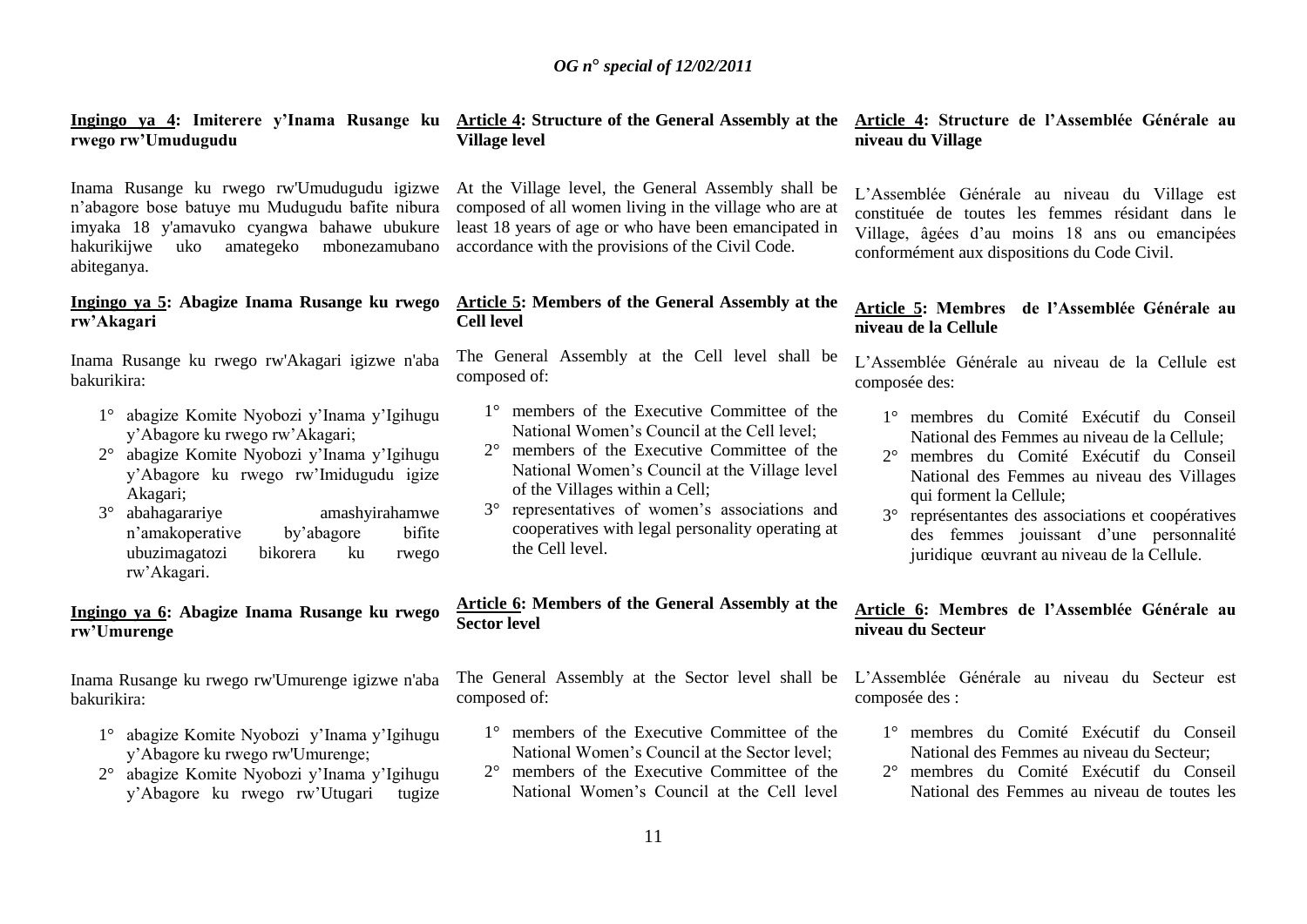**Ingingo ya 4: Imiterere y'Inama Rusange ku rwego rw'Umudugudu**

Inama Rusange ku rwego rw'Umudugudu igizwe n'abagore bose batuye mu Mudugudu bafite nibura imyaka 18 y'amavuko cyangwa bahawe ubukure hakurikijwe uko amategeko mbonezamubano abiteganya.

**Ingingo ya 5: Abagize Inama Rusange ku rwego rw'Akagari**

Inama Rusange ku rwego rw'Akagari igizwe n'aba bakurikira:

1° abagize Komite Nyobozi y'Inama y'Igihugu y'Abagore ku rwego rw'Akagari;
2° abagize Komite Nyobozi y'Inama y'Igihugu y'Abagore ku rwego rw'Imidugudu igize Akagari;
3° abahagarariye amashyirahamwe n'amakoperative by'abagore bifite ubuzimagatozi bikorera ku rwego rw'Akagari.

**Ingingo ya 6: Abagize Inama Rusange ku rwego rw'Umurenge**

Inama Rusange ku rwego rw'Umurenge igizwe n'aba bakurikira:

1° abagize Komite Nyobozi y'Inama y'Igihugu y'Abagore ku rwego rw'Umurenge;
2° abagize Komite Nyobozi y'Inama y'Igihugu y'Abagore ku rwego rw'Utugari tugize

**Article 4: Structure of the General Assembly at the Village level**

At the Village level, the General Assembly shall be composed of all women living in the village who are at least 18 years of age or who have been emancipated in accordance with the provisions of the Civil Code.

**Article 5: Members of the General Assembly at the Cell level**

The General Assembly at the Cell level shall be composed of:

1° members of the Executive Committee of the National Women's Council at the Cell level;
2° members of the Executive Committee of the National Women's Council at the Village level of the Villages within a Cell;
3° representatives of women's associations and cooperatives with legal personality operating at the Cell level.

**Article 6: Members of the General Assembly at the Sector level**

The General Assembly at the Sector level shall be composed of:

1° members of the Executive Committee of the National Women's Council at the Sector level;
2° members of the Executive Committee of the National Women's Council at the Cell level

**Article 4: Structure de l'Assemblée Générale au niveau du Village**

L'Assemblée Générale au niveau du Village est constituée de toutes les femmes résidant dans le Village, âgées d'au moins 18 ans ou emancipées conformément aux dispositions du Code Civil.

**Article 5: Membres de l'Assemblée Générale au niveau de la Cellule**

L'Assemblée Générale au niveau de la Cellule est composée des:

1° membres du Comité Exécutif du Conseil National des Femmes au niveau de la Cellule;
2° membres du Comité Exécutif du Conseil National des Femmes au niveau des Villages qui forment la Cellule;
3° représentantes des associations et coopératives des femmes jouissant d'une personnalité juridique œuvrant au niveau de la Cellule.

**Article 6: Membres de l'Assemblée Générale au niveau du Secteur**

L'Assemblée Générale au niveau du Secteur est composée des :

1° membres du Comité Exécutif du Conseil National des Femmes au niveau du Secteur;
2° membres du Comité Exécutif du Conseil National des Femmes au niveau de toutes les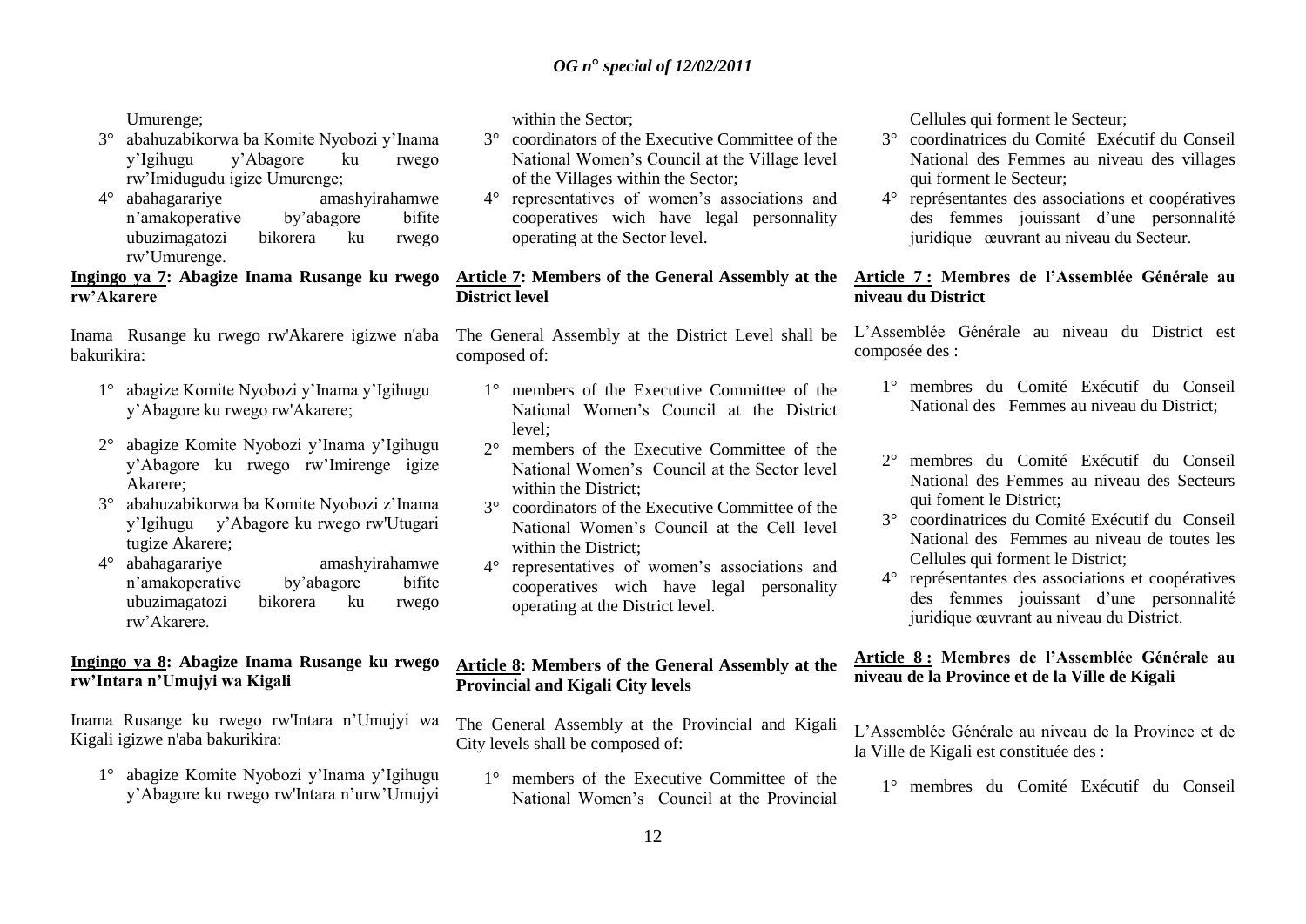Umurenge;

3° abahuzabikorwa ba Komite Nyobozi y'Inama y'Igihugu y'Abagore ku rwego rw'Imidugudu igize Umurenge;

4° abahagarariye amashyirahamwe n'amakoperative by'abagore bifite ubuzimagatozi bikorera ku rwego rw'Umurenge.

**Ingingo ya 7: Abagize Inama Rusange ku rwego rw'Akarere**

Inama Rusange ku rwego rw'Akarere igizwe n'aba bakurikira:

1° abagize Komite Nyobozi y'Inama y'Igihugu y'Abagore ku rwego rw'Akarere;

2° abagize Komite Nyobozi y'Inama y'Igihugu y'Abagore ku rwego rw'Imirenge igize Akarere;

3° abahuzabikorwa ba Komite Nyobozi z'Inama y'Igihugu y'Abagore ku rwego rw'Utugari tugize Akarere;

4° abahagarariye amashyirahamwe n'amakoperative by'abagore bifite ubuzimagatozi bikorera ku rwego rw'Akarere.

**Ingingo ya 8: Abagize Inama Rusange ku rwego rw'Intara n'Umujyi wa Kigali**

Inama Rusange ku rwego rw'Intara n'Umujyi wa Kigali igizwe n'aba bakurikira:

1° abagize Komite Nyobozi y'Inama y'Igihugu y'Abagore ku rwego rw'Intara n'urw'Umujyi

within the Sector;

3° coordinators of the Executive Committee of the National Women's Council at the Village level of the Villages within the Sector;

4° representatives of women's associations and cooperatives wich have legal personnality operating at the Sector level.

**Article 7: Members of the General Assembly at the District level**

The General Assembly at the District Level shall be composed of:

1° members of the Executive Committee of the National Women's Council at the District level;

2° members of the Executive Committee of the National Women's Council at the Sector level within the District;

3° coordinators of the Executive Committee of the National Women's Council at the Cell level within the District;

4° representatives of women's associations and cooperatives wich have legal personality operating at the District level.

**Article 8: Members of the General Assembly at the Provincial and Kigali City levels**

The General Assembly at the Provincial and Kigali City levels shall be composed of:

1° members of the Executive Committee of the National Women's Council at the Provincial

Cellules qui forment le Secteur;

3° coordinatrices du Comité Exécutif du Conseil National des Femmes au niveau des villages qui forment le Secteur;

4° représentantes des associations et coopératives des femmes jouissant d'une personnalité juridique œuvrant au niveau du Secteur.

**Article 7 : Membres de l'Assemblée Générale au niveau du District**

L'Assemblée Générale au niveau du District est composée des :

1° membres du Comité Exécutif du Conseil National des Femmes au niveau du District;

2° membres du Comité Exécutif du Conseil National des Femmes au niveau des Secteurs qui foment le District;

3° coordinatrices du Comité Exécutif du Conseil National des Femmes au niveau de toutes les Cellules qui forment le District;

4° représentantes des associations et coopératives des femmes jouissant d'une personnalité juridique œuvrant au niveau du District.

**Article 8 : Membres de l'Assemblée Générale au niveau de la Province et de la Ville de Kigali**

L'Assemblée Générale au niveau de la Province et de la Ville de Kigali est constituée des :

1° membres du Comité Exécutif du Conseil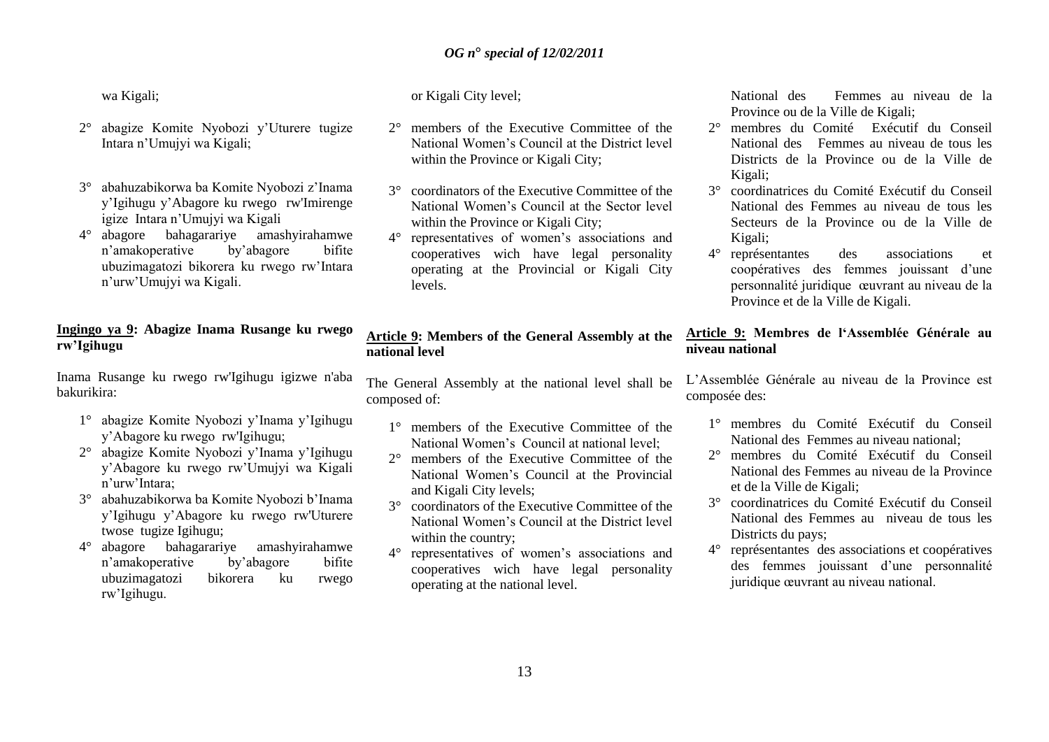wa Kigali;

2° abagize Komite Nyobozi y'Uturere tugize Intara n'Umujyi wa Kigali;

3° abahuzabikorwa ba Komite Nyobozi z'Inama y'Igihugu y'Abagore ku rwego rw'Imirenge igize Intara n'Umujyi wa Kigali

4° abagore bahagarariye amashyirahamwe n'amakoperative by'abagore bifite ubuzimagatozi bikorera ku rwego rw'Intara n'urw'Umujyi wa Kigali.

**Ingingo ya 9: Abagize Inama Rusange ku rwego rw'Igihugu**

Inama Rusange ku rwego rw'Igihugu igizwe n'aba bakurikira:

1° abagize Komite Nyobozi y'Inama y'Igihugu y'Abagore ku rwego rw'Igihugu;

2° abagize Komite Nyobozi y'Inama y'Igihugu y'Abagore ku rwego rw'Umujyi wa Kigali n'urw'Intara;

3° abahuzabikorwa ba Komite Nyobozi b'Inama y'Igihugu y'Abagore ku rwego rw'Uturere twose tugize Igihugu;

4° abagore bahagarariye amashyirahamwe n'amakoperative by'abagore bifite ubuzimagatozi bikorera ku rwego rw'Igihugu.

or Kigali City level;

2° members of the Executive Committee of the National Women's Council at the District level within the Province or Kigali City;

3° coordinators of the Executive Committee of the National Women's Council at the Sector level within the Province or Kigali City;

4° representatives of women's associations and cooperatives wich have legal personality operating at the Provincial or Kigali City levels.

**Article 9: Members of the General Assembly at the national level**

The General Assembly at the national level shall be composed of:

1° members of the Executive Committee of the National Women's Council at national level;

2° members of the Executive Committee of the National Women's Council at the Provincial and Kigali City levels;

3° coordinators of the Executive Committee of the National Women's Council at the District level within the country;

4° representatives of women's associations and cooperatives wich have legal personality operating at the national level.

National des Femmes au niveau de la Province ou de la Ville de Kigali;

2° membres du Comité Exécutif du Conseil National des Femmes au niveau de tous les Districts de la Province ou de la Ville de Kigali;

3° coordinatrices du Comité Exécutif du Conseil National des Femmes au niveau de tous les Secteurs de la Province ou de la Ville de Kigali;

4° représentantes des associations et coopératives des femmes jouissant d'une personnalité juridique œuvrant au niveau de la Province et de la Ville de Kigali.

**Article 9: Membres de l'Assemblée Générale au niveau national**

L'Assemblée Générale au niveau de la Province est composée des:

1° membres du Comité Exécutif du Conseil National des Femmes au niveau national;

2° membres du Comité Exécutif du Conseil National des Femmes au niveau de la Province et de la Ville de Kigali;

3° coordinatrices du Comité Exécutif du Conseil National des Femmes au niveau de tous les Districts du pays;

4° représentantes des associations et coopératives des femmes jouissant d'une personnalité juridique œuvrant au niveau national.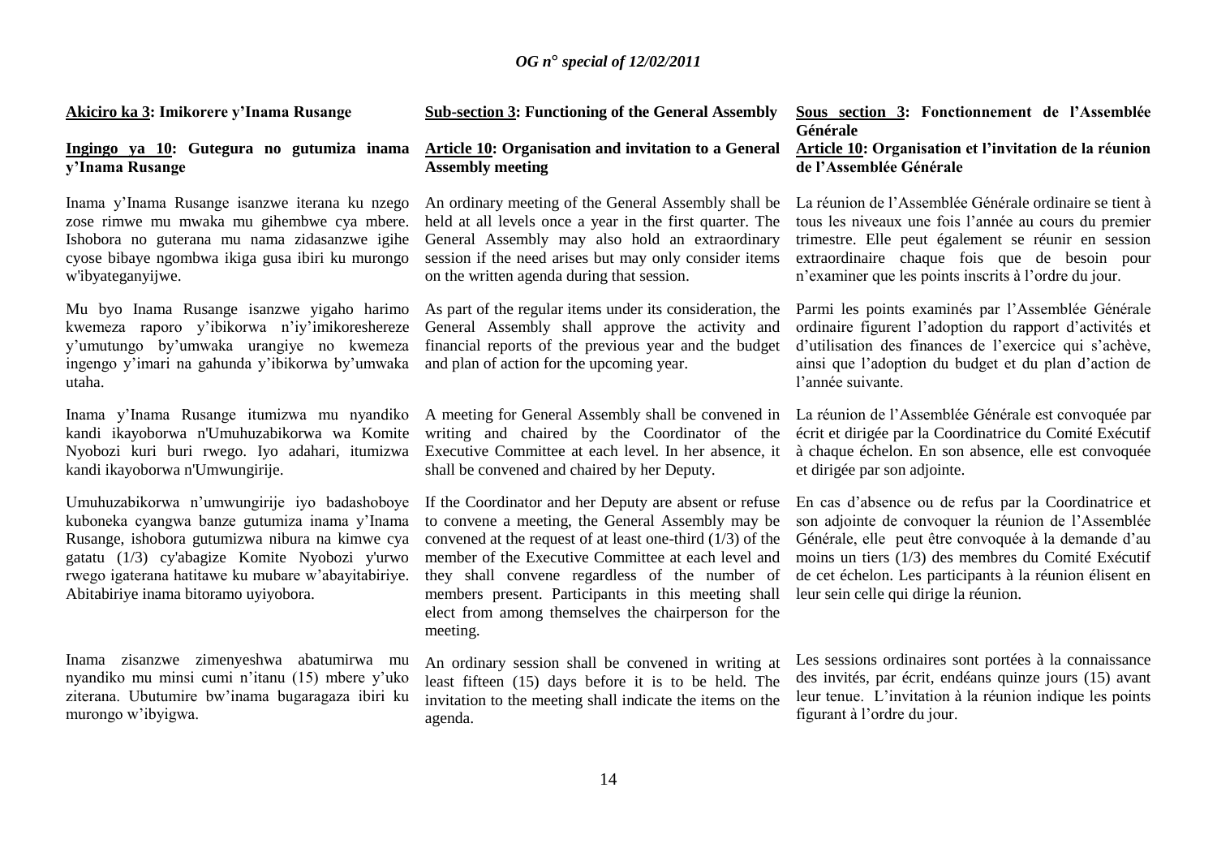**Akiciro ka 3: Imikorere y'Inama Rusange**

**Ingingo ya 10: Gutegura no gutumiza inama y'Inama Rusange**

Inama y'Inama Rusange isanzwe iterana ku nzego zose rimwe mu mwaka mu gihembwe cya mbere. Ishobora no guterana mu nama zidasanzwe igihe cyose bibaye ngombwa ikiga gusa ibiri ku murongo w'ibyateganyijwe.

Mu byo Inama Rusange isanzwe yigaho harimo kwemeza raporo y'ibikorwa n'iy'imikoreshereze y'umutungo by'umwaka urangiye no kwemeza ingengo y'imari na gahunda y'ibikorwa by'umwaka utaha.

Inama y'Inama Rusange itumizwa mu nyandiko kandi ikayoborwa n'Umuhuzabikorwa wa Komite Nyobozi kuri buri rwego. Iyo adahari, itumizwa kandi ikayoborwa n'Umwungirije.

Umuhuzabikorwa n'umwungirije iyo badashoboye kuboneka cyangwa banze gutumiza inama y'Inama Rusange, ishobora gutumizwa nibura na kimwe cya gatatu (1/3) cy'abagize Komite Nyobozi y'urwo rwego igaterana hatitawe ku mubare w'abayitabiriye. Abitabiriye inama bitoramo uyiyobora.

Inama zisanzwe zimenyeshwa abatumirwa mu nyandiko mu minsi cumi n'itanu (15) mbere y'uko ziterana. Ubutumire bw'inama bugaragaza ibiri ku murongo w'ibyigwa.

**Sub-section 3: Functioning of the General Assembly**

**Article 10: Organisation and invitation to a General Assembly meeting**

An ordinary meeting of the General Assembly shall be held at all levels once a year in the first quarter. The General Assembly may also hold an extraordinary session if the need arises but may only consider items on the written agenda during that session.

As part of the regular items under its consideration, the General Assembly shall approve the activity and financial reports of the previous year and the budget and plan of action for the upcoming year.

A meeting for General Assembly shall be convened in writing and chaired by the Coordinator of the Executive Committee at each level. In her absence, it shall be convened and chaired by her Deputy.

If the Coordinator and her Deputy are absent or refuse to convene a meeting, the General Assembly may be convened at the request of at least one-third (1/3) of the member of the Executive Committee at each level and they shall convene regardless of the number of members present. Participants in this meeting shall elect from among themselves the chairperson for the meeting.

An ordinary session shall be convened in writing at least fifteen (15) days before it is to be held. The invitation to the meeting shall indicate the items on the agenda.

**Sous section 3: Fonctionnement de l'Assemblée Générale**

**Article 10: Organisation et l'invitation de la réunion de l'Assemblée Générale**

La réunion de l'Assemblée Générale ordinaire se tient à tous les niveaux une fois l'année au cours du premier trimestre. Elle peut également se réunir en session extraordinaire chaque fois que de besoin pour n'examiner que les points inscrits à l'ordre du jour.

Parmi les points examinés par l'Assemblée Générale ordinaire figurent l'adoption du rapport d'activités et d'utilisation des finances de l'exercice qui s'achève, ainsi que l'adoption du budget et du plan d'action de l'année suivante.

La réunion de l'Assemblée Générale est convoquée par écrit et dirigée par la Coordinatrice du Comité Exécutif à chaque échelon. En son absence, elle est convoquée et dirigée par son adjointe.

En cas d'absence ou de refus par la Coordinatrice et son adjointe de convoquer la réunion de l'Assemblée Générale, elle peut être convoquée à la demande d'au moins un tiers (1/3) des membres du Comité Exécutif de cet échelon. Les participants à la réunion élisent en leur sein celle qui dirige la réunion.

Les sessions ordinaires sont portées à la connaissance des invités, par écrit, endéans quinze jours (15) avant leur tenue. L'invitation à la réunion indique les points figurant à l'ordre du jour.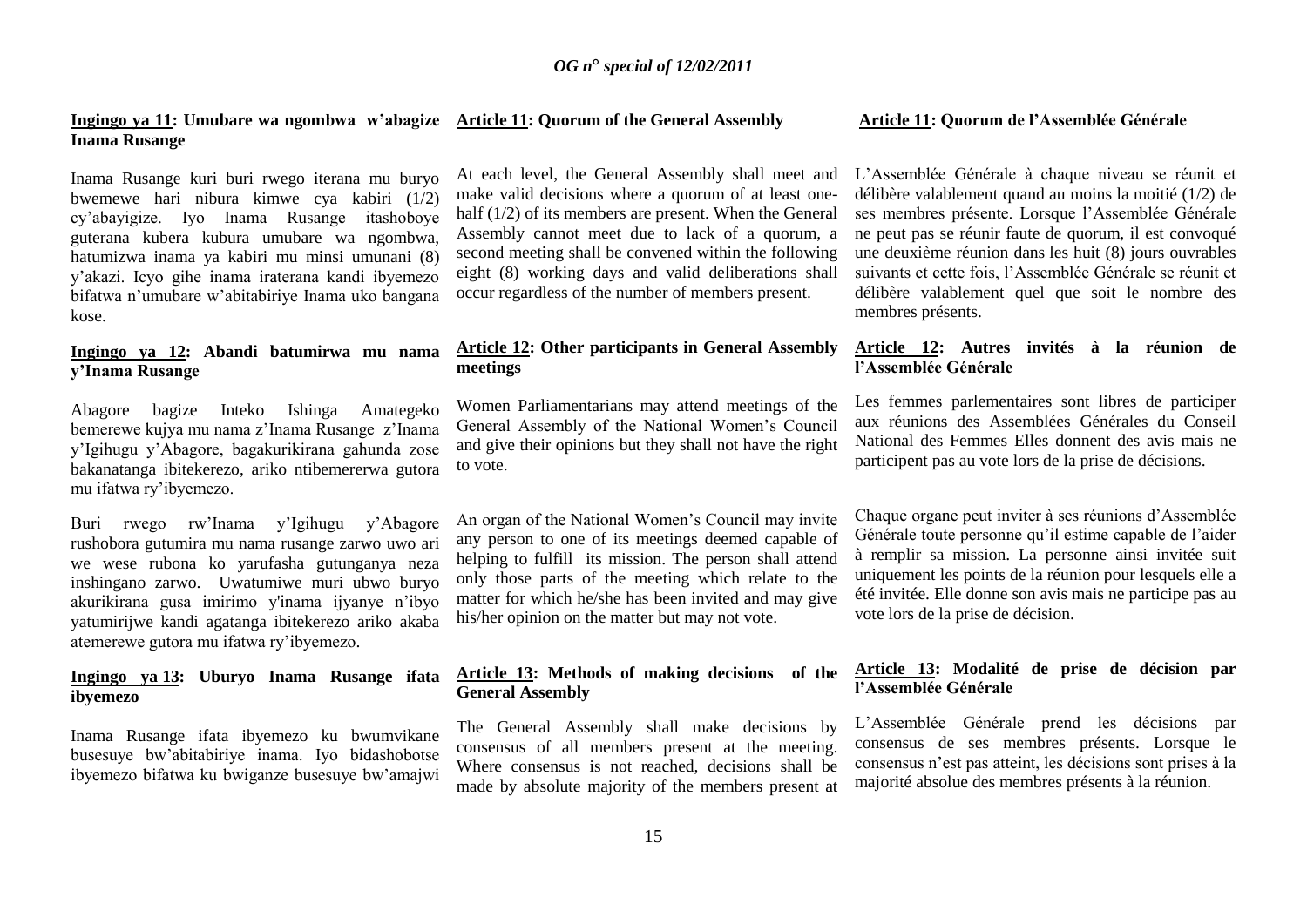**Ingingo ya 11: Umubare wa ngombwa w'abagize Inama Rusange**

Inama Rusange kuri buri rwego iterana mu buryo bwemewe hari nibura kimwe cya kabiri (1/2) cy'abayigize. Iyo Inama Rusange itashoboye guterana kubera kubura umubare wa ngombwa, hatumizwa inama ya kabiri mu minsi umunani (8) y'akazi. Icyo gihe inama iraterana kandi ibyemezo bifatwa n'umubare w'abitabiriye Inama uko bangana kose.

**Ingingo ya 12: Abandi batumirwa mu nama y'Inama Rusange**

Abagore bagize Inteko Ishinga Amategeko bemerewe kujya mu nama z'Inama Rusange z'Inama y'Igihugu y'Abagore, bagakurikirana gahunda zose bakanatanga ibitekerezo, ariko ntibemererwa gutora mu ifatwa ry'ibyemezo.

Buri rwego rw'Inama y'Igihugu y'Abagore rushobora gutumira mu nama rusange zarwo uwo ari we wese rubona ko yarufasha gutunganya neza inshingano zarwo. Uwatumiwe muri ubwo buryo akurikirana gusa imirimo y'inama ijyanye n'ibyo yatumirijwe kandi agatanga ibitekerezo ariko akaba atemerewe gutora mu ifatwa ry'ibyemezo.

**Ingingo ya 13: Uburyo Inama Rusange ifata ibyemezo**

Inama Rusange ifata ibyemezo ku bwumvikane busesuye bw'abitabiriye inama. Iyo bidashobotse ibyemezo bifatwa ku bwiganze busesuye bw'amajwi

**Article 11: Quorum of the General Assembly**

At each level, the General Assembly shall meet and make valid decisions where a quorum of at least one-half (1/2) of its members are present. When the General Assembly cannot meet due to lack of a quorum, a second meeting shall be convened within the following eight (8) working days and valid deliberations shall occur regardless of the number of members present.

**Article 12: Other participants in General Assembly meetings**

Women Parliamentarians may attend meetings of the General Assembly of the National Women's Council and give their opinions but they shall not have the right to vote.

An organ of the National Women's Council may invite any person to one of its meetings deemed capable of helping to fulfill its mission. The person shall attend only those parts of the meeting which relate to the matter for which he/she has been invited and may give his/her opinion on the matter but may not vote.

**Article 13: Methods of making decisions of the General Assembly**

The General Assembly shall make decisions by consensus of all members present at the meeting. Where consensus is not reached, decisions shall be made by absolute majority of the members present at

**Article 11: Quorum de l'Assemblée Générale**

L'Assemblée Générale à chaque niveau se réunit et délibère valablement quand au moins la moitié (1/2) de ses membres présente. Lorsque l'Assemblée Générale ne peut pas se réunir faute de quorum, il est convoqué une deuxième réunion dans les huit (8) jours ouvrables suivants et cette fois, l'Assemblée Générale se réunit et délibère valablement quel que soit le nombre des membres présents.

**Article 12: Autres invités à la réunion de l'Assemblée Générale**

Les femmes parlementaires sont libres de participer aux réunions des Assemblées Générales du Conseil National des Femmes Elles donnent des avis mais ne participent pas au vote lors de la prise de décisions.

Chaque organe peut inviter à ses réunions d'Assemblée Générale toute personne qu'il estime capable de l'aider à remplir sa mission. La personne ainsi invitée suit uniquement les points de la réunion pour lesquels elle a été invitée. Elle donne son avis mais ne participe pas au vote lors de la prise de décision.

**Article 13: Modalité de prise de décision par l'Assemblée Générale**

L'Assemblée Générale prend les décisions par consensus de ses membres présents. Lorsque le consensus n'est pas atteint, les décisions sont prises à la majorité absolue des membres présents à la réunion.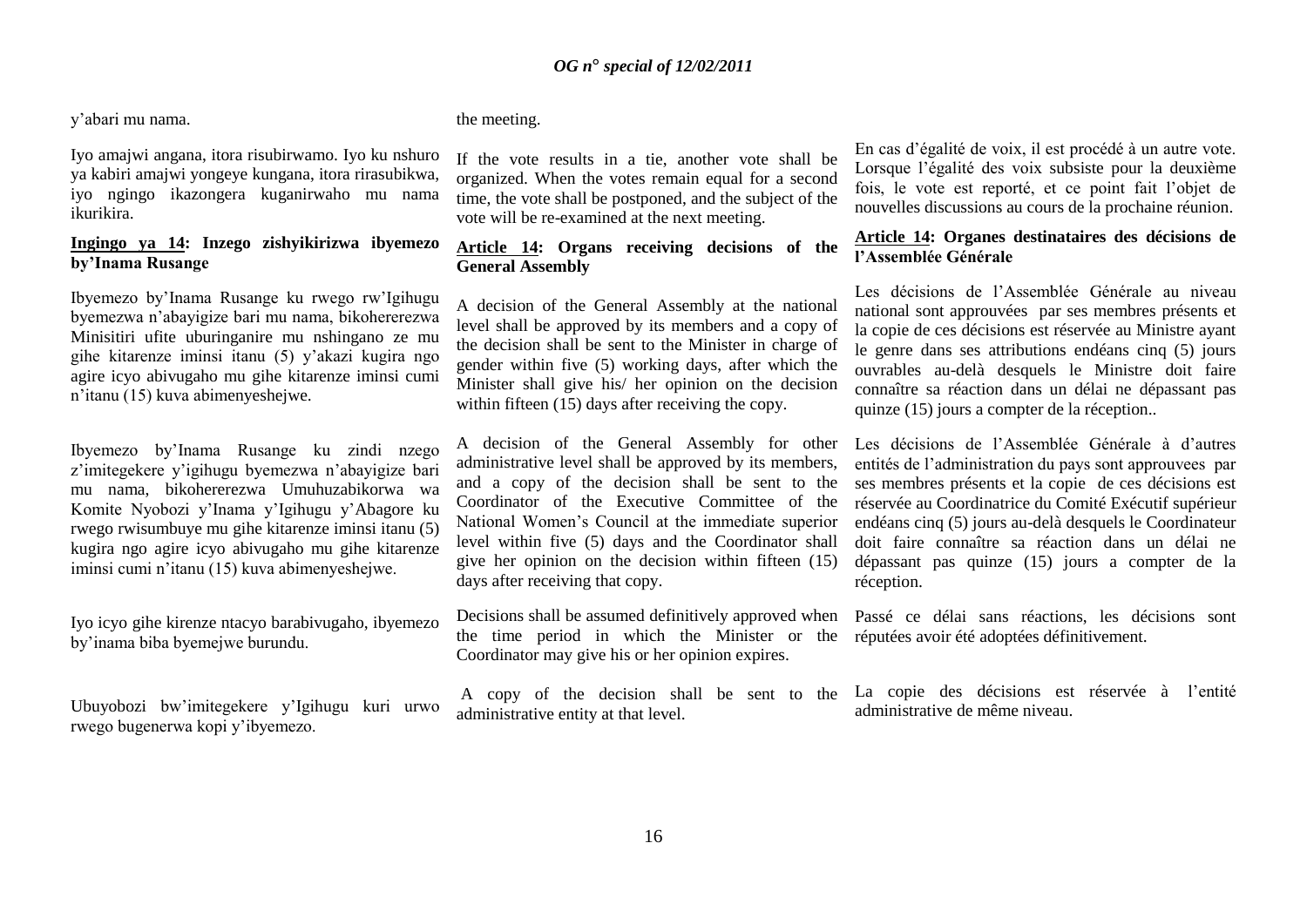y'abari mu nama.

Iyo amajwi angana, itora risubirwamo. Iyo ku nshuro ya kabiri amajwi yongeye kungana, itora rirasubikwa, iyo ngingo ikazongera kuganirwaho mu nama ikurikira.

**Ingingo ya 14: Inzego zishyikirizwa ibyemezo by'Inama Rusange**

Ibyemezo by'Inama Rusange ku rwego rw'Igihugu byemezwa n'abayigize bari mu nama, bikohererezwa Minisitiri ufite uburinganire mu nshingano ze mu gihe kitarenze iminsi itanu (5) y'akazi kugira ngo agire icyo abivugaho mu gihe kitarenze iminsi cumi n'itanu (15) kuva abimenyeshejwe.

Ibyemezo by'Inama Rusange ku zindi nzego z'imitegekere y'igihugu byemezwa n'abayigize bari mu nama, bikohererezwa Umuhuzabikorwa wa Komite Nyobozi y'Inama y'Igihugu y'Abagore ku rwego rwisumbuye mu gihe kitarenze iminsi itanu (5) kugira ngo agire icyo abivugaho mu gihe kitarenze iminsi cumi n'itanu (15) kuva abimenyeshejwe.

Iyo icyo gihe kirenze ntacyo barabivugaho, ibyemezo by'inama biba byemejwe burundu.

Ubuyobozi bw'imitegekere y'Igihugu kuri urwo rwego bugenerwa kopi y'ibyemezo.

the meeting.

If the vote results in a tie, another vote shall be organized. When the votes remain equal for a second time, the vote shall be postponed, and the subject of the vote will be re-examined at the next meeting.

**Article 14: Organs receiving decisions of the General Assembly**

A decision of the General Assembly at the national level shall be approved by its members and a copy of the decision shall be sent to the Minister in charge of gender within five (5) working days, after which the Minister shall give his/ her opinion on the decision within fifteen (15) days after receiving the copy.

A decision of the General Assembly for other administrative level shall be approved by its members, and a copy of the decision shall be sent to the Coordinator of the Executive Committee of the National Women's Council at the immediate superior level within five (5) days and the Coordinator shall give her opinion on the decision within fifteen (15) days after receiving that copy.

Decisions shall be assumed definitively approved when the time period in which the Minister or the Coordinator may give his or her opinion expires.

A copy of the decision shall be sent to the administrative entity at that level.

En cas d'égalité de voix, il est procédé à un autre vote. Lorsque l'égalité des voix subsiste pour la deuxième fois, le vote est reporté, et ce point fait l'objet de nouvelles discussions au cours de la prochaine réunion.

**Article 14: Organes destinataires des décisions de l'Assemblée Générale**

Les décisions de l'Assemblée Générale au niveau national sont approuvées par ses membres présents et la copie de ces décisions est réservée au Ministre ayant le genre dans ses attributions endéans cinq (5) jours ouvrables au-delà desquels le Ministre doit faire connaître sa réaction dans un délai ne dépassant pas quinze (15) jours a compter de la réception..

Les décisions de l'Assemblée Générale à d'autres entités de l'administration du pays sont approuvees par ses membres présents et la copie de ces décisions est réservée au Coordinatrice du Comité Exécutif supérieur endéans cinq (5) jours au-delà desquels le Coordinateur doit faire connaître sa réaction dans un délai ne dépassant pas quinze (15) jours a compter de la réception.

Passé ce délai sans réactions, les décisions sont réputées avoir été adoptées définitivement.

La copie des décisions est réservée à l'entité administrative de même niveau.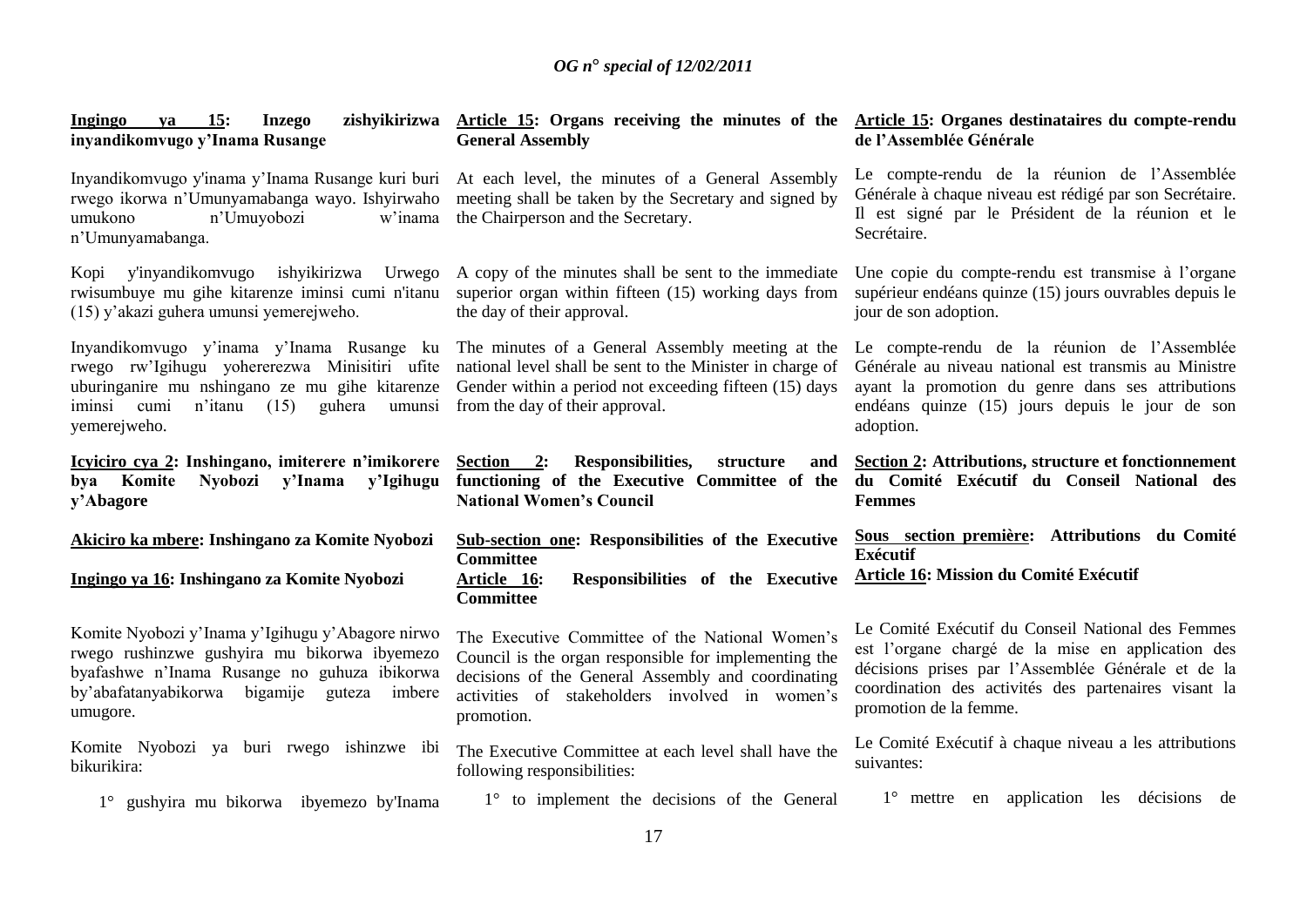**Ingingo ya 15: Inzego zishyikirizwa inyandikomvugo y'Inama Rusange**

Inyandikomvugo y'inama y'Inama Rusange kuri buri rwego ikorwa n'Umunyamabanga wayo. Ishyirwaho umukono n'Umuyobozi w'inama n'Umunyamabanga.

Kopi y'inyandikomvugo ishyikirizwa Urwego rwisumbuye mu gihe kitarenze iminsi cumi n'itanu (15) y'akazi guhera umunsi yemerejweho.

Inyandikomvugo y'inama y'Inama Rusange ku rwego rw'Igihugu yohererezwa Minisitiri ufite uburinganire mu nshingano ze mu gihe kitarenze iminsi cumi n'itanu (15) guhera umunsi yemerejweho.

**Icyiciro cya 2: Inshingano, imiterere n'imikorere bya Komite Nyobozi y'Inama y'Igihugu y'Abagore**

**Akiciro ka mbere: Inshingano za Komite Nyobozi**

**Ingingo ya 16: Inshingano za Komite Nyobozi**

Komite Nyobozi y'Inama y'Igihugu y'Abagore nirwo rwego rushinzwe gushyira mu bikorwa ibyemezo byafashwe n'Inama Rusange no guhuza ibikorwa by'abafatanyabikorwa bigamije guteza imbere umugore.

Komite Nyobozi ya buri rwego ishinzwe ibi bikurikira:

1° gushyira mu bikorwa ibyemezo by'Inama

**Article 15: Organs receiving the minutes of the General Assembly**

At each level, the minutes of a General Assembly meeting shall be taken by the Secretary and signed by the Chairperson and the Secretary.

A copy of the minutes shall be sent to the immediate superior organ within fifteen (15) working days from the day of their approval.

The minutes of a General Assembly meeting at the national level shall be sent to the Minister in charge of Gender within a period not exceeding fifteen (15) days from the day of their approval.

**Section 2: Responsibilities, structure and functioning of the Executive Committee of the National Women's Council**

**Sub-section one: Responsibilities of the Executive Committee**

**Article 16: Responsibilities of the Executive Committee**

The Executive Committee of the National Women's Council is the organ responsible for implementing the decisions of the General Assembly and coordinating activities of stakeholders involved in women's promotion.

The Executive Committee at each level shall have the following responsibilities:

1° to implement the decisions of the General

**Article 15: Organes destinataires du compte-rendu de l'Assemblée Générale**

Le compte-rendu de la réunion de l'Assemblée Générale à chaque niveau est rédigé par son Secrétaire. Il est signé par le Président de la réunion et le Secrétaire.

Une copie du compte-rendu est transmise à l'organe supérieur endéans quinze (15) jours ouvrables depuis le jour de son adoption.

Le compte-rendu de la réunion de l'Assemblée Générale au niveau national est transmis au Ministre ayant la promotion du genre dans ses attributions endéans quinze (15) jours depuis le jour de son adoption.

**Section 2: Attributions, structure et fonctionnement du Comité Exécutif du Conseil National des Femmes**

**Sous section première: Attributions du Comité Exécutif**

**Article 16: Mission du Comité Exécutif**

Le Comité Exécutif du Conseil National des Femmes est l'organe chargé de la mise en application des décisions prises par l'Assemblée Générale et de la coordination des activités des partenaires visant la promotion de la femme.

Le Comité Exécutif à chaque niveau a les attributions suivantes:

1° mettre en application les décisions de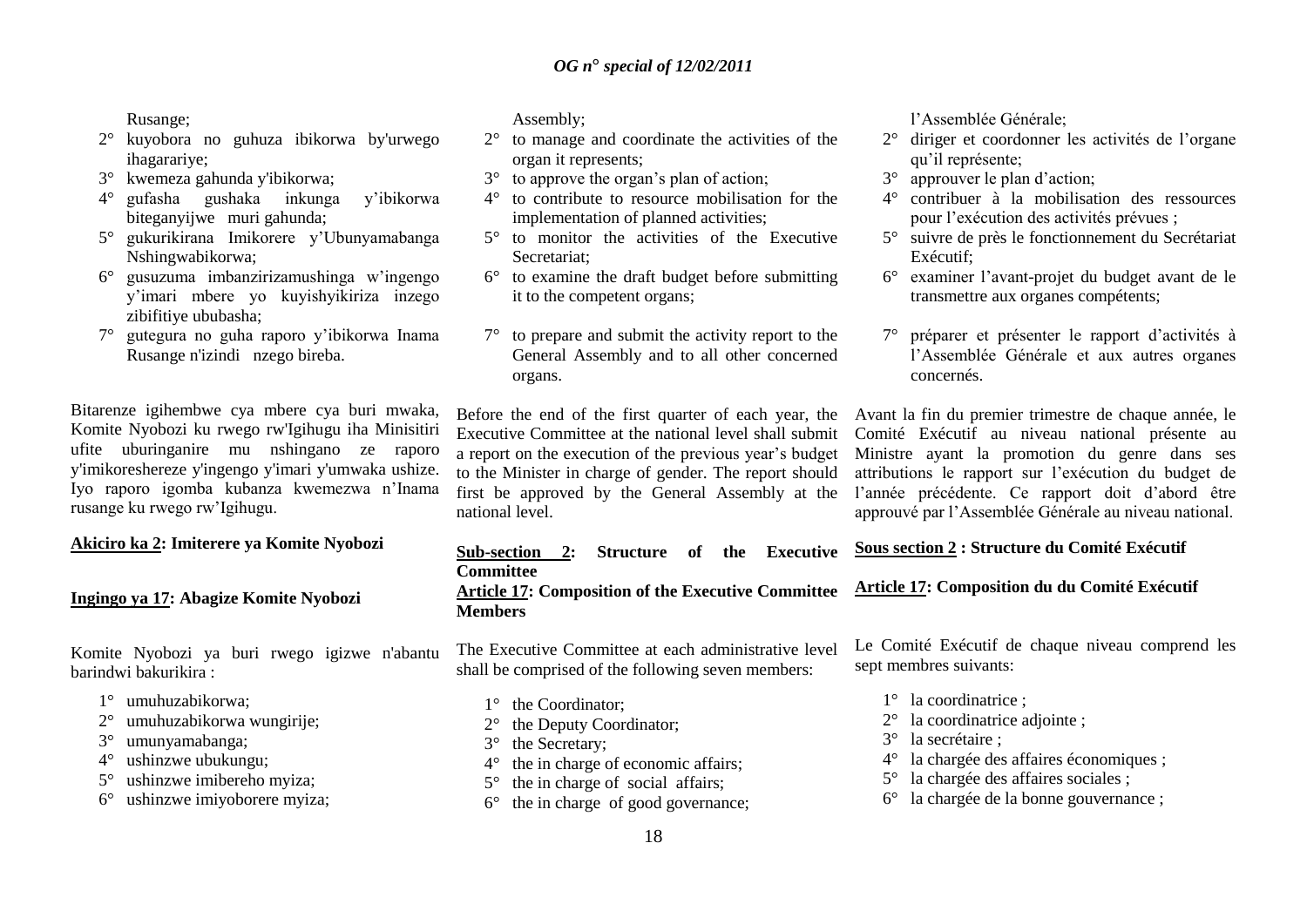Rusange;

2° kuyobora no guhuza ibikorwa by'urwego ihagarariye;
3° kwemeza gahunda y'ibikorwa;
4° gufasha gushaka inkunga y'ibikorwa biteganyijwe muri gahunda;
5° gukurikirana Imikorere y'Ubunyamabanga Nshingwabikorwa;
6° gusuzuma imbanzirizamushinga w'ingengo y'imari mbere yo kuyishyikiriza inzego zibifitiye ububasha;
7° gutegura no guha raporo y'ibikorwa Inama Rusange n'izindi nzego bireba.

Bitarenze igihembwe cya mbere cya buri mwaka, Komite Nyobozi ku rwego rw'Igihugu iha Minisitiri ufite uburinganire mu nshingano ze raporo y'imikoreshereze y'ingengo y'imari y'umwaka ushize. Iyo raporo igomba kubanza kwemezwa n'Inama rusange ku rwego rw'Igihugu.

**Akiciro ka 2: Imiterere ya Komite Nyobozi**

**Ingingo ya 17: Abagize Komite Nyobozi**

Komite Nyobozi ya buri rwego igizwe n'abantu barindwi bakurikira :

1° umuhuzabikorwa;
2° umuhuzabikorwa wungirije;
3° umunyamabanga;
4° ushinzwe ubukungu;
5° ushinzwe imibereho myiza;
6° ushinzwe imiyoborere myiza;

Assembly;

2° to manage and coordinate the activities of the organ it represents;
3° to approve the organ's plan of action;
4° to contribute to resource mobilisation for the implementation of planned activities;
5° to monitor the activities of the Executive Secretariat;
6° to examine the draft budget before submitting it to the competent organs;
7° to prepare and submit the activity report to the General Assembly and to all other concerned organs.

Before the end of the first quarter of each year, the Executive Committee at the national level shall submit a report on the execution of the previous year's budget to the Minister in charge of gender. The report should first be approved by the General Assembly at the national level.

**Sub-section 2: Structure of the Executive Committee**

**Article 17: Composition of the Executive Committee Members**

The Executive Committee at each administrative level shall be comprised of the following seven members:

1° the Coordinator;
2° the Deputy Coordinator;
3° the Secretary;
4° the in charge of economic affairs;
5° the in charge of social affairs;
6° the in charge of good governance;

l'Assemblée Générale;

2° diriger et coordonner les activités de l'organe qu'il représente;
3° approuver le plan d'action;
4° contribuer à la mobilisation des ressources pour l'exécution des activités prévues ;
5° suivre de près le fonctionnement du Secrétariat Exécutif;
6° examiner l'avant-projet du budget avant de le transmettre aux organes compétents;
7° préparer et présenter le rapport d'activités à l'Assemblée Générale et aux autres organes concernés.

Avant la fin du premier trimestre de chaque année, le Comité Exécutif au niveau national présente au Ministre ayant la promotion du genre dans ses attributions le rapport sur l'exécution du budget de l'année précédente. Ce rapport doit d'abord être approuvé par l'Assemblée Générale au niveau national.

**Sous section 2 : Structure du Comité Exécutif**

**Article 17: Composition du du Comité Exécutif**

Le Comité Exécutif de chaque niveau comprend les sept membres suivants:

1° la coordinatrice ;
2° la coordinatrice adjointe ;
3° la secrétaire ;
4° la chargée des affaires économiques ;
5° la chargée des affaires sociales ;
6° la chargée de la bonne gouvernance ;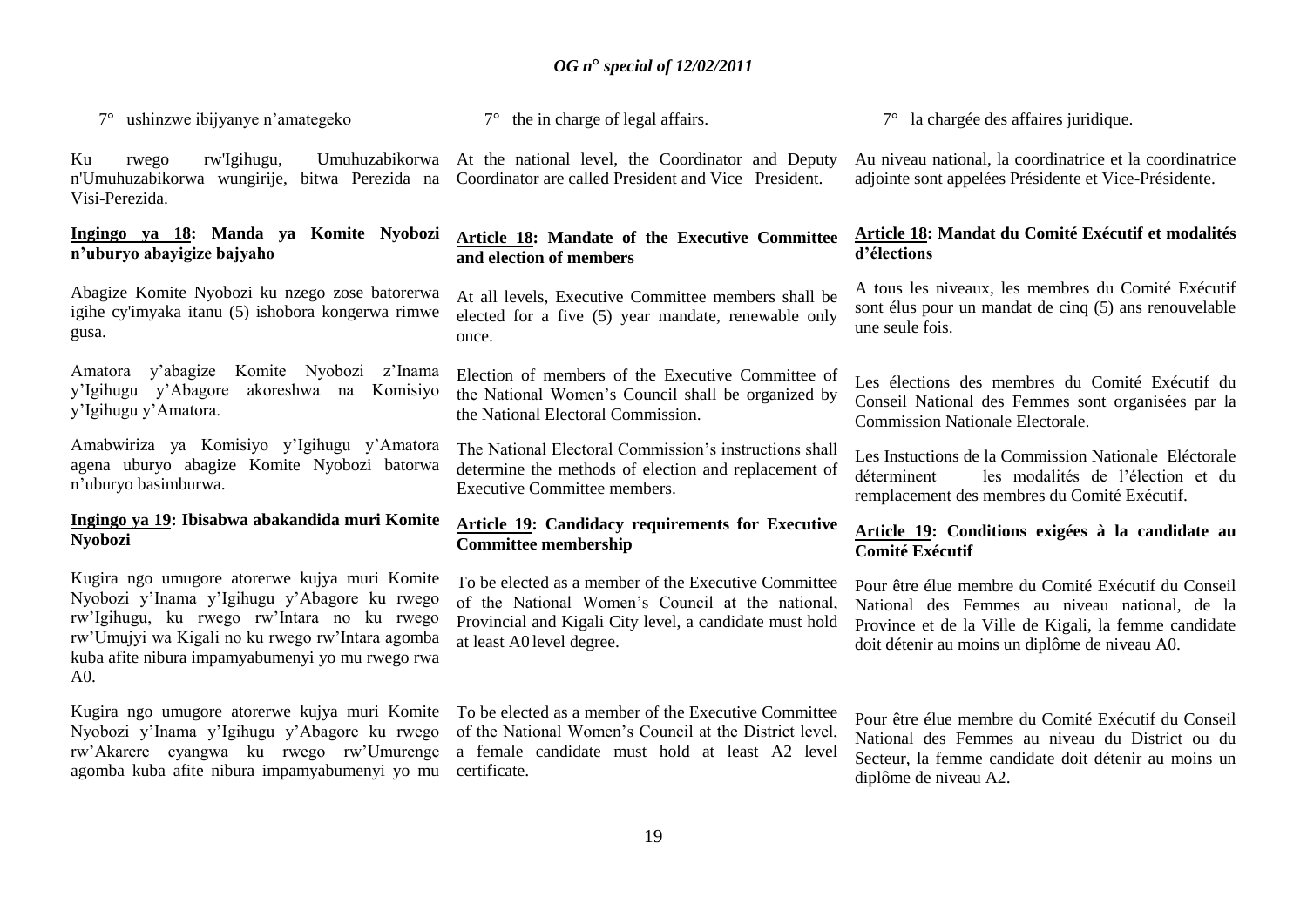7° ushinzwe ibijyanye n'amategeko

Ku rwego rw'Igihugu, Umuhuzabikorwa n'Umuhuzabikorwa wungirije, bitwa Perezida na Visi-Perezida.

**Ingingo ya 18: Manda ya Komite Nyobozi n'uburyo abayigize bajyaho**

Abagize Komite Nyobozi ku nzego zose batorerwa igihe cy'imyaka itanu (5) ishobora kongerwa rimwe gusa.

Amatora y'abagize Komite Nyobozi z'Inama y'Igihugu y'Abagore akoreshwa na Komisiyo y'Igihugu y'Amatora.

Amabwiriza ya Komisiyo y'Igihugu y'Amatora agena uburyo abagize Komite Nyobozi batorwa n'uburyo basimburwa.

**Ingingo ya 19: Ibisabwa abakandida muri Komite Nyobozi**

Kugira ngo umugore atorerwe kujya muri Komite Nyobozi y'Inama y'Igihugu y'Abagore ku rwego rw'Igihugu, ku rwego rw'Intara no ku rwego rw'Umujyi wa Kigali no ku rwego rw'Intara agomba kuba afite nibura impamyabumenyi yo mu rwego rwa A0.

Kugira ngo umugore atorerwe kujya muri Komite Nyobozi y'Inama y'Igihugu y'Abagore ku rwego rw'Akarere cyangwa ku rwego rw'Umurenge agomba kuba afite nibura impamyabumenyi yo mu

7° the in charge of legal affairs.

At the national level, the Coordinator and Deputy Coordinator are called President and Vice President.

**Article 18: Mandate of the Executive Committee and election of members**

At all levels, Executive Committee members shall be elected for a five (5) year mandate, renewable only once.

Election of members of the Executive Committee of the National Women's Council shall be organized by the National Electoral Commission.

The National Electoral Commission's instructions shall determine the methods of election and replacement of Executive Committee members.

**Article 19: Candidacy requirements for Executive Committee membership**

To be elected as a member of the Executive Committee of the National Women's Council at the national, Provincial and Kigali City level, a candidate must hold at least A0 level degree.

To be elected as a member of the Executive Committee of the National Women's Council at the District level, a female candidate must hold at least A2 level certificate.

7° la chargée des affaires juridique.

Au niveau national, la coordinatrice et la coordinatrice adjointe sont appelées Présidente et Vice-Présidente.

**Article 18: Mandat du Comité Exécutif et modalités d'élections**

A tous les niveaux, les membres du Comité Exécutif sont élus pour un mandat de cinq (5) ans renouvelable une seule fois.

Les élections des membres du Comité Exécutif du Conseil National des Femmes sont organisées par la Commission Nationale Electorale.

Les Instuctions de la Commission Nationale Eléctorale déterminent les modalités de l'élection et du remplacement des membres du Comité Exécutif.

**Article 19: Conditions exigées à la candidate au Comité Exécutif**

Pour être élue membre du Comité Exécutif du Conseil National des Femmes au niveau national, de la Province et de la Ville de Kigali, la femme candidate doit détenir au moins un diplôme de niveau A0.

Pour être élue membre du Comité Exécutif du Conseil National des Femmes au niveau du District ou du Secteur, la femme candidate doit détenir au moins un diplôme de niveau A2.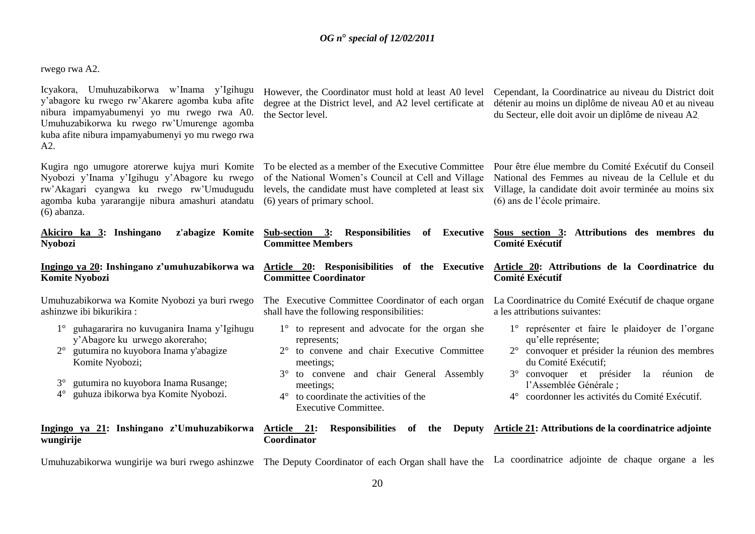rwego rwa A2.

Icyakora, Umuhuzabikorwa w'Inama y'Igihugu y'abagore ku rwego rw'Akarere agomba kuba afite nibura impamyabumenyi yo mu rwego rwa A0. Umuhuzabikorwa ku rwego rw'Umurenge agomba kuba afite nibura impamyabumenyi yo mu rwego rwa A2.

Kugira ngo umugore atorerwe kujya muri Komite Nyobozi y'Inama y'Igihugu y'Abagore ku rwego rw'Akagari cyangwa ku rwego rw'Umudugudu agomba kuba yararangije nibura amashuri atandatu (6) abanza.

**Akiciro ka 3: Inshingano z'abagize Komite Nyobozi**

**Ingingo ya 20: Inshingano z'umuhuzabikorwa wa Komite Nyobozi**

Umuhuzabikorwa wa Komite Nyobozi ya buri rwego ashinzwe ibi bikurikira :

1° guhagararira no kuvuganira Inama y'Igihugu y'Abagore ku urwego akoreraho;
2° gutumira no kuyobora Inama y'abagize Komite Nyobozi;
3° gutumira no kuyobora Inama Rusange;
4° guhuza ibikorwa bya Komite Nyobozi.

**Ingingo ya 21: Inshingano z'Umuhuzabikorwa wungirije**

Umuhuzabikorwa wungirije wa buri rwego ashinzwe

However, the Coordinator must hold at least A0 level degree at the District level, and A2 level certificate at the Sector level.

To be elected as a member of the Executive Committee of the National Women's Council at Cell and Village levels, the candidate must have completed at least six (6) years of primary school.

**Sub-section 3: Responsibilities of Executive Committee Members**

**Article 20: Responisibilities of the Executive Committee Coordinator**

The Executive Committee Coordinator of each organ shall have the following responsibilities:

1° to represent and advocate for the organ she represents;
2° to convene and chair Executive Committee meetings;
3° to convene and chair General Assembly meetings;
4° to coordinate the activities of the Executive Committee.

**Article 21: Responsibilities of the Deputy Coordinator**

The Deputy Coordinator of each Organ shall have the

Cependant, la Coordinatrice au niveau du District doit détenir au moins un diplôme de niveau A0 et au niveau du Secteur, elle doit avoir un diplôme de niveau A2.

Pour être élue membre du Comité Exécutif du Conseil National des Femmes au niveau de la Cellule et du Village, la candidate doit avoir terminée au moins six (6) ans de l'école primaire.

**Sous section 3: Attributions des membres du Comité Exécutif**

**Article 20: Attributions de la Coordinatrice du Comité Exécutif**

La Coordinatrice du Comité Exécutif de chaque organe a les attributions suivantes:

1° représenter et faire le plaidoyer de l'organe qu'elle représente;
2° convoquer et présider la réunion des membres du Comité Exécutif;
3° convoquer et présider la réunion de l'Assemblée Générale ;
4° coordonner les activités du Comité Exécutif.

**Article 21: Attributions de la coordinatrice adjointe**

La coordinatrice adjointe de chaque organe a les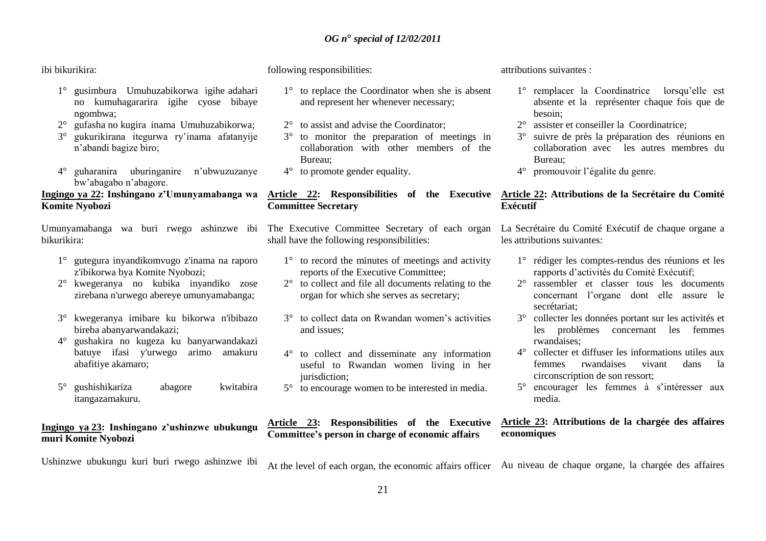ibi bikurikira:

1° gusimbura Umuhuzabikorwa igihe adahari no kumuhagararira igihe cyose bibaye ngombwa;
2° gufasha no kugira inama Umuhuzabikorwa;
3° gukurikirana itegurwa ry'inama afatanyije n'abandi bagize biro;
4° guharanira uburinganire n'ubwuzuzanye bw'abagabo n'abagore.

**Ingingo ya 22: Inshingano z'Umunyamabanga wa Komite Nyobozi**

Umunyamabanga wa buri rwego ashinzwe ibi bikurikira:

1° gutegura inyandikomvugo z'inama na raporo z'ibikorwa bya Komite Nyobozi;
2° kwegeranya no kubika inyandiko zose zirebana n'urwego abereye umunyamabanga;
3° kwegeranya imibare ku bikorwa n'ibibazo bireba abanyarwandakazi;
4° gushakira no kugeza ku banyarwandakazi batuye ifasi y'urwego arimo amakuru abafitiye akamaro;
5° gushishikariza abagore kwitabira itangazamakuru.

**Ingingo ya 23: Inshingano z'ushinzwe ubukungu muri Komite Nyobozi**

Ushinzwe ubukungu kuri buri rwego ashinzwe ibi

following responsibilities:

1° to replace the Coordinator when she is absent and represent her whenever necessary;
2° to assist and advise the Coordinator;
3° to monitor the preparation of meetings in collaboration with other members of the Bureau;
4° to promote gender equality.

**Article 22: Responsibilities of the Executive Committee Secretary**

The Executive Committee Secretary of each organ shall have the following responsibilities:

1° to record the minutes of meetings and activity reports of the Executive Committee;
2° to collect and file all documents relating to the organ for which she serves as secretary;
3° to collect data on Rwandan women's activities and issues;
4° to collect and disseminate any information useful to Rwandan women living in her jurisdiction;
5° to encourage women to be interested in media.

**Article 23: Responsibilities of the Executive Committee's person in charge of economic affairs**

At the level of each organ, the economic affairs officer

attributions suivantes :

1° remplacer la Coordinatrice lorsqu'elle est absente et la représenter chaque fois que de besoin;
2° assister et conseiller la Coordinatrice;
3° suivre de près la préparation des réunions en collaboration avec les autres membres du Bureau;
4° promouvoir l'égalite du genre.

**Article 22: Attributions de la Secrétaire du Comité Exécutif**

La Secrétaire du Comité Exécutif de chaque organe a les attributions suivantes:

1° rédiger les comptes-rendus des réunions et les rapports d'activités du Comité Exécutif;
2° rassembler et classer tous les documents concernant l'organe dont elle assure le secrétariat;
3° collecter les données portant sur les activités et les problèmes concernant les femmes rwandaises;
4° collecter et diffuser les informations utiles aux femmes rwandaises vivant dans la circonscription de son ressort;
5° encourager les femmes à s'intéresser aux media.

**Article 23: Attributions de la chargée des affaires economiques**

Au niveau de chaque organe, la chargée des affaires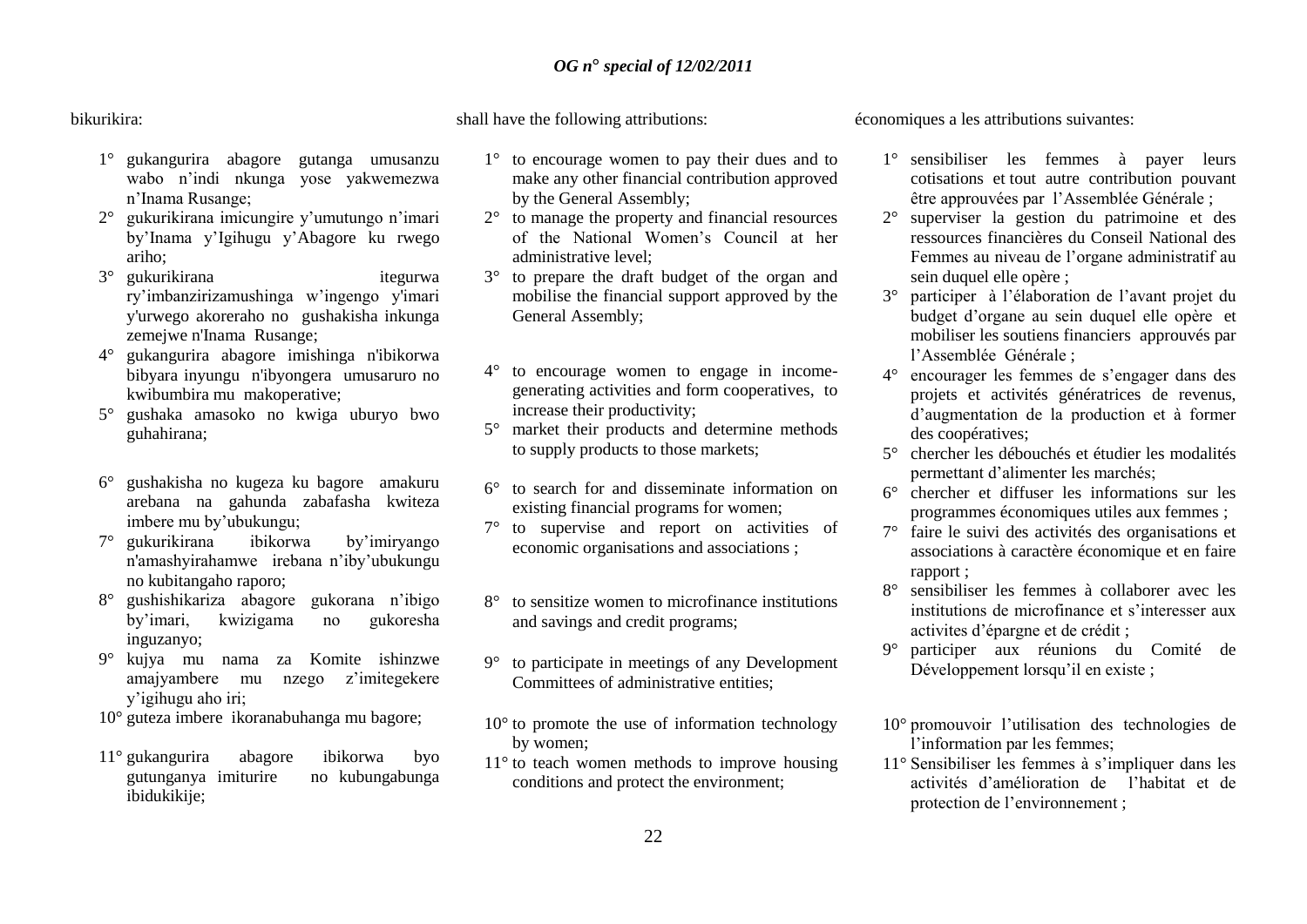bikurikira:

1° gukangurira abagore gutanga umusanzu wabo n'indi nkunga yose yakwemezwa n'Inama Rusange;
2° gukurikirana imicungire y'umutungo n'imari by'Inama y'Igihugu y'Abagore ku rwego ariho;
3° gukurikirana itegurwa ry'imbanzirizamushinga w'ingengo y'imari y'urwego akoreraho no gushakisha inkunga zemejwe n'Inama Rusange;
4° gukangurira abagore imishinga n'ibikorwa bibyara inyungu n'ibyongera umusaruro no kwibumbira mu makoperative;
5° gushaka amasoko no kwiga uburyo bwo guhahirana;
6° gushakisha no kugeza ku bagore amakuru arebana na gahunda zabafasha kwiteza imbere mu by'ubukungu;
7° gukurikirana ibikorwa by'imiryango n'amashyirahamwe irebana n'iby'ubukungu no kubitangaho raporo;
8° gushishikariza abagore gukorana n'ibigo by'imari, kwizigama no gukoresha inguzanyo;
9° kujya mu nama za Komite ishinzwe amajyambere mu nzego z'imitegekere y'igihugu aho iri;
10° guteza imbere ikoranabuhanga mu bagore;
11° gukangurira abagore ibikorwa byo gutunganya imiturire no kubungabunga ibidukikije;

shall have the following attributions:

1° to encourage women to pay their dues and to make any other financial contribution approved by the General Assembly;
2° to manage the property and financial resources of the National Women's Council at her administrative level;
3° to prepare the draft budget of the organ and mobilise the financial support approved by the General Assembly;
4° to encourage women to engage in income-generating activities and form cooperatives, to increase their productivity;
5° market their products and determine methods to supply products to those markets;
6° to search for and disseminate information on existing financial programs for women;
7° to supervise and report on activities of economic organisations and associations ;
8° to sensitize women to microfinance institutions and savings and credit programs;
9° to participate in meetings of any Development Committees of administrative entities;
10° to promote the use of information technology by women;
11° to teach women methods to improve housing conditions and protect the environment;

économiques a les attributions suivantes:

1° sensibiliser les femmes à payer leurs cotisations et tout autre contribution pouvant être approuvées par l'Assemblée Générale ;
2° superviser la gestion du patrimoine et des ressources financières du Conseil National des Femmes au niveau de l'organe administratif au sein duquel elle opère ;
3° participer à l'élaboration de l'avant projet du budget d'organe au sein duquel elle opère et mobiliser les soutiens financiers approuvés par l'Assemblée Générale ;
4° encourager les femmes de s'engager dans des projets et activités génératrices de revenus, d'augmentation de la production et à former des coopératives;
5° chercher les débouchés et étudier les modalités permettant d'alimenter les marchés;
6° chercher et diffuser les informations sur les programmes économiques utiles aux femmes ;
7° faire le suivi des activités des organisations et associations à caractère économique et en faire rapport ;
8° sensibiliser les femmes à collaborer avec les institutions de microfinance et s'interesser aux activites d'épargne et de crédit ;
9° participer aux réunions du Comité de Développement lorsqu'il en existe ;
10° promouvoir l'utilisation des technologies de l'information par les femmes;
11° Sensibiliser les femmes à s'impliquer dans les activités d'amélioration de l'habitat et de protection de l'environnement ;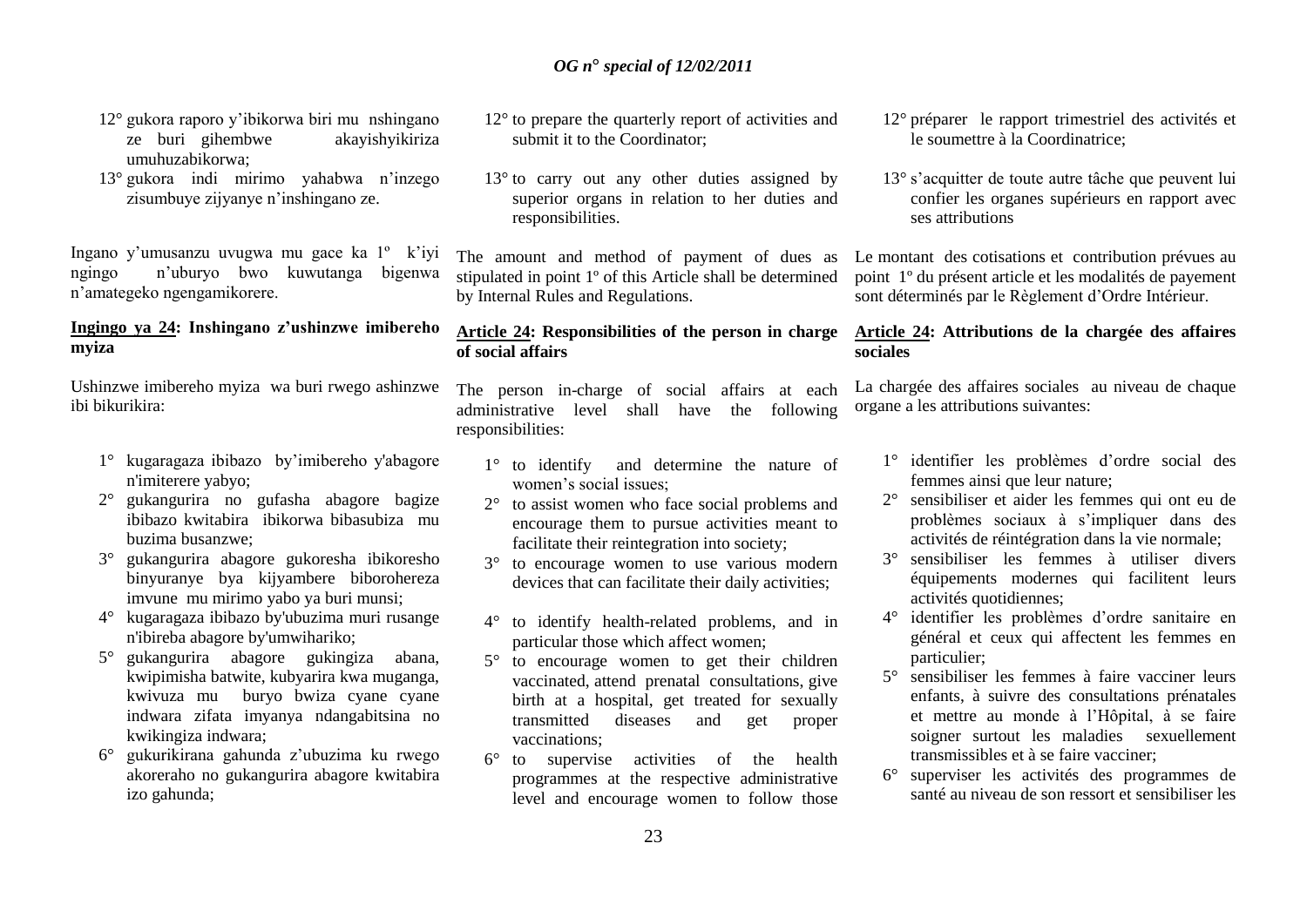12° gukora raporo y'ibikorwa biri mu nshingano ze buri gihembwe akayishyikiriza umuhuzabikorwa;

13° gukora indi mirimo yahabwa n'inzego zisumbuye zijyanye n'inshingano ze.

Ingano y'umusanzu uvugwa mu gace ka 1º k'iyi ngingo n'uburyo bwo kuwutanga bigenwa n'amategeko ngengamikorere.

**Ingingo ya 24: Inshingano z'ushinzwe imibereho myiza**

Ushinzwe imibereho myiza wa buri rwego ashinzwe ibi bikurikira:

1° kugaragaza ibibazo by'imibereho y'abagore n'imiterere yabyo;

2° gukangurira no gufasha abagore bagize ibibazo kwitabira ibikorwa bibasubiza mu buzima busanzwe;

3° gukangurira abagore gukoresha ibikoresho binyuranye bya kijyambere biborohereza imvune mu mirimo yabo ya buri munsi;

4° kugaragaza ibibazo by'ubuzima muri rusange n'ibireba abagore by'umwihariko;

5° gukangurira abagore gukingiza abana, kwipimisha batwite, kubyarira kwa muganga, kwivuza mu buryo bwiza cyane cyane indwara zifata imyanya ndangabitsina no kwikingiza indwara;

6° gukurikirana gahunda z'ubuzima ku rwego akoreraho no gukangurira abagore kwitabira izo gahunda;

12° to prepare the quarterly report of activities and submit it to the Coordinator;

13° to carry out any other duties assigned by superior organs in relation to her duties and responsibilities.

The amount and method of payment of dues as stipulated in point 1º of this Article shall be determined by Internal Rules and Regulations.

**Article 24: Responsibilities of the person in charge of social affairs**

The person in-charge of social affairs at each administrative level shall have the following responsibilities:

1° to identify and determine the nature of women's social issues;

2° to assist women who face social problems and encourage them to pursue activities meant to facilitate their reintegration into society;

3° to encourage women to use various modern devices that can facilitate their daily activities;

4° to identify health-related problems, and in particular those which affect women;

5° to encourage women to get their children vaccinated, attend prenatal consultations, give birth at a hospital, get treated for sexually transmitted diseases and get proper vaccinations;

6° to supervise activities of the health programmes at the respective administrative level and encourage women to follow those

12° préparer le rapport trimestriel des activités et le soumettre à la Coordinatrice;

13° s'acquitter de toute autre tâche que peuvent lui confier les organes supérieurs en rapport avec ses attributions

Le montant des cotisations et contribution prévues au point 1º du présent article et les modalités de payement sont déterminés par le Règlement d'Ordre Intérieur.

**Article 24: Attributions de la chargée des affaires sociales**

La chargée des affaires sociales au niveau de chaque organe a les attributions suivantes:

1° identifier les problèmes d'ordre social des femmes ainsi que leur nature;

2° sensibiliser et aider les femmes qui ont eu de problèmes sociaux à s'impliquer dans des activités de réintégration dans la vie normale;

3° sensibiliser les femmes à utiliser divers équipements modernes qui facilitent leurs activités quotidiennes;

4° identifier les problèmes d'ordre sanitaire en général et ceux qui affectent les femmes en particulier;

5° sensibiliser les femmes à faire vacciner leurs enfants, à suivre des consultations prénatales et mettre au monde à l'Hôpital, à se faire soigner surtout les maladies sexuellement transmissibles et à se faire vacciner;

6° superviser les activités des programmes de santé au niveau de son ressort et sensibiliser les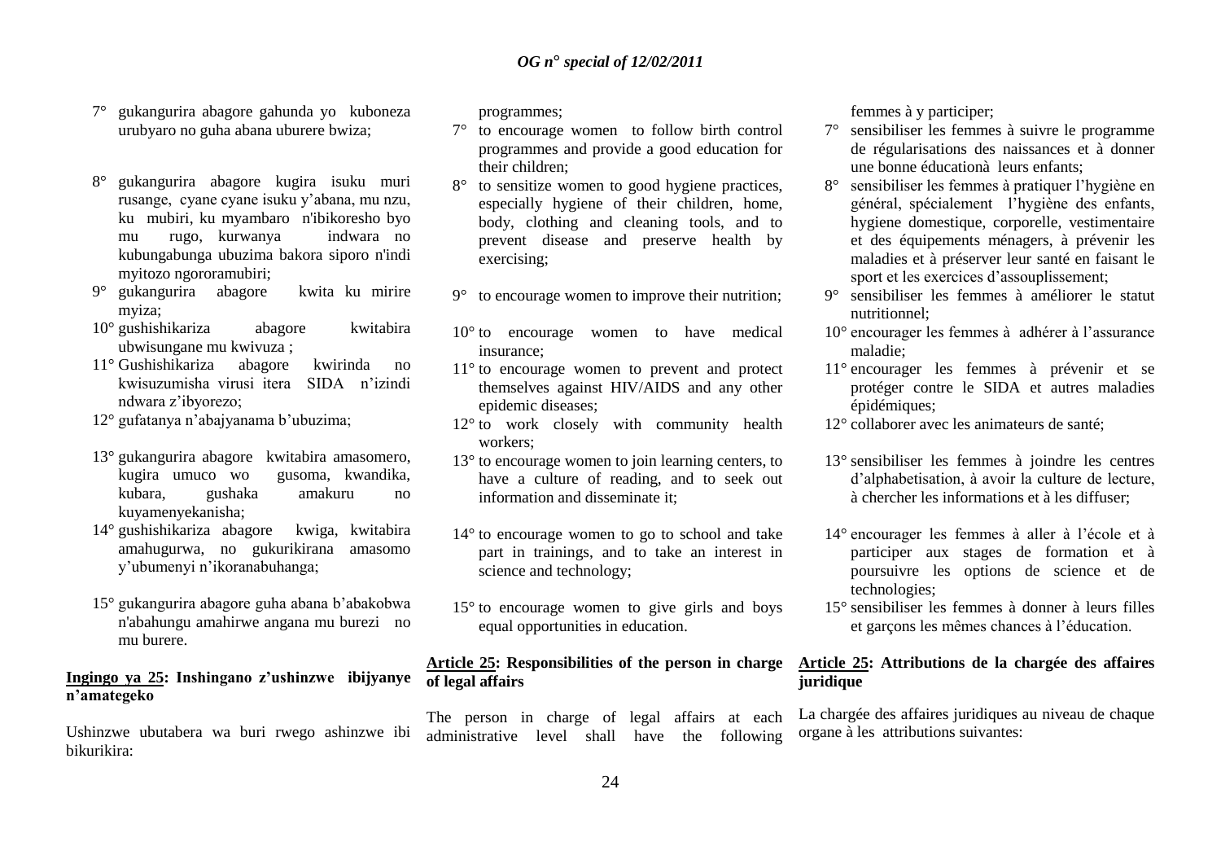7° gukangurira abagore gahunda yo kuboneza urubyaro no guha abana uburere bwiza;

8° gukangurira abagore kugira isuku muri rusange, cyane cyane isuku y'abana, mu nzu, ku mubiri, ku myambaro n'ibikoresho byo mu rugo, kurwanya indwara no kubungabunga ubuzima bakora siporo n'indi myitozo ngororamubiri;

9° gukangurira abagore kwita ku mirire myiza;

10° gushishikariza abagore kwitabira ubwisungane mu kwivuza ;

11° Gushishikariza abagore kwirinda no kwisuzumisha virusi itera SIDA n'izindi ndwara z'ibyorezo;

12° gufatanya n'abajyanama b'ubuzima;

13° gukangurira abagore kwitabira amasomero, kugira umuco wo gusoma, kwandika, kubara, gushaka amakuru no kuyamenyekanisha;

14° gushishikariza abagore kwiga, kwitabira amahugurwa, no gukurikirana amasomo y'ubumenyi n'ikoranabuhanga;

15° gukangurira abagore guha abana b'abakobwa n'abahungu amahirwe angana mu burezi no mu burere.

**Ingingo ya 25: Inshingano z'ushinzwe ibijyanye n'amategeko**

Ushinzwe ubutabera wa buri rwego ashinzwe ibi bikurikira:

programmes;

7° to encourage women to follow birth control programmes and provide a good education for their children;

8° to sensitize women to good hygiene practices, especially hygiene of their children, home, body, clothing and cleaning tools, and to prevent disease and preserve health by exercising;

9° to encourage women to improve their nutrition;

10° to encourage women to have medical insurance;

11° to encourage women to prevent and protect themselves against HIV/AIDS and any other epidemic diseases;

12° to work closely with community health workers;

13° to encourage women to join learning centers, to have a culture of reading, and to seek out information and disseminate it;

14° to encourage women to go to school and take part in trainings, and to take an interest in science and technology;

15° to encourage women to give girls and boys equal opportunities in education.

**Article 25: Responsibilities of the person in charge of legal affairs**

The person in charge of legal affairs at each administrative level shall have the following

femmes à y participer;

7° sensibiliser les femmes à suivre le programme de régularisations des naissances et à donner une bonne éducationà leurs enfants;

8° sensibiliser les femmes à pratiquer l'hygiène en général, spécialement l'hygiène des enfants, hygiene domestique, corporelle, vestimentaire et des équipements ménagers, à prévenir les maladies et à préserver leur santé en faisant le sport et les exercices d'assouplissement;

9° sensibiliser les femmes à améliorer le statut nutritionnel;

10° encourager les femmes à adhérer à l'assurance maladie;

11° encourager les femmes à prévenir et se protéger contre le SIDA et autres maladies épidémiques;

12° collaborer avec les animateurs de santé;

13° sensibiliser les femmes à joindre les centres d'alphabetisation, à avoir la culture de lecture, à chercher les informations et à les diffuser;

14° encourager les femmes à aller à l'école et à participer aux stages de formation et à poursuivre les options de science et de technologies;

15° sensibiliser les femmes à donner à leurs filles et garçons les mêmes chances à l'éducation.

**Article 25: Attributions de la chargée des affaires juridique**

La chargée des affaires juridiques au niveau de chaque organe à les attributions suivantes: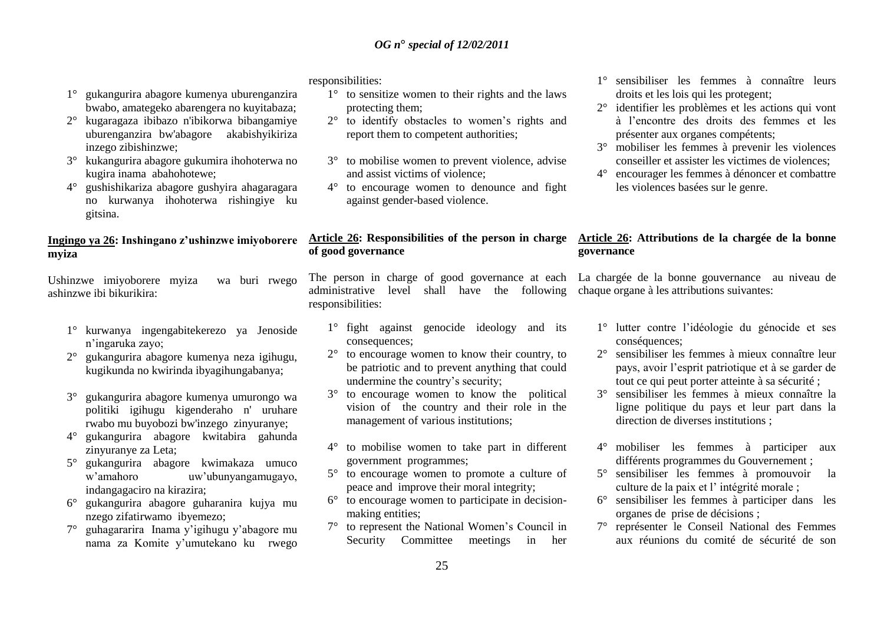1° gukangurira abagore kumenya uburenganzira bwabo, amategeko abarengera no kuyitabaza;
2° kugaragaza ibibazo n'ibikorwa bibangamiye uburenganzira bw'abagore akabishyikiriza inzego zibishinzwe;
3° kukangurira abagore gukumira ihohoterwa no kugira inama abahohotewe;
4° gushishikariza abagore gushyira ahagaragara no kurwanya ihohoterwa rishingiye ku gitsina.

**Ingingo ya 26: Inshingano z'ushinzwe imiyoborere myiza**

Ushinzwe imiyoborere myiza wa buri rwego ashinzwe ibi bikurikira:

1° kurwanya ingengabitekerezo ya Jenoside n'ingaruka zayo;
2° gukangurira abagore kumenya neza igihugu, kugikunda no kwirinda ibyagihungabanya;
3° gukangurira abagore kumenya umurongo wa politiki igihugu kigenderaho n' uruhare rwabo mu buyobozi bw'inzego zinyuranye;
4° gukangurira abagore kwitabira gahunda zinyuranye za Leta;
5° gukangurira abagore kwimakaza umuco w'amahoro uw'ubunyangamugayo, indangagaciro na kirazira;
6° gukangurira abagore guharanira kujya mu nzego zifatirwamo ibyemezo;
7° guhagararira Inama y'igihugu y'abagore mu nama za Komite y'umutekano ku rwego

responsibilities:

1° to sensitize women to their rights and the laws protecting them;
2° to identify obstacles to women's rights and report them to competent authorities;
3° to mobilise women to prevent violence, advise and assist victims of violence;
4° to encourage women to denounce and fight against gender-based violence.

**Article 26: Responsibilities of the person in charge of good governance**

The person in charge of good governance at each administrative level shall have the following responsibilities:

1° fight against genocide ideology and its consequences;
2° to encourage women to know their country, to be patriotic and to prevent anything that could undermine the country's security;
3° to encourage women to know the political vision of the country and their role in the management of various institutions;
4° to mobilise women to take part in different government programmes;
5° to encourage women to promote a culture of peace and improve their moral integrity;
6° to encourage women to participate in decision-making entities;
7° to represent the National Women's Council in Security Committee meetings in her

1° sensibiliser les femmes à connaître leurs droits et les lois qui les protegent;
2° identifier les problèmes et les actions qui vont à l'encontre des droits des femmes et les présenter aux organes compétents;
3° mobiliser les femmes à prevenir les violences conseiller et assister les victimes de violences;
4° encourager les femmes à dénoncer et combattre les violences basées sur le genre.

**Article 26: Attributions de la chargée de la bonne gouvernance**

La chargée de la bonne gouvernance au niveau de chaque organe à les attributions suivantes:

1° lutter contre l'idéologie du génocide et ses conséquences;
2° sensibiliser les femmes à mieux connaître leur pays, avoir l'esprit patriotique et à se garder de tout ce qui peut porter atteinte à sa sécurité ;
3° sensibiliser les femmes à mieux connaître la ligne politique du pays et leur part dans la direction de diverses institutions ;
4° mobiliser les femmes à participer aux différents programmes du Gouvernement ;
5° sensibiliser les femmes à promouvoir la culture de la paix et l' intégrité morale ;
6° sensibiliser les femmes à participer dans les organes de prise de décisions ;
7° représenter le Conseil National des Femmes aux réunions du comité de sécurité de son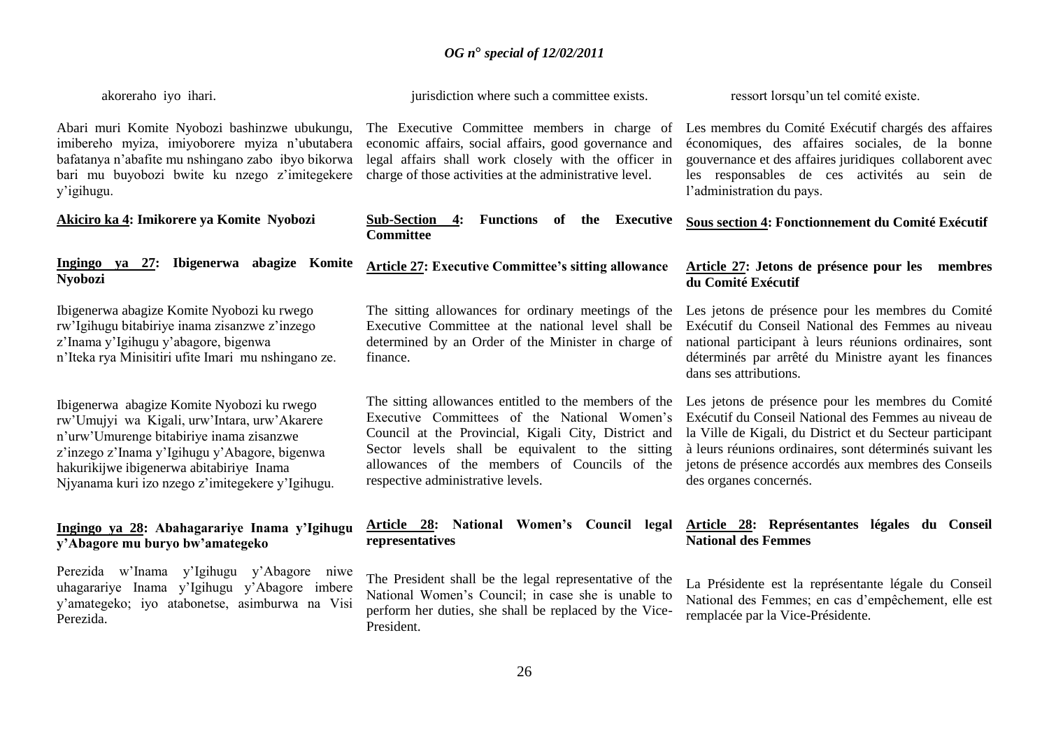akoreraho iyo ihari.

Abari muri Komite Nyobozi bashinzwe ubukungu, imibereho myiza, imiyoborere myiza n'ubutabera bafatanya n'abafite mu nshingano zabo ibyo bikorwa bari mu buyobozi bwite ku nzego z'imitegekere y'igihugu.

**Akiciro ka 4: Imikorere ya Komite Nyobozi**

**Ingingo ya 27: Ibigenerwa abagize Komite Nyobozi**

Ibigenerwa abagize Komite Nyobozi ku rwego rw'Igihugu bitabiriye inama zisanzwe z'inzego z'Inama y'Igihugu y'abagore, bigenwa n'Iteka rya Minisitiri ufite Imari mu nshingano ze.

Ibigenerwa abagize Komite Nyobozi ku rwego rw'Umujyi wa Kigali, urw'Intara, urw'Akarere n'urw'Umurenge bitabiriye inama zisanzwe z'inzego z'Inama y'Igihugu y'Abagore, bigenwa hakurikijwe ibigenerwa abitabiriye Inama Njyanama kuri izo nzego z'imitegekere y'Igihugu.

**Ingingo ya 28: Abahagarariye Inama y'Igihugu y'Abagore mu buryo bw'amategeko**

Perezida w'Inama y'Igihugu y'Abagore niwe uhagarariye Inama y'Igihugu y'Abagore imbere y'amategeko; iyo atabonetse, asimburwa na Visi Perezida.

jurisdiction where such a committee exists.

The Executive Committee members in charge of economic affairs, social affairs, good governance and legal affairs shall work closely with the officer in charge of those activities at the administrative level.

**Sub-Section 4: Functions of the Executive Committee**

**Article 27: Executive Committee's sitting allowance**

The sitting allowances for ordinary meetings of the Executive Committee at the national level shall be determined by an Order of the Minister in charge of finance.

The sitting allowances entitled to the members of the Executive Committees of the National Women's Council at the Provincial, Kigali City, District and Sector levels shall be equivalent to the sitting allowances of the members of Councils of the respective administrative levels.

**Article 28: National Women's Council legal representatives**

The President shall be the legal representative of the National Women's Council; in case she is unable to perform her duties, she shall be replaced by the Vice-President.

ressort lorsqu'un tel comité existe.

Les membres du Comité Exécutif chargés des affaires économiques, des affaires sociales, de la bonne gouvernance et des affaires juridiques collaborent avec les responsables de ces activités au sein de l'administration du pays.

**Sous section 4: Fonctionnement du Comité Exécutif**

**Article 27: Jetons de présence pour les membres du Comité Exécutif**

Les jetons de présence pour les membres du Comité Exécutif du Conseil National des Femmes au niveau national participant à leurs réunions ordinaires, sont déterminés par arrêté du Ministre ayant les finances dans ses attributions.

Les jetons de présence pour les membres du Comité Exécutif du Conseil National des Femmes au niveau de la Ville de Kigali, du District et du Secteur participant à leurs réunions ordinaires, sont déterminés suivant les jetons de présence accordés aux membres des Conseils des organes concernés.

**Article 28: Représentantes légales du Conseil National des Femmes**

La Présidente est la représentante légale du Conseil National des Femmes; en cas d'empêchement, elle est remplacée par la Vice-Présidente.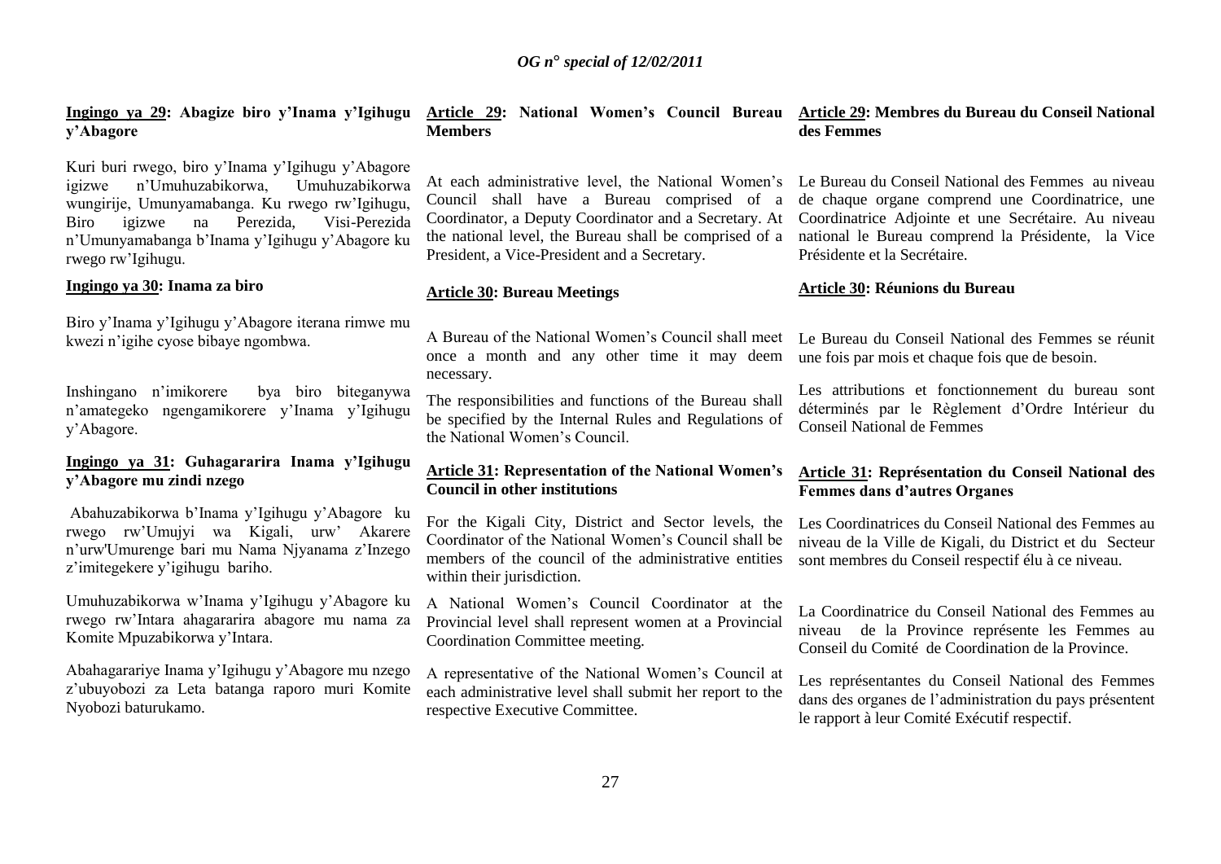**Ingingo ya 29: Abagize biro y'Inama y'Igihugu y'Abagore**

Kuri buri rwego, biro y'Inama y'Igihugu y'Abagore igizwe n'Umuhuzabikorwa, Umuhuzabikorwa wungirije, Umunyamabanga. Ku rwego rw'Igihugu, Biro igizwe na Perezida, Visi-Perezida n'Umunyamabanga b'Inama y'Igihugu y'Abagore ku rwego rw'Igihugu.

**Ingingo ya 30: Inama za biro**

Biro y'Inama y'Igihugu y'Abagore iterana rimwe mu kwezi n'igihe cyose bibaye ngombwa.

Inshingano n'imikorere bya biro biteganywa n'amategeko ngengamikorere y'Inama y'Igihugu y'Abagore.

**Ingingo ya 31: Guhagararira Inama y'Igihugu y'Abagore mu zindi nzego**

Abahuzabikorwa b'Inama y'Igihugu y'Abagore ku rwego rw'Umujyi wa Kigali, urw' Akarere n'urw'Umurenge bari mu Nama Njyanama z'Inzego z'imitegekere y'igihugu bariho.

Umuhuzabikorwa w'Inama y'Igihugu y'Abagore ku rwego rw'Intara ahagararira abagore mu nama za Komite Mpuzabikorwa y'Intara.

Abahagarariye Inama y'Igihugu y'Abagore mu nzego z'ubuyobozi za Leta batanga raporo muri Komite Nyobozi baturukamo.

**Article 29: National Women's Council Bureau Members**

At each administrative level, the National Women's Council shall have a Bureau comprised of a Coordinator, a Deputy Coordinator and a Secretary. At the national level, the Bureau shall be comprised of a President, a Vice-President and a Secretary.

**Article 30: Bureau Meetings**

A Bureau of the National Women's Council shall meet once a month and any other time it may deem necessary.

The responsibilities and functions of the Bureau shall be specified by the Internal Rules and Regulations of the National Women's Council.

**Article 31: Representation of the National Women's Council in other institutions**

For the Kigali City, District and Sector levels, the Coordinator of the National Women's Council shall be members of the council of the administrative entities within their jurisdiction.

A National Women's Council Coordinator at the Provincial level shall represent women at a Provincial Coordination Committee meeting.

A representative of the National Women's Council at each administrative level shall submit her report to the respective Executive Committee.

**Article 29: Membres du Bureau du Conseil National des Femmes**

Le Bureau du Conseil National des Femmes au niveau de chaque organe comprend une Coordinatrice, une Coordinatrice Adjointe et une Secrétaire. Au niveau national le Bureau comprend la Présidente, la Vice Présidente et la Secrétaire.

**Article 30: Réunions du Bureau**

Le Bureau du Conseil National des Femmes se réunit une fois par mois et chaque fois que de besoin.

Les attributions et fonctionnement du bureau sont déterminés par le Règlement d'Ordre Intérieur du Conseil National de Femmes

**Article 31: Représentation du Conseil National des Femmes dans d'autres Organes**

Les Coordinatrices du Conseil National des Femmes au niveau de la Ville de Kigali, du District et du Secteur sont membres du Conseil respectif élu à ce niveau.

La Coordinatrice du Conseil National des Femmes au niveau de la Province représente les Femmes au Conseil du Comité de Coordination de la Province.

Les représentantes du Conseil National des Femmes dans des organes de l'administration du pays présentent le rapport à leur Comité Exécutif respectif.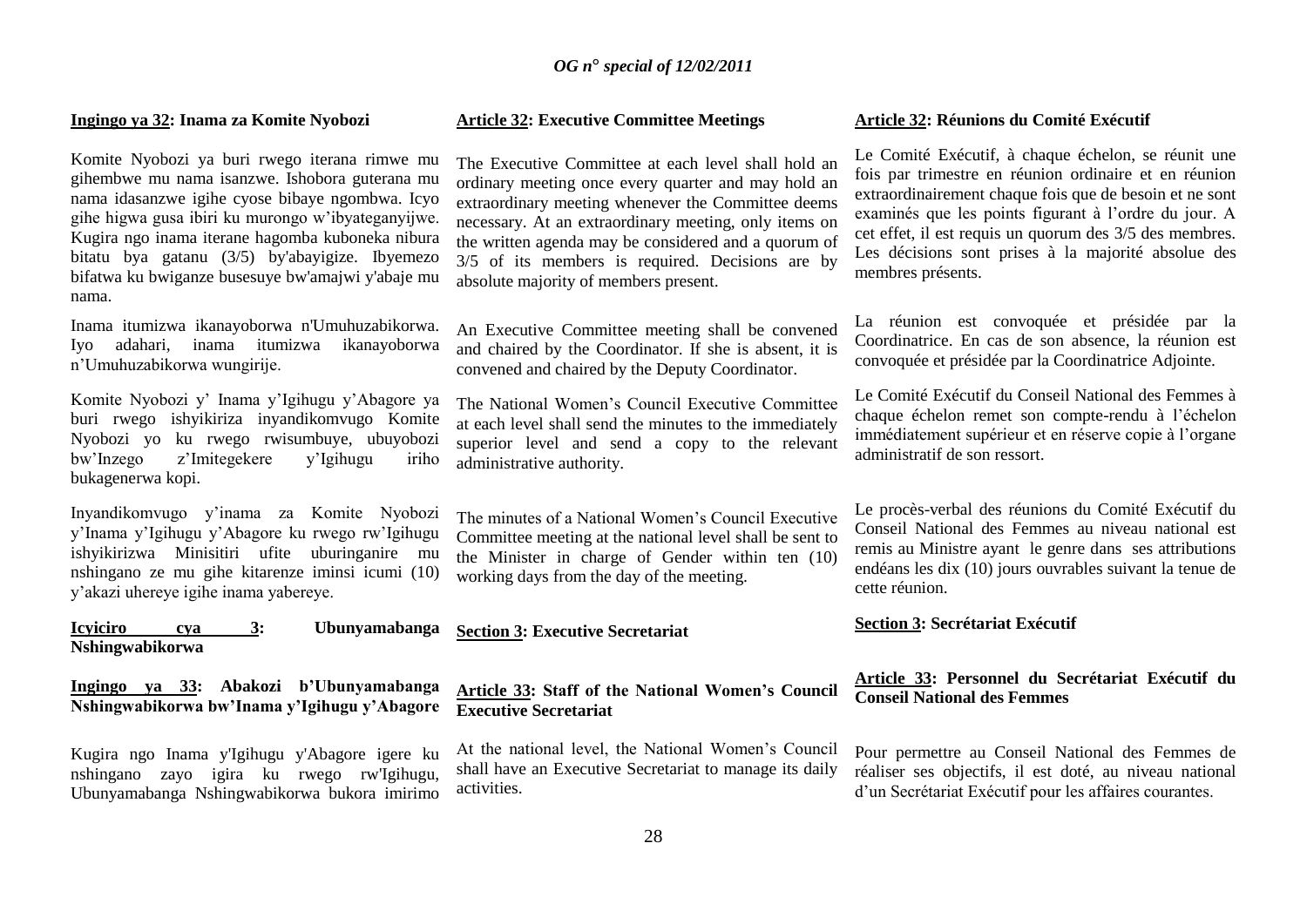**Ingingo ya 32: Inama za Komite Nyobozi**

Komite Nyobozi ya buri rwego iterana rimwe mu gihembwe mu nama isanzwe. Ishobora guterana mu nama idasanzwe igihe cyose bibaye ngombwa. Icyo gihe higwa gusa ibiri ku murongo w'ibyateganyijwe. Kugira ngo inama iterane hagomba kuboneka nibura bitatu bya gatanu (3/5) by'abayigize. Ibyemezo bifatwa ku bwiganze busesuye bw'amajwi y'abaje mu nama.

Inama itumizwa ikanayoborwa n'Umuhuzabikorwa. Iyo adahari, inama itumizwa ikanayoborwa n'Umuhuzabikorwa wungirije.

Komite Nyobozi y' Inama y'Igihugu y'Abagore ya buri rwego ishyikiriza inyandikomvugo Komite Nyobozi yo ku rwego rwisumbuye, ubuyobozi bw'Inzego z'Imitegekere y'Igihugu iriho bukagenerwa kopi.

Inyandikomvugo y'inama za Komite Nyobozi y'Inama y'Igihugu y'Abagore ku rwego rw'Igihugu ishyikirizwa Minisitiri ufite uburinganire mu nshingano ze mu gihe kitarenze iminsi icumi (10) y'akazi uhereye igihe inama yabereye.

**Icyiciro cya 3: Ubunyamabanga Nshingwabikorwa**

**Ingingo ya 33: Abakozi b'Ubunyamabanga Nshingwabikorwa bw'Inama y'Igihugu y'Abagore**

Kugira ngo Inama y'Igihugu y'Abagore igere ku nshingano zayo igira ku rwego rw'Igihugu, Ubunyamabanga Nshingwabikorwa bukora imirimo

**Article 32: Executive Committee Meetings**

The Executive Committee at each level shall hold an ordinary meeting once every quarter and may hold an extraordinary meeting whenever the Committee deems necessary. At an extraordinary meeting, only items on the written agenda may be considered and a quorum of 3/5 of its members is required. Decisions are by absolute majority of members present.

An Executive Committee meeting shall be convened and chaired by the Coordinator. If she is absent, it is convened and chaired by the Deputy Coordinator.

The National Women's Council Executive Committee at each level shall send the minutes to the immediately superior level and send a copy to the relevant administrative authority.

The minutes of a National Women's Council Executive Committee meeting at the national level shall be sent to the Minister in charge of Gender within ten (10) working days from the day of the meeting.

**Section 3: Executive Secretariat**

**Article 33: Staff of the National Women's Council Executive Secretariat**

At the national level, the National Women's Council shall have an Executive Secretariat to manage its daily activities.

**Article 32: Réunions du Comité Exécutif**

Le Comité Exécutif, à chaque échelon, se réunit une fois par trimestre en réunion ordinaire et en réunion extraordinairement chaque fois que de besoin et ne sont examinés que les points figurant à l'ordre du jour. A cet effet, il est requis un quorum des 3/5 des membres. Les décisions sont prises à la majorité absolue des membres présents.

La réunion est convoquée et présidée par la Coordinatrice. En cas de son absence, la réunion est convoquée et présidée par la Coordinatrice Adjointe.

Le Comité Exécutif du Conseil National des Femmes à chaque échelon remet son compte-rendu à l'échelon immédiatement supérieur et en réserve copie à l'organe administratif de son ressort.

Le procès-verbal des réunions du Comité Exécutif du Conseil National des Femmes au niveau national est remis au Ministre ayant le genre dans ses attributions endéans les dix (10) jours ouvrables suivant la tenue de cette réunion.

**Section 3: Secrétariat Exécutif**

**Article 33: Personnel du Secrétariat Exécutif du Conseil National des Femmes**

Pour permettre au Conseil National des Femmes de réaliser ses objectifs, il est doté, au niveau national d'un Secrétariat Exécutif pour les affaires courantes.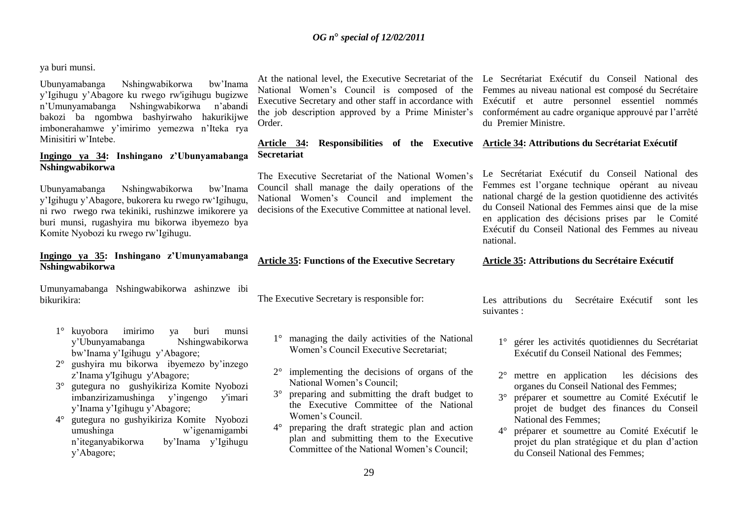ya buri munsi.

Ubunyamabanga Nshingwabikorwa bw'Inama y'Igihugu y'Abagore ku rwego rw'igihugu bugizwe n'Umunyamabanga Nshingwabikorwa n'abandi bakozi ba ngombwa bashyirwaho hakurikijwe imbonerahamwe y'imirimo yemezwa n'Iteka rya Minisitiri w'Intebe.

**Ingingo ya 34: Inshingano z'Ubunyamabanga Nshingwabikorwa**

Ubunyamabanga Nshingwabikorwa bw'Inama y'Igihugu y'Abagore, bukorera ku rwego rw'Igihugu, ni rwo rwego rwa tekiniki, rushinzwe imikorere ya buri munsi, rugashyira mu bikorwa ibyemezo bya Komite Nyobozi ku rwego rw'Igihugu.

**Ingingo ya 35: Inshingano z'Umunyamabanga Nshingwabikorwa**

Umunyamabanga Nshingwabikorwa ashinzwe ibi bikurikira:

1° kuyobora imirimo ya buri munsi y'Ubunyamabanga Nshingwabikorwa bw'Inama y'Igihugu y'Abagore;
2° gushyira mu bikorwa ibyemezo by'inzego z'Inama y'Igihugu y'Abagore;
3° gutegura no gushyikiriza Komite Nyobozi imbanzirizamushinga y'ingengo y'imari y'Inama y'Igihugu y'Abagore;
4° gutegura no gushyikiriza Komite Nyobozi umushinga w'igenamigambi n'iteganyabikorwa by'Inama y'Igihugu y'Abagore;

At the national level, the Executive Secretariat of the National Women's Council is composed of the Executive Secretary and other staff in accordance with the job description approved by a Prime Minister's Order.

**Article 34: Responsibilities of the Executive Secretariat**

The Executive Secretariat of the National Women's Council shall manage the daily operations of the National Women's Council and implement the decisions of the Executive Committee at national level.

**Article 35: Functions of the Executive Secretary**

The Executive Secretary is responsible for:

1° managing the daily activities of the National Women's Council Executive Secretariat;
2° implementing the decisions of organs of the National Women's Council;
3° preparing and submitting the draft budget to the Executive Committee of the National Women's Council.
4° preparing the draft strategic plan and action plan and submitting them to the Executive Committee of the National Women's Council;

Le Secrétariat Exécutif du Conseil National des Femmes au niveau national est composé du Secrétaire Exécutif et autre personnel essentiel nommés conformément au cadre organique approuvé par l'arrêté du Premier Ministre.

**Article 34: Attributions du Secrétariat Exécutif**

Le Secrétariat Exécutif du Conseil National des Femmes est l'organe technique opérant au niveau national chargé de la gestion quotidienne des activités du Conseil National des Femmes ainsi que de la mise en application des décisions prises par le Comité Exécutif du Conseil National des Femmes au niveau national.

**Article 35: Attributions du Secrétaire Exécutif**

Les attributions du Secrétaire Exécutif sont les suivantes :

1° gérer les activités quotidiennes du Secrétariat Exécutif du Conseil National des Femmes;
2° mettre en application les décisions des organes du Conseil National des Femmes;
3° préparer et soumettre au Comité Exécutif le projet de budget des finances du Conseil National des Femmes;
4° préparer et soumettre au Comité Exécutif le projet du plan stratégique et du plan d'action du Conseil National des Femmes;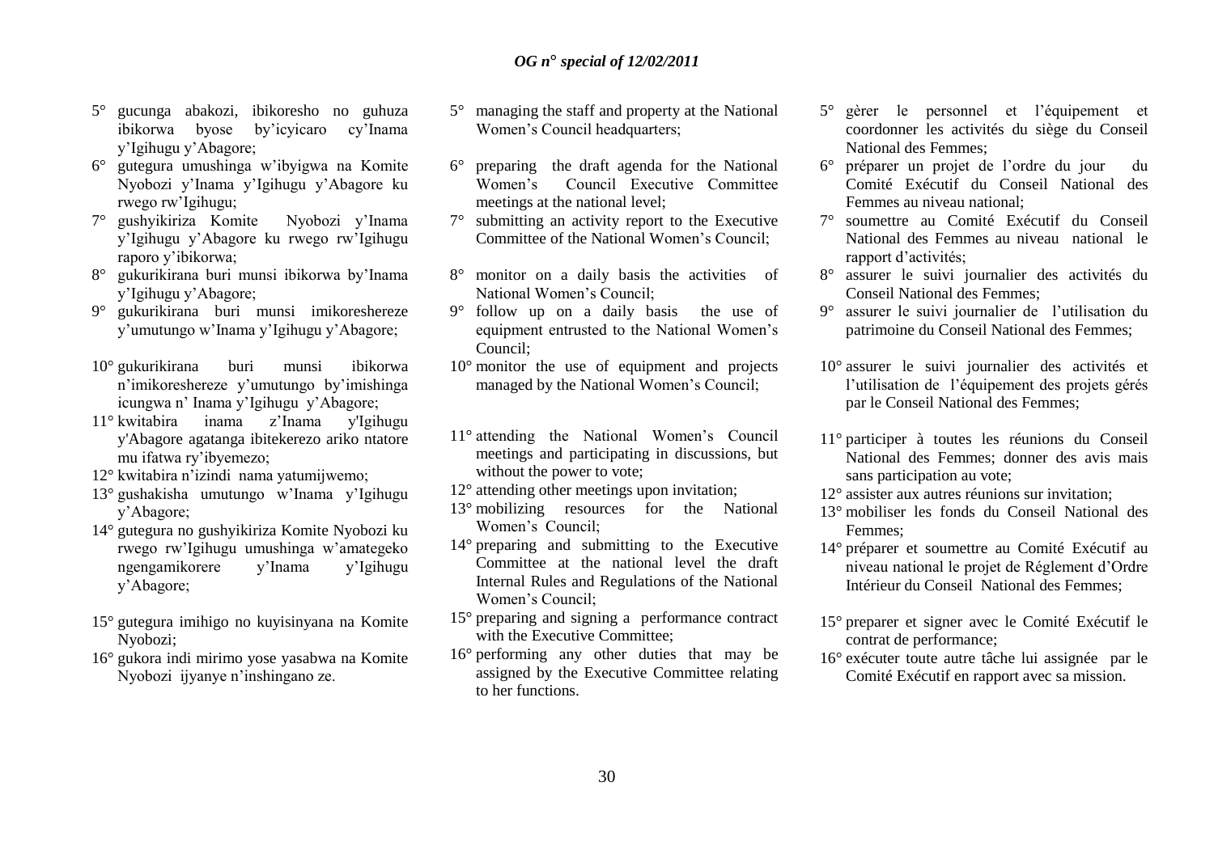5° gucunga abakozi, ibikoresho no guhuza ibikorwa byose by'icyicaro cy'Inama y'Igihugu y'Abagore;
6° gutegura umushinga w'ibyigwa na Komite Nyobozi y'Inama y'Igihugu y'Abagore ku rwego rw'Igihugu;
7° gushyikiriza Komite Nyobozi y'Inama y'Igihugu y'Abagore ku rwego rw'Igihugu raporo y'ibikorwa;
8° gukurikirana buri munsi ibikorwa by'Inama y'Igihugu y'Abagore;
9° gukurikirana buri munsi imikoreshereze y'umutungo w'Inama y'Igihugu y'Abagore;
10° gukurikirana buri munsi ibikorwa n'imikoreshereze y'umutungo by'imishinga icungwa n' Inama y'Igihugu y'Abagore;
11° kwitabira inama z'Inama y'Igihugu y'Abagore agatanga ibitekerezo ariko ntatore mu ifatwa ry'ibyemezo;
12° kwitabira n'izindi nama yatumijwemo;
13° gushakisha umutungo w'Inama y'Igihugu y'Abagore;
14° gutegura no gushyikiriza Komite Nyobozi ku rwego rw'Igihugu umushinga w'amategeko ngengamikorere y'Inama y'Igihugu y'Abagore;
15° gutegura imihigo no kuyisinyana na Komite Nyobozi;
16° gukora indi mirimo yose yasabwa na Komite Nyobozi ijyanye n'inshingano ze.

5° managing the staff and property at the National Women's Council headquarters;
6° preparing the draft agenda for the National Women's Council Executive Committee meetings at the national level;
7° submitting an activity report to the Executive Committee of the National Women's Council;
8° monitor on a daily basis the activities of National Women's Council;
9° follow up on a daily basis the use of equipment entrusted to the National Women's Council;
10° monitor the use of equipment and projects managed by the National Women's Council;
11° attending the National Women's Council meetings and participating in discussions, but without the power to vote;
12° attending other meetings upon invitation;
13° mobilizing resources for the National Women's Council;
14° preparing and submitting to the Executive Committee at the national level the draft Internal Rules and Regulations of the National Women's Council;
15° preparing and signing a performance contract with the Executive Committee;
16° performing any other duties that may be assigned by the Executive Committee relating to her functions.

5° gèrer le personnel et l'équipement et coordonner les activités du siège du Conseil National des Femmes;
6° préparer un projet de l'ordre du jour du Comité Exécutif du Conseil National des Femmes au niveau national;
7° soumettre au Comité Exécutif du Conseil National des Femmes au niveau national le rapport d'activités;
8° assurer le suivi journalier des activités du Conseil National des Femmes;
9° assurer le suivi journalier de l'utilisation du patrimoine du Conseil National des Femmes;
10° assurer le suivi journalier des activités et l'utilisation de l'équipement des projets gérés par le Conseil National des Femmes;
11° participer à toutes les réunions du Conseil National des Femmes; donner des avis mais sans participation au vote;
12° assister aux autres réunions sur invitation;
13° mobiliser les fonds du Conseil National des Femmes;
14° préparer et soumettre au Comité Exécutif au niveau national le projet de Réglement d'Ordre Intérieur du Conseil National des Femmes;
15° preparer et signer avec le Comité Exécutif le contrat de performance;
16° exécuter toute autre tâche lui assignée par le Comité Exécutif en rapport avec sa mission.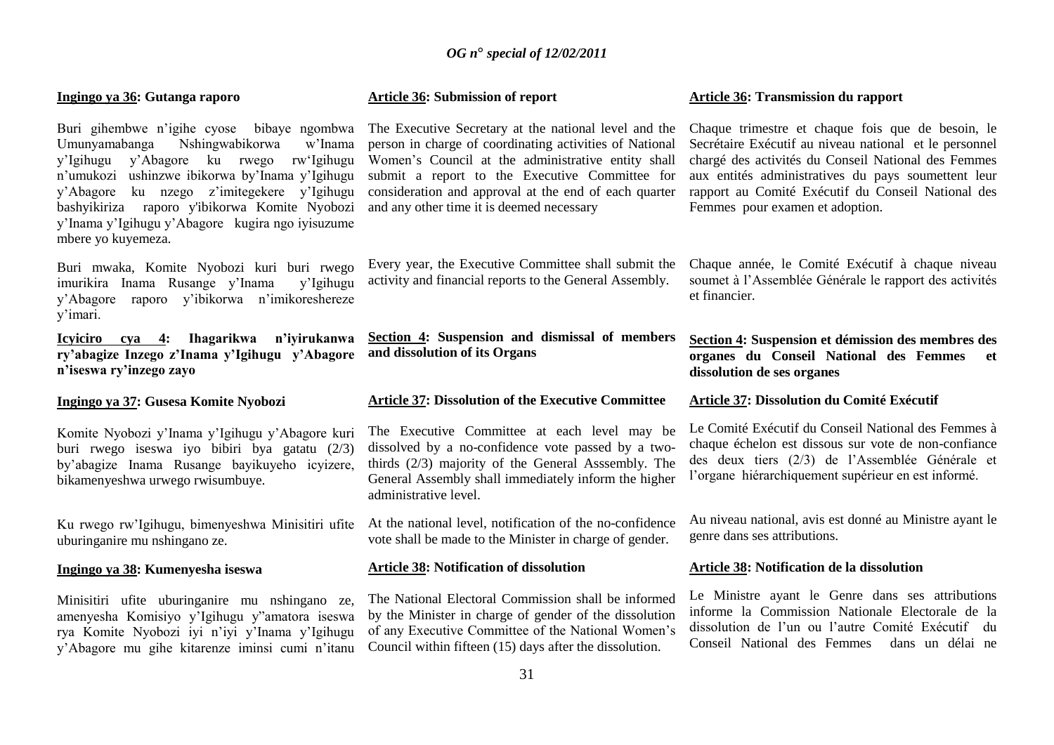**Ingingo ya 36: Gutanga raporo**

Buri gihembwe n'igihe cyose bibaye ngombwa Umunyamabanga Nshingwabikorwa w'Inama y'Igihugu y'Abagore ku rwego rw'Igihugu n'umukozi ushinzwe ibikorwa by'Inama y'Igihugu y'Abagore ku nzego z'imitegekere y'Igihugu bashyikiriza raporo y'ibikorwa Komite Nyobozi y'Inama y'Igihugu y'Abagore kugira ngo iyisuzume mbere yo kuyemeza.

Buri mwaka, Komite Nyobozi kuri buri rwego imurikira Inama Rusange y'Inama y'Igihugu y'Abagore raporo y'ibikorwa n'imikoreshereze y'imari.

**Icyiciro cya 4: Ihagarikwa n'iyirukanwa ry'abagize Inzego z'Inama y'Igihugu y'Abagore n'iseswa ry'inzego zayo**

**Ingingo ya 37: Gusesa Komite Nyobozi**

Komite Nyobozi y'Inama y'Igihugu y'Abagore kuri buri rwego iseswa iyo bibiri bya gatatu (2/3) by'abagize Inama Rusange bayikuyeho icyizere, bikamenyeshwa urwego rwisumbuye.

Ku rwego rw'Igihugu, bimenyeshwa Minisitiri ufite uburinganire mu nshingano ze.

**Ingingo ya 38: Kumenyesha iseswa**

Minisitiri ufite uburinganire mu nshingano ze, amenyesha Komisiyo y'Igihugu y"amatora iseswa rya Komite Nyobozi iyi n'iyi y'Inama y'Igihugu y'Abagore mu gihe kitarenze iminsi cumi n'itanu

**Article 36: Submission of report**

The Executive Secretary at the national level and the person in charge of coordinating activities of National Women's Council at the administrative entity shall submit a report to the Executive Committee for consideration and approval at the end of each quarter and any other time it is deemed necessary

Every year, the Executive Committee shall submit the activity and financial reports to the General Assembly.

**Section 4: Suspension and dismissal of members and dissolution of its Organs**

**Article 37: Dissolution of the Executive Committee**

The Executive Committee at each level may be dissolved by a no-confidence vote passed by a two-thirds (2/3) majority of the General Asssembly. The General Assembly shall immediately inform the higher administrative level.

At the national level, notification of the no-confidence vote shall be made to the Minister in charge of gender.

**Article 38: Notification of dissolution**

The National Electoral Commission shall be informed by the Minister in charge of gender of the dissolution of any Executive Committee of the National Women's Council within fifteen (15) days after the dissolution.

**Article 36: Transmission du rapport**

Chaque trimestre et chaque fois que de besoin, le Secrétaire Exécutif au niveau national et le personnel chargé des activités du Conseil National des Femmes aux entités administratives du pays soumettent leur rapport au Comité Exécutif du Conseil National des Femmes pour examen et adoption.

Chaque année, le Comité Exécutif à chaque niveau soumet à l'Assemblée Générale le rapport des activités et financier.

**Section 4: Suspension et démission des membres des organes du Conseil National des Femmes et dissolution de ses organes**

**Article 37: Dissolution du Comité Exécutif**

Le Comité Exécutif du Conseil National des Femmes à chaque échelon est dissous sur vote de non-confiance des deux tiers (2/3) de l'Assemblée Générale et l'organe hiérarchiquement supérieur en est informé.

Au niveau national, avis est donné au Ministre ayant le genre dans ses attributions.

**Article 38: Notification de la dissolution**

Le Ministre ayant le Genre dans ses attributions informe la Commission Nationale Electorale de la dissolution de l'un ou l'autre Comité Exécutif du Conseil National des Femmes dans un délai ne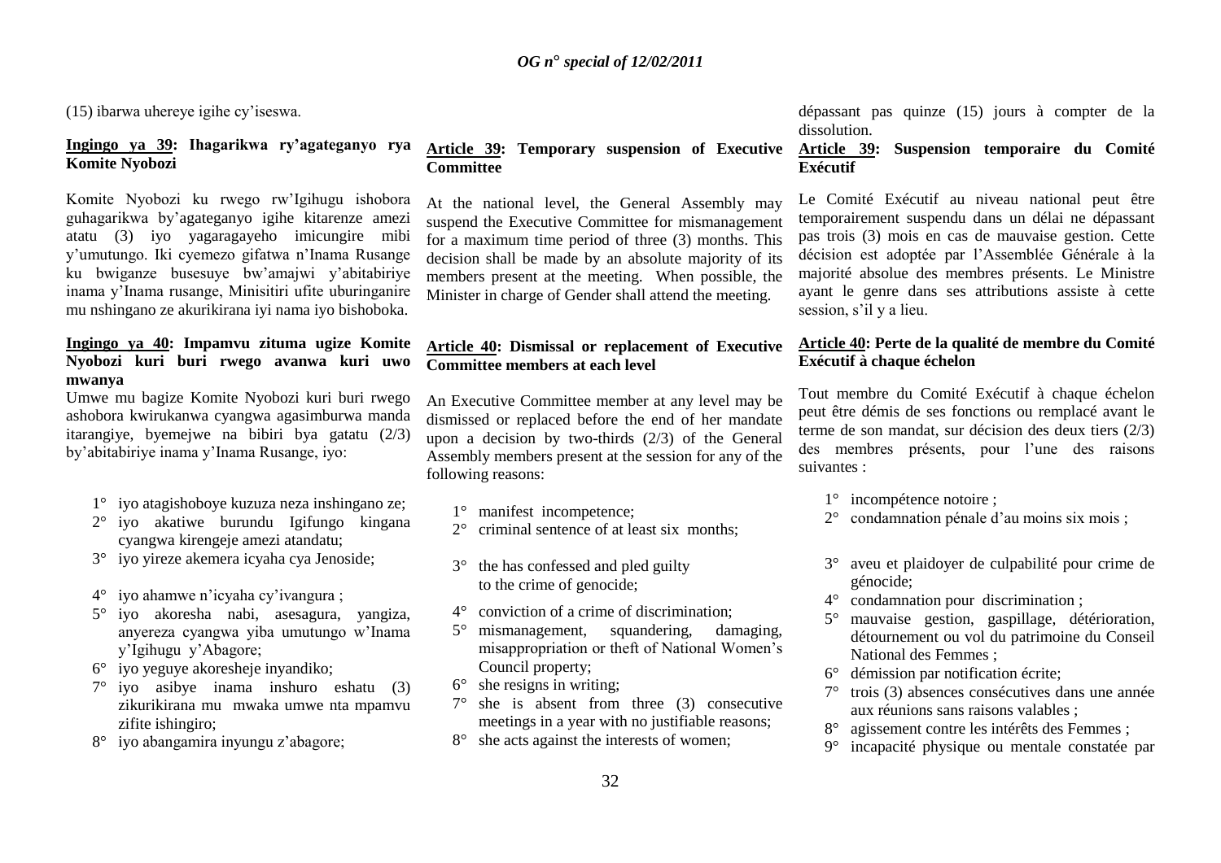(15) ibarwa uhereye igihe cy'iseswa.

**Ingingo ya 39: Ihagarikwa ry'agateganyo rya Komite Nyobozi**

Komite Nyobozi ku rwego rw'Igihugu ishobora guhagarikwa by'agateganyo igihe kitarenze amezi atatu (3) iyo yagaragayeho imicungire mibi y'umutungo. Iki cyemezo gifatwa n'Inama Rusange ku bwiganze busesuye bw'amajwi y'abitabiriye inama y'Inama rusange, Minisitiri ufite uburinganire mu nshingano ze akurikirana iyi nama iyo bishoboka.

**Ingingo ya 40: Impamvu zituma ugize Komite Nyobozi kuri buri rwego avanwa kuri uwo mwanya**

Umwe mu bagize Komite Nyobozi kuri buri rwego ashobora kwirukanwa cyangwa agasimburwa manda itarangiye, byemejwe na bibiri bya gatatu (2/3) by'abitabiriye inama y'Inama Rusange, iyo:

1° iyo atagishoboye kuzuza neza inshingano ze;
2° iyo akatiwe burundu Igifungo kingana cyangwa kirengeje amezi atandatu;
3° iyo yireze akemera icyaha cya Jenoside;
4° iyo ahamwe n'icyaha cy'ivangura ;
5° iyo akoresha nabi, asesagura, yangiza, anyereza cyangwa yiba umutungo w'Inama y'Igihugu y'Abagore;
6° iyo yeguye akoresheje inyandiko;
7° iyo asibye inama inshuro eshatu (3) zikurikirana mu mwaka umwe nta mpamvu zifite ishingiro;
8° iyo abangamira inyungu z'abagore;

**Article 39: Temporary suspension of Executive Committee**

At the national level, the General Assembly may suspend the Executive Committee for mismanagement for a maximum time period of three (3) months. This decision shall be made by an absolute majority of its members present at the meeting. When possible, the Minister in charge of Gender shall attend the meeting.

**Article 40: Dismissal or replacement of Executive Committee members at each level**

An Executive Committee member at any level may be dismissed or replaced before the end of her mandate upon a decision by two-thirds (2/3) of the General Assembly members present at the session for any of the following reasons:

1° manifest incompetence;
2° criminal sentence of at least six months;
3° the has confessed and pled guilty to the crime of genocide;
4° conviction of a crime of discrimination;
5° mismanagement, squandering, damaging, misappropriation or theft of National Women's Council property;
6° she resigns in writing;
7° she is absent from three (3) consecutive meetings in a year with no justifiable reasons;
8° she acts against the interests of women;

dépassant pas quinze (15) jours à compter de la dissolution.

**Article 39: Suspension temporaire du Comité Exécutif**

Le Comité Exécutif au niveau national peut être temporairement suspendu dans un délai ne dépassant pas trois (3) mois en cas de mauvaise gestion. Cette décision est adoptée par l'Assemblée Générale à la majorité absolue des membres présents. Le Ministre ayant le genre dans ses attributions assiste à cette session, s'il y a lieu.

**Article 40: Perte de la qualité de membre du Comité Exécutif à chaque échelon**

Tout membre du Comité Exécutif à chaque échelon peut être démis de ses fonctions ou remplacé avant le terme de son mandat, sur décision des deux tiers (2/3) des membres présents, pour l'une des raisons suivantes :

1° incompétence notoire ;
2° condamnation pénale d'au moins six mois ;
3° aveu et plaidoyer de culpabilité pour crime de génocide;
4° condamnation pour discrimination ;
5° mauvaise gestion, gaspillage, détérioration, détournement ou vol du patrimoine du Conseil National des Femmes ;
6° démission par notification écrite;
7° trois (3) absences consécutives dans une année aux réunions sans raisons valables ;
8° agissement contre les intérêts des Femmes ;
9° incapacité physique ou mentale constatée par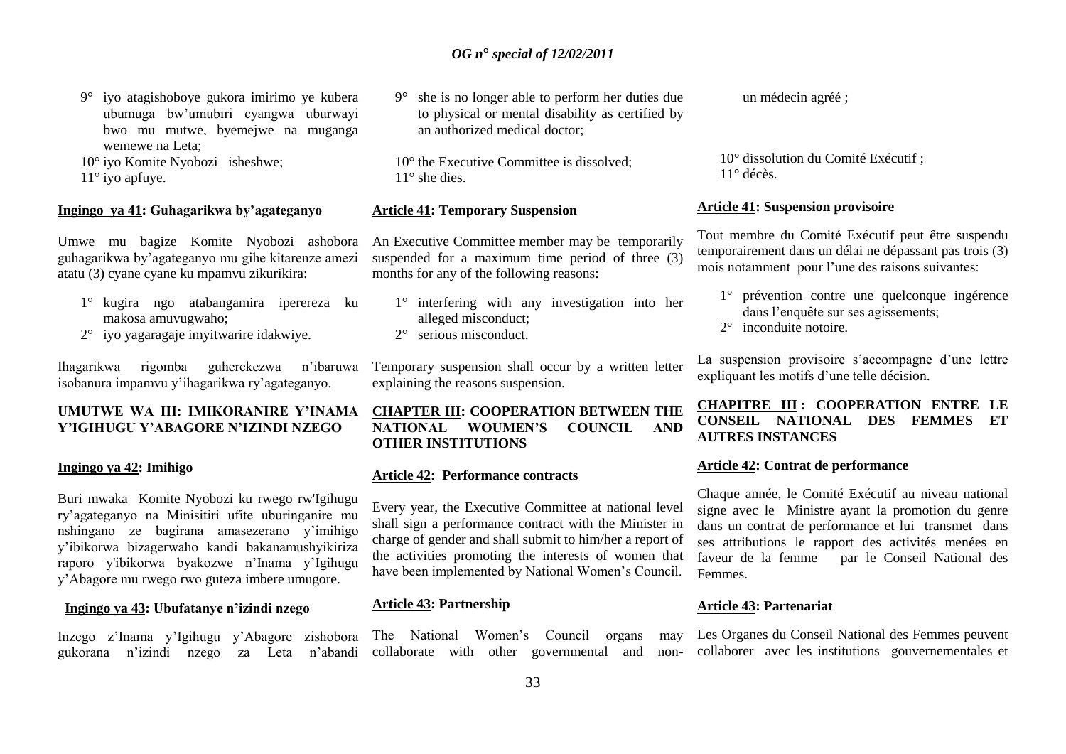9° iyo atagishoboye gukora imirimo ye kubera ubumuga bw'umubiri cyangwa uburwayi bwo mu mutwe, byemejwe na muganga wemewe na Leta;

10° iyo Komite Nyobozi isheshwe;

11° iyo apfuye.

**Ingingo ya 41: Guhagarikwa by'agateganyo**

Umwe mu bagize Komite Nyobozi ashobora guhagarikwa by'agateganyo mu gihe kitarenze amezi atatu (3) cyane cyane ku mpamvu zikurikira:

1° kugira ngo atabangamira iperereza ku makosa amuvugwaho;

2° iyo yagaragaje imyitwarire idakwiye.

Ihagarikwa rigomba guherekezwa n'ibaruwa isobanura impamvu y'ihagarikwa ry'agateganyo.

**UMUTWE WA III: IMIKORANIRE Y'INAMA Y'IGIHUGU Y'ABAGORE N'IZINDI NZEGO**

**Ingingo ya 42: Imihigo**

Buri mwaka Komite Nyobozi ku rwego rw'Igihugu ry'agateganyo na Minisitiri ufite uburinganire mu nshingano ze bagirana amasezerano y'imihigo y'ibikorwa bizagerwaho kandi bakanamushyikiriza raporo y'ibikorwa byakozwe n'Inama y'Igihugu y'Abagore mu rwego rwo guteza imbere umugore.

**Ingingo ya 43: Ubufatanye n'izindi nzego**

Inzego z'Inama y'Igihugu y'Abagore zishobora gukorana n'izindi nzego za Leta n'abandi

9° she is no longer able to perform her duties due to physical or mental disability as certified by an authorized medical doctor;

10° the Executive Committee is dissolved;

11° she dies.

**Article 41: Temporary Suspension**

An Executive Committee member may be temporarily suspended for a maximum time period of three (3) months for any of the following reasons:

1° interfering with any investigation into her alleged misconduct;

2° serious misconduct.

Temporary suspension shall occur by a written letter explaining the reasons suspension.

**CHAPTER III: COOPERATION BETWEEN THE NATIONAL WOUMEN'S COUNCIL AND OTHER INSTITUTIONS**

**Article 42: Performance contracts**

Every year, the Executive Committee at national level shall sign a performance contract with the Minister in charge of gender and shall submit to him/her a report of the activities promoting the interests of women that have been implemented by National Women's Council.

**Article 43: Partnership**

The National Women's Council organs may collaborate with other governmental and non-

un médecin agréé ;

10° dissolution du Comité Exécutif ;

11° décès.

**Article 41: Suspension provisoire**

Tout membre du Comité Exécutif peut être suspendu temporairement dans un délai ne dépassant pas trois (3) mois notamment pour l'une des raisons suivantes:

1° prévention contre une quelconque ingérence dans l'enquête sur ses agissements;

2° inconduite notoire.

La suspension provisoire s'accompagne d'une lettre expliquant les motifs d'une telle décision.

**CHAPITRE III : COOPERATION ENTRE LE CONSEIL NATIONAL DES FEMMES ET AUTRES INSTANCES**

**Article 42: Contrat de performance**

Chaque année, le Comité Exécutif au niveau national signe avec le Ministre ayant la promotion du genre dans un contrat de performance et lui transmet dans ses attributions le rapport des activités menées en faveur de la femme par le Conseil National des Femmes.

**Article 43: Partenariat**

Les Organes du Conseil National des Femmes peuvent collaborer avec les institutions gouvernementales et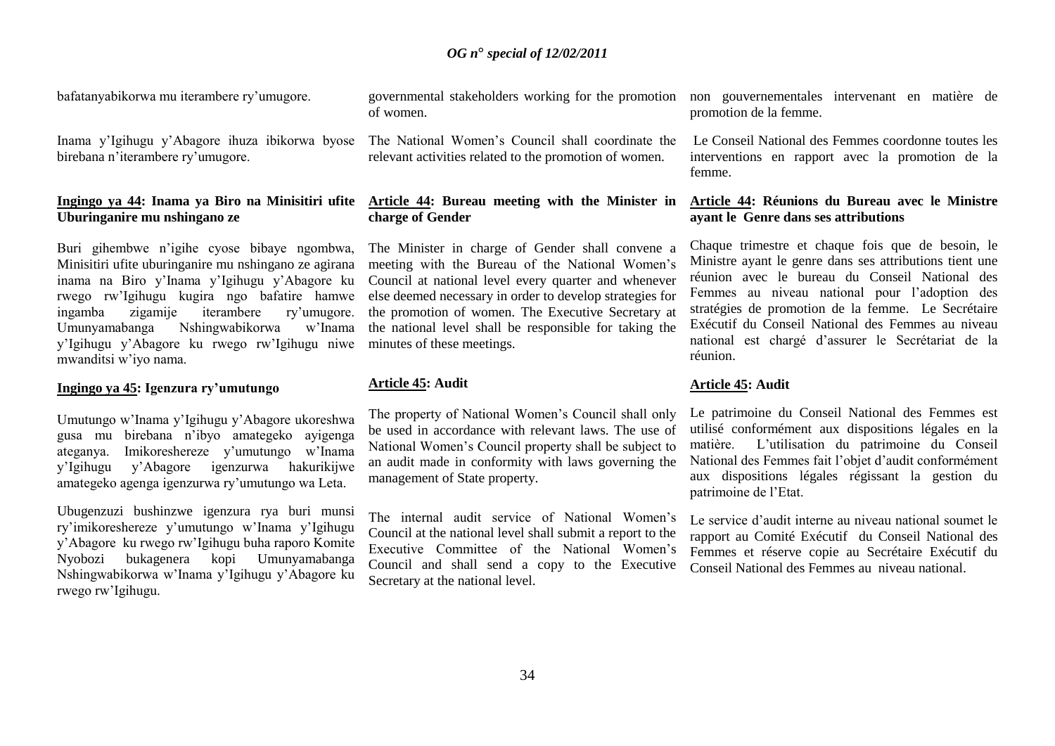bafatanyabikorwa mu iterambere ry'umugore.

Inama y'Igihugu y'Abagore ihuza ibikorwa byose birebana n'iterambere ry'umugore.

**Ingingo ya 44: Inama ya Biro na Minisitiri ufite Uburinganire mu nshingano ze**

Buri gihembwe n'igihe cyose bibaye ngombwa, Minisitiri ufite uburinganire mu nshingano ze agirana inama na Biro y'Inama y'Igihugu y'Abagore ku rwego rw'Igihugu kugira ngo bafatire hamwe ingamba zigamije iterambere ry'umugore. Umunyamabanga Nshingwabikorwa w'Inama y'Igihugu y'Abagore ku rwego rw'Igihugu niwe mwanditsi w'iyo nama.

**Ingingo ya 45: Igenzura ry'umutungo**

Umutungo w'Inama y'Igihugu y'Abagore ukoreshwa gusa mu birebana n'ibyo amategeko ayigenga ateganya. Imikoreshereze y'umutungo w'Inama y'Igihugu y'Abagore igenzurwa hakurikijwe amategeko agenga igenzurwa ry'umutungo wa Leta.

Ubugenzuzi bushinzwe igenzura rya buri munsi ry'imikoreshereze y'umutungo w'Inama y'Igihugu y'Abagore ku rwego rw'Igihugu buha raporo Komite Nyobozi bukagenera kopi Umunyamabanga Nshingwabikorwa w'Inama y'Igihugu y'Abagore ku rwego rw'Igihugu.

governmental stakeholders working for the promotion of women.

The National Women's Council shall coordinate the relevant activities related to the promotion of women.

**Article 44: Bureau meeting with the Minister in charge of Gender**

The Minister in charge of Gender shall convene a meeting with the Bureau of the National Women's Council at national level every quarter and whenever else deemed necessary in order to develop strategies for the promotion of women. The Executive Secretary at the national level shall be responsible for taking the minutes of these meetings.

**Article 45: Audit**

The property of National Women's Council shall only be used in accordance with relevant laws. The use of National Women's Council property shall be subject to an audit made in conformity with laws governing the management of State property.

The internal audit service of National Women's Council at the national level shall submit a report to the Executive Committee of the National Women's Council and shall send a copy to the Executive Secretary at the national level.

non gouvernementales intervenant en matière de promotion de la femme.

Le Conseil National des Femmes coordonne toutes les interventions en rapport avec la promotion de la femme.

**Article 44: Réunions du Bureau avec le Ministre ayant le Genre dans ses attributions**

Chaque trimestre et chaque fois que de besoin, le Ministre ayant le genre dans ses attributions tient une réunion avec le bureau du Conseil National des Femmes au niveau national pour l'adoption des stratégies de promotion de la femme. Le Secrétaire Exécutif du Conseil National des Femmes au niveau national est chargé d'assurer le Secrétariat de la réunion.

**Article 45: Audit**

Le patrimoine du Conseil National des Femmes est utilisé conformément aux dispositions légales en la matière. L'utilisation du patrimoine du Conseil National des Femmes fait l'objet d'audit conformément aux dispositions légales régissant la gestion du patrimoine de l'Etat.

Le service d'audit interne au niveau national soumet le rapport au Comité Exécutif du Conseil National des Femmes et réserve copie au Secrétaire Exécutif du Conseil National des Femmes au niveau national.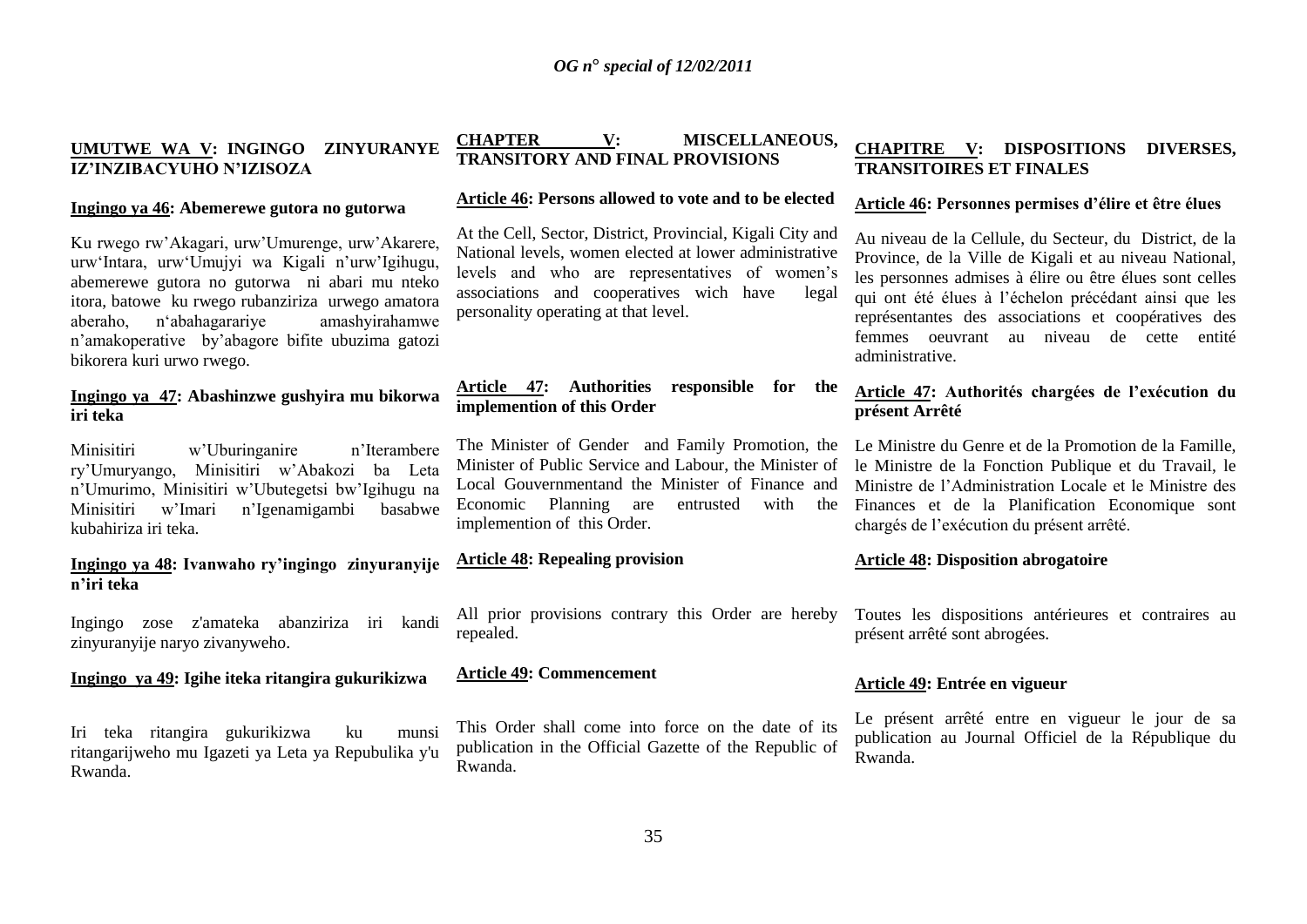## UMUTWE WA V: INGINGO ZINYURANYE IZ'INZIBACYUHO N'IZISOZA

### Ingingo ya 46: Abemerewe gutora no gutorwa

Ku rwego rw'Akagari, urw'Umurenge, urw'Akarere, urw'Intara, urw'Umujyi wa Kigali n'urw'Igihugu, abemerewe gutora no gutorwa ni abari mu nteko itora, batowe ku rwego rubanziriza urwego amatora aberaho, n'abahagarariye amashyirahamwe n'amakoperative by'abagore bifite ubuzima gatozi bikorera kuri urwo rwego.

### Ingingo ya 47: Abashinzwe gushyira mu bikorwa iri teka

Minisitiri w'Uburinganire n'Iterambere ry'Umuryango, Minisitiri w'Abakozi ba Leta n'Umurimo, Minisitiri w'Ubutegetsi bw'Igihugu na Minisitiri w'Imari n'Igenamigambi basabwe kubahiriza iri teka.

### Ingingo ya 48: Ivanwaho ry'ingingo zinyuranyije n'iri teka

Ingingo zose z'amateka abanziriza iri kandi zinyuranyije naryo zivanyweho.

### Ingingo ya 49: Igihe iteka ritangira gukurikizwa

Iri teka ritangira gukurikizwa ku munsi ritangarijweho mu Igazeti ya Leta ya Repubulika y'u Rwanda.

## CHAPTER V: MISCELLANEOUS, TRANSITORY AND FINAL PROVISIONS

### Article 46: Persons allowed to vote and to be elected

At the Cell, Sector, District, Provincial, Kigali City and National levels, women elected at lower administrative levels and who are representatives of women's associations and cooperatives wich have legal personality operating at that level.

### Article 47: Authorities responsible for the implemention of this Order

The Minister of Gender and Family Promotion, the Minister of Public Service and Labour, the Minister of Local Gouvernmentand the Minister of Finance and Economic Planning are entrusted with the implemention of this Order.

### Article 48: Repealing provision

All prior provisions contrary this Order are hereby repealed.

### Article 49: Commencement

This Order shall come into force on the date of its publication in the Official Gazette of the Republic of Rwanda.

## CHAPITRE V: DISPOSITIONS DIVERSES, TRANSITOIRES ET FINALES

### Article 46: Personnes permises d'élire et être élues

Au niveau de la Cellule, du Secteur, du District, de la Province, de la Ville de Kigali et au niveau National, les personnes admises à élire ou être élues sont celles qui ont été élues à l'échelon précédant ainsi que les représentantes des associations et coopératives des femmes oeuvrant au niveau de cette entité administrative.

### Article 47: Authorités chargées de l'exécution du présent Arrêté

Le Ministre du Genre et de la Promotion de la Famille, le Ministre de la Fonction Publique et du Travail, le Ministre de l'Administration Locale et le Ministre des Finances et de la Planification Economique sont chargés de l'exécution du présent arrêté.

### Article 48: Disposition abrogatoire

Toutes les dispositions antérieures et contraires au présent arrêté sont abrogées.

### Article 49: Entrée en vigueur

Le présent arrêté entre en vigueur le jour de sa publication au Journal Officiel de la République du Rwanda.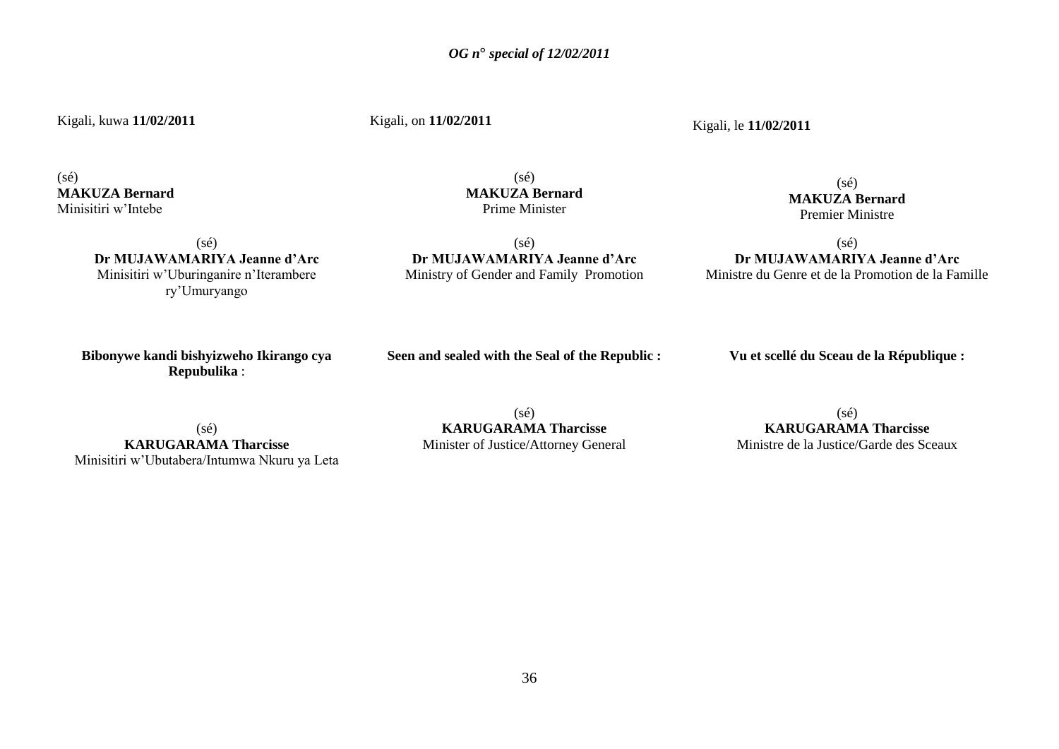Kigali, kuwa **11/02/2011**

(sé)
**MAKUZA Bernard**
Minisitiri w'Intebe

(sé)
**Dr MUJAWAMARIYA Jeanne d'Arc**
Minisitiri w'Uburinganire n'Iterambere ry'Umuryango

**Bibonywe kandi bishyizweho Ikirango cya Repubulika** :

(sé)
**KARUGARAMA Tharcisse**
Minisitiri w'Ubutabera/Intumwa Nkuru ya Leta

Kigali, on **11/02/2011**

(sé)
**MAKUZA Bernard**
Prime Minister

(sé)
**Dr MUJAWAMARIYA Jeanne d'Arc**
Ministry of Gender and Family Promotion

**Seen and sealed with the Seal of the Republic :**

(sé)
**KARUGARAMA Tharcisse**
Minister of Justice/Attorney General

Kigali, le **11/02/2011**

(sé)
**MAKUZA Bernard**
Premier Ministre

(sé)
**Dr MUJAWAMARIYA Jeanne d'Arc**
Ministre du Genre et de la Promotion de la Famille

**Vu et scellé du Sceau de la République :**

(sé)
**KARUGARAMA Tharcisse**
Ministre de la Justice/Garde des Sceaux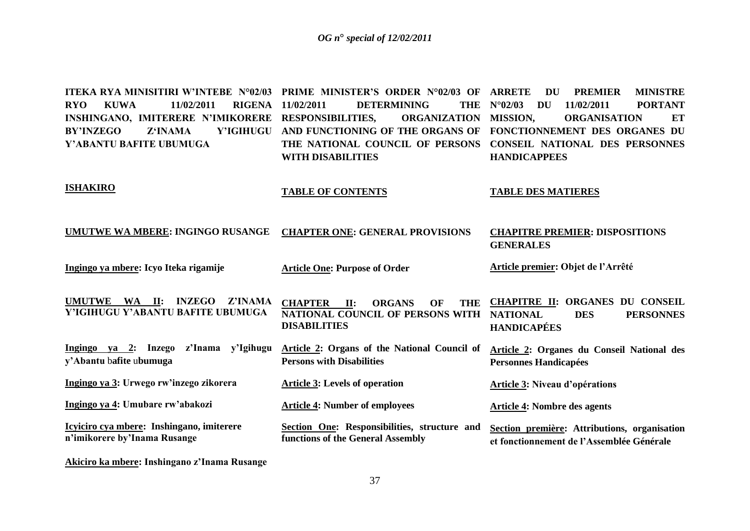**ITEKA RYA MINISITIRI W'INTEBE N°02/03 RYO KUWA 11/02/2011 RIGENA INSHINGANO, IMITERERE N'IMIKORERE BY'INZEGO Z'INAMA Y'IGIHUGU Y'ABANTU BAFITE UBUMUGA**

**ISHAKIRO**

**UMUTWE WA MBERE: INGINGO RUSANGE**

**Ingingo ya mbere: Icyo Iteka rigamije**

**UMUTWE WA II: INZEGO Z'INAMA Y'IGIHUGU Y'ABANTU BAFITE UBUMUGA**

**Ingingo ya 2: Inzego z'Inama y'Igihugu y'Abantu bafite ubumuga**

**Ingingo ya 3: Urwego rw'inzego zikorera**

**Ingingo ya 4: Umubare rw'abakozi**

**Icyiciro cya mbere: Inshingano, imiterere n'imikorere by'Inama Rusange**

**Akiciro ka mbere: Inshingano z'Inama Rusange**

**PRIME MINISTER'S ORDER N°02/03 OF 11/02/2011 DETERMINING THE RESPONSIBILITIES, ORGANIZATION AND FUNCTIONING OF THE ORGANS OF THE NATIONAL COUNCIL OF PERSONS WITH DISABILITIES**

**TABLE OF CONTENTS**

**CHAPTER ONE: GENERAL PROVISIONS**

**Article One: Purpose of Order**

**CHAPTER II: ORGANS OF THE NATIONAL COUNCIL OF PERSONS WITH DISABILITIES**

**Article 2: Organs of the National Council of Persons with Disabilities**

**Article 3: Levels of operation**

**Article 4: Number of employees**

**Section One: Responsibilities, structure and functions of the General Assembly**

**ARRETE DU PREMIER MINISTRE N°02/03 DU 11/02/2011 PORTANT MISSION, ORGANISATION ET FONCTIONNEMENT DES ORGANES DU CONSEIL NATIONAL DES PERSONNES HANDICAPPEES**

**TABLE DES MATIERES**

**CHAPITRE PREMIER: DISPOSITIONS GENERALES**

**Article premier: Objet de l'Arrêté**

**CHAPITRE II: ORGANES DU CONSEIL NATIONAL DES PERSONNES HANDICAPÉES**

**Article 2: Organes du Conseil National des Personnes Handicapées**

**Article 3: Niveau d'opérations**

**Article 4: Nombre des agents**

**Section première: Attributions, organisation et fonctionnement de l'Assemblée Générale**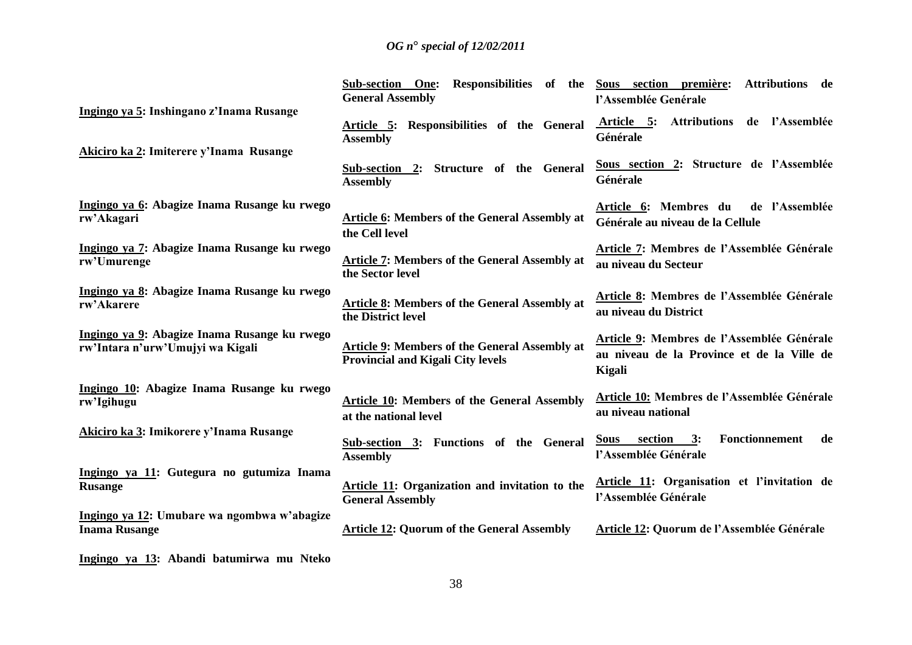| Kinyarwanda | English | Français |
|---|---|---|
| | **Sub-section One: Responsibilities of the General Assembly** | **Sous section première: Attributions de l'Assemblée Générale** |
| **Ingingo ya 5: Inshingano z'Inama Rusange** | **Article 5: Responsibilities of the General Assembly** | **Article 5: Attributions de l'Assemblée Générale** |
| **Akiciro ka 2: Imiterere y'Inama Rusange** | **Sub-section 2: Structure of the General Assembly** | **Sous section 2: Structure de l'Assemblée Générale** |
| **Ingingo ya 6: Abagize Inama Rusange ku rwego rw'Akagari** | **Article 6: Members of the General Assembly at the Cell level** | **Article 6: Membres du de l'Assemblée Générale au niveau de la Cellule** |
| **Ingingo ya 7: Abagize Inama Rusange ku rwego rw'Umurenge** | **Article 7: Members of the General Assembly at the Sector level** | **Article 7: Membres de l'Assemblée Générale au niveau du Secteur** |
| **Ingingo ya 8: Abagize Inama Rusange ku rwego rw'Akarere** | **Article 8: Members of the General Assembly at the District level** | **Article 8: Membres de l'Assemblée Générale au niveau du District** |
| **Ingingo ya 9: Abagize Inama Rusange ku rwego rw'Intara n'urw'Umujyi wa Kigali** | **Article 9: Members of the General Assembly at Provincial and Kigali City levels** | **Article 9: Membres de l'Assemblée Générale au niveau de la Province et de la Ville de Kigali** |
| **Ingingo 10: Abagize Inama Rusange ku rwego rw'Igihugu** | **Article 10: Members of the General Assembly at the national level** | **Article 10: Membres de l'Assemblée Générale au niveau national** |
| **Akiciro ka 3: Imikorere y'Inama Rusange** | **Sub-section 3: Functions of the General Assembly** | **Sous section 3: Fonctionnement de l'Assemblée Générale** |
| **Ingingo ya 11: Gutegura no gutumiza Inama Rusange** | **Article 11: Organization and invitation to the General Assembly** | **Article 11: Organisation et l'invitation de l'Assemblée Générale** |
| **Ingingo ya 12: Umubare wa ngombwa w'abagize Inama Rusange** | **Article 12: Quorum of the General Assembly** | **Article 12: Quorum de l'Assemblée Générale** |
| **Ingingo ya 13: Abandi batumirwa mu Nteko** | | |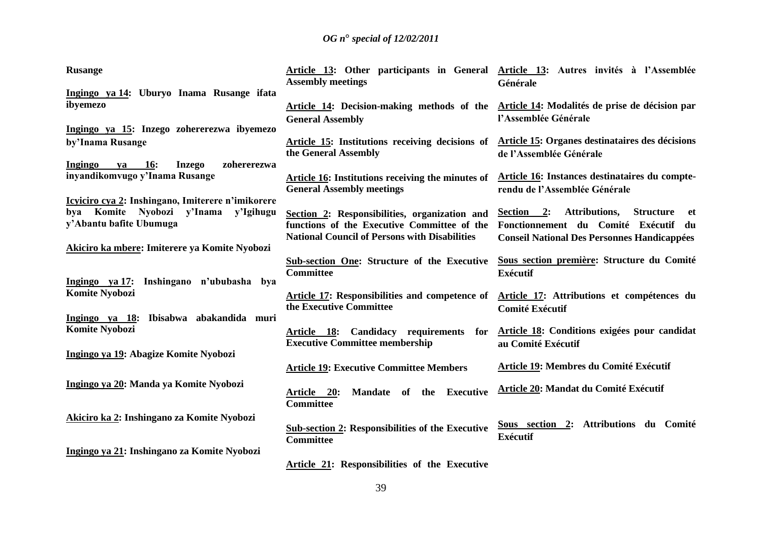**Rusange**

**<u>Ingingo ya 14</u>: Uburyo Inama Rusange ifata ibyemezo**

**<u>Ingingo ya 15</u>: Inzego zohererezwa ibyemezo by'Inama Rusange**

**<u>Ingingo ya 16</u>: Inzego zohererezwa inyandikomvugo y'Inama Rusange**

**<u>Icyiciro cya 2</u>: Inshingano, Imiterere n'imikorere bya Komite Nyobozi y'Inama y'Igihugu y'Abantu bafite Ubumuga**

**<u>Akiciro ka mbere</u>: Imiterere ya Komite Nyobozi**

**<u>Ingingo ya 17</u>: Inshingano n'ububasha bya Komite Nyobozi**

**<u>Ingingo ya 18</u>: Ibisabwa abakandida muri Komite Nyobozi**

**<u>Ingingo ya 19</u>: Abagize Komite Nyobozi**

**<u>Ingingo ya 20</u>: Manda ya Komite Nyobozi**

**<u>Akiciro ka 2</u>: Inshingano za Komite Nyobozi**

**<u>Ingingo ya 21</u>: Inshingano za Komite Nyobozi**

**<u>Article 13</u>: Other participants in General Assembly meetings**

**<u>Article 14</u>: Decision-making methods of the General Assembly**

**<u>Article 15</u>: Institutions receiving decisions of the General Assembly**

**<u>Article 16</u>: Institutions receiving the minutes of General Assembly meetings**

**<u>Section 2</u>: Responsibilities, organization and functions of the Executive Committee of the National Council of Persons with Disabilities**

**<u>Sub-section One</u>: Structure of the Executive Committee**

**<u>Article 17</u>: Responsibilities and competence of the Executive Committee**

**<u>Article 18</u>: Candidacy requirements for Executive Committee membership**

**<u>Article 19</u>: Executive Committee Members**

**<u>Article 20</u>: Mandate of the Executive Committee**

**<u>Sub-section 2</u>: Responsibilities of the Executive Committee**

**<u>Article 21</u>: Responsibilities of the Executive**

**<u>Article 13</u>: Autres invités à l'Assemblée Générale**

**<u>Article 14</u>: Modalités de prise de décision par l'Assemblée Générale**

**<u>Article 15</u>: Organes destinataires des décisions de l'Assemblée Générale**

**<u>Article 16</u>: Instances destinataires du compte-rendu de l'Assemblée Générale**

**<u>Section 2</u>: Attributions, Structure et Fonctionnement du Comité Exécutif du Conseil National Des Personnes Handicappées**

**<u>Sous section première</u>: Structure du Comité Exécutif**

**<u>Article 17</u>: Attributions et compétences du Comité Exécutif**

**<u>Article 18</u>: Conditions exigées pour candidat au Comité Exécutif**

**<u>Article 19</u>: Membres du Comité Exécutif**

**<u>Article 20</u>: Mandat du Comité Exécutif**

**<u>Sous section 2</u>: Attributions du Comité Exécutif**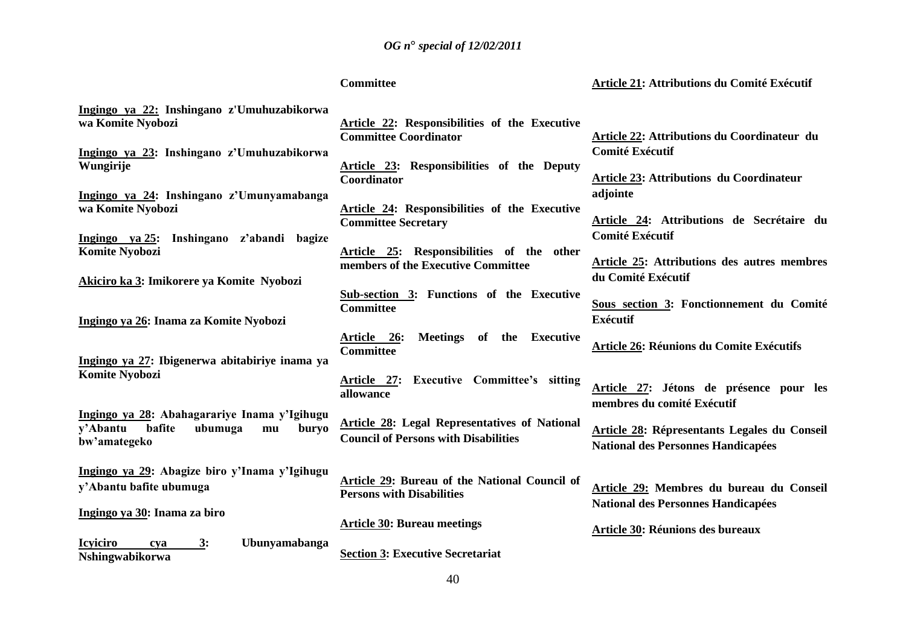| | **Committee** | **Article 21: Attributions du Comité Exécutif** |
|---|---|---|
| **Ingingo ya 22: Inshingano z'Umuhuzabikorwa wa Komite Nyobozi** | **Article 22: Responsibilities of the Executive Committee Coordinator** | **Article 22: Attributions du Coordinateur du Comité Exécutif** |
| **Ingingo ya 23: Inshingano z'Umuhuzabikorwa Wungirije** | **Article 23: Responsibilities of the Deputy Coordinator** | **Article 23: Attributions du Coordinateur adjointe** |
| **Ingingo ya 24: Inshingano z'Umunyamabanga wa Komite Nyobozi** | **Article 24: Responsibilities of the Executive Committee Secretary** | **Article 24: Attributions de Secrétaire du Comité Exécutif** |
| **Ingingo ya 25: Inshingano z'abandi bagize Komite Nyobozi** | **Article 25: Responsibilities of the other members of the Executive Committee** | **Article 25: Attributions des autres membres du Comité Exécutif** |
| **Akiciro ka 3: Imikorere ya Komite Nyobozi** | **Sub-section 3: Functions of the Executive Committee** | **Sous section 3: Fonctionnement du Comité Exécutif** |
| **Ingingo ya 26: Inama za Komite Nyobozi** | **Article 26: Meetings of the Executive Committee** | **Article 26: Réunions du Comite Exécutifs** |
| **Ingingo ya 27: Ibigenerwa abitabiriye inama ya Komite Nyobozi** | **Article 27: Executive Committee's sitting allowance** | **Article 27: Jétons de présence pour les membres du comité Exécutif** |
| **Ingingo ya 28: Abahagarariye Inama y'Igihugu y'Abantu bafite ubumuga mu buryo bw'amategeko** | **Article 28: Legal Representatives of National Council of Persons with Disabilities** | **Article 28: Répresentants Legales du Conseil National des Personnes Handicapées** |
| **Ingingo ya 29: Abagize biro y'Inama y'Igihugu y'Abantu bafite ubumuga** | **Article 29: Bureau of the National Council of Persons with Disabilities** | **Article 29: Membres du bureau du Conseil National des Personnes Handicapées** |
| **Ingingo ya 30: Inama za biro** | **Article 30: Bureau meetings** | **Article 30: Réunions des bureaux** |
| **Icyiciro cya 3: Ubunyamabanga Nshingwabikorwa** | **Section 3: Executive Secretariat** | |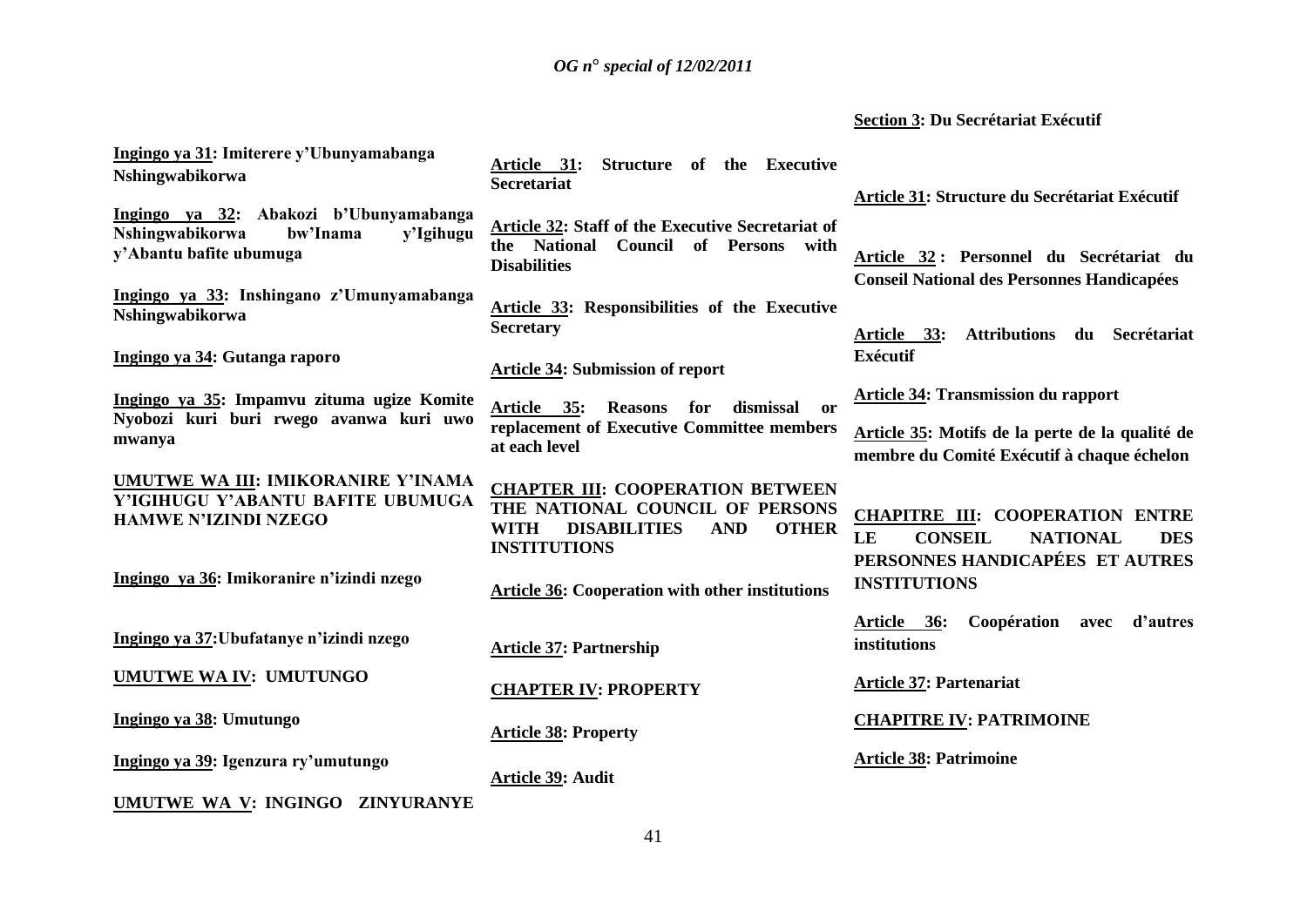**Ingingo ya 31: Imiterere y'Ubunyamabanga Nshingwabikorwa**

**Ingingo ya 32: Abakozi b'Ubunyamabanga Nshingwabikorwa bw'Inama y'Igihugu y'Abantu bafite ubumuga**

**Ingingo ya 33: Inshingano z'Umunyamabanga Nshingwabikorwa**

**Ingingo ya 34: Gutanga raporo**

**Ingingo ya 35: Impamvu zituma ugize Komite Nyobozi kuri buri rwego avanwa kuri uwo mwanya**

**UMUTWE WA III: IMIKORANIRE Y'INAMA Y'IGIHUGU Y'ABANTU BAFITE UBUMUGA HAMWE N'IZINDI NZEGO**

**Ingingo ya 36: Imikoranire n'izindi nzego**

**Ingingo ya 37: Ubufatanye n'izindi nzego**

**UMUTWE WA IV: UMUTUNGO**

**Ingingo ya 38: Umutungo**

**Ingingo ya 39: Igenzura ry'umutungo**

**UMUTWE WA V: INGINGO ZINYURANYE**

**Article 31: Structure of the Executive Secretariat**

**Article 32: Staff of the Executive Secretariat of the National Council of Persons with Disabilities**

**Article 33: Responsibilities of the Executive Secretary**

**Article 34: Submission of report**

**Article 35: Reasons for dismissal or replacement of Executive Committee members at each level**

**CHAPTER III: COOPERATION BETWEEN THE NATIONAL COUNCIL OF PERSONS WITH DISABILITIES AND OTHER INSTITUTIONS**

**Article 36: Cooperation with other institutions**

**Article 37: Partnership**

**CHAPTER IV: PROPERTY**

**Article 38: Property**

**Article 39: Audit**

**Section 3: Du Secrétariat Exécutif**

**Article 31: Structure du Secrétariat Exécutif**

**Article 32 : Personnel du Secrétariat du Conseil National des Personnes Handicapées**

**Article 33: Attributions du Secrétariat Exécutif**

**Article 34: Transmission du rapport**

**Article 35: Motifs de la perte de la qualité de membre du Comité Exécutif à chaque échelon**

**CHAPITRE III: COOPERATION ENTRE LE CONSEIL NATIONAL DES PERSONNES HANDICAPÉES ET AUTRES INSTITUTIONS**

**Article 36: Coopération avec d'autres institutions**

**Article 37: Partenariat**

**CHAPITRE IV: PATRIMOINE**

**Article 38: Patrimoine**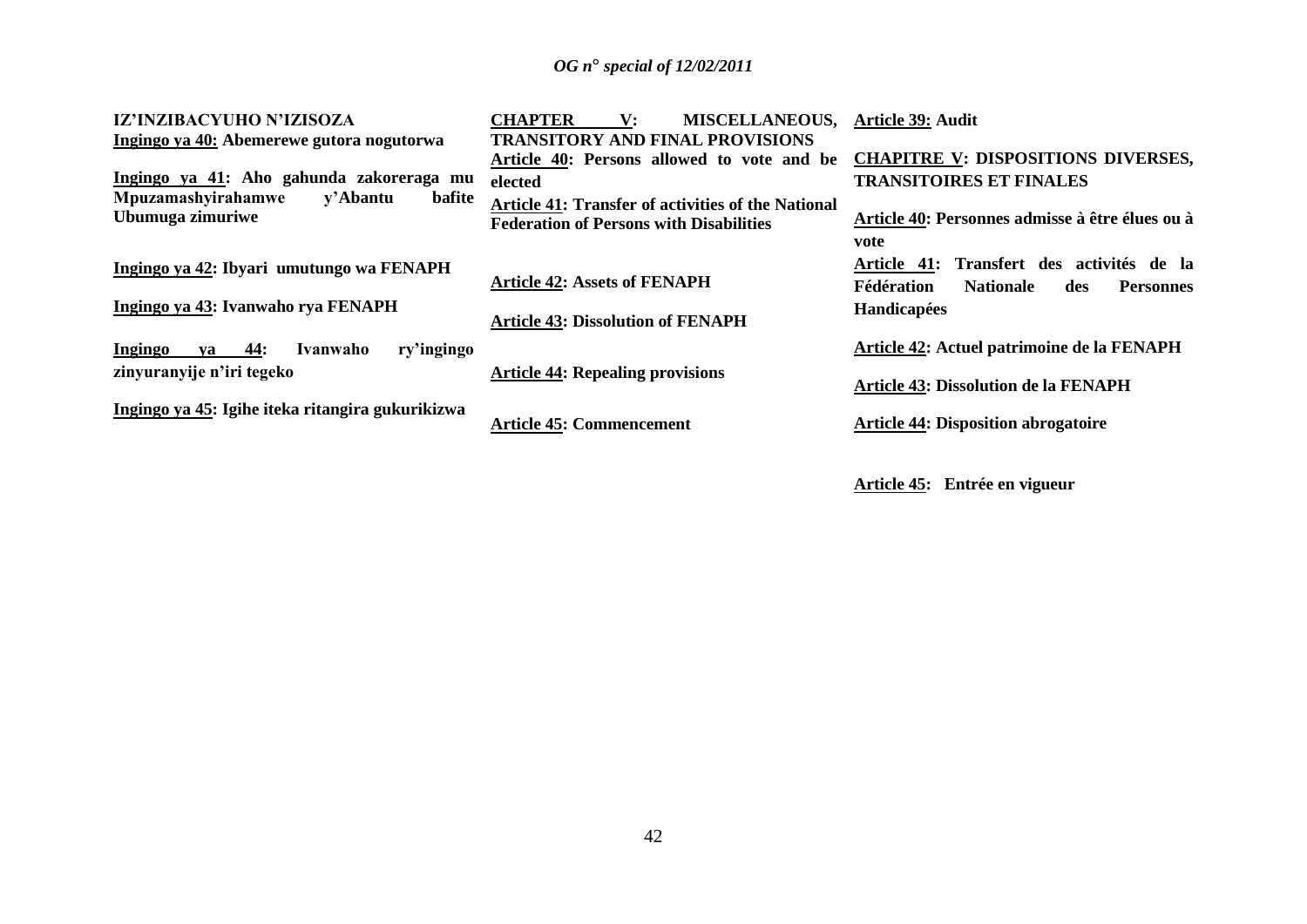**IZ'INZIBACYUHO N'IZISOZA**

**Ingingo ya 40: Abemerewe gutora nogutorwa**

**Ingingo ya 41: Aho gahunda zakoreraga mu Mpuzamashyirahamwe y'Abantu bafite Ubumuga zimuriwe**

**Ingingo ya 42: Ibyari umutungo wa FENAPH**

**Ingingo ya 43: Ivanwaho rya FENAPH**

**Ingingo ya 44: Ivanwaho ry'ingingo zinyuranyije n'iri tegeko**

**Ingingo ya 45: Igihe iteka ritangira gukurikizwa**

**CHAPTER V: MISCELLANEOUS, TRANSITORY AND FINAL PROVISIONS**

**Article 40: Persons allowed to vote and be elected**

**Article 41: Transfer of activities of the National Federation of Persons with Disabilities**

**Article 42: Assets of FENAPH**

**Article 43: Dissolution of FENAPH**

**Article 44: Repealing provisions**

**Article 45: Commencement**

**Article 39: Audit**

**CHAPITRE V: DISPOSITIONS DIVERSES, TRANSITOIRES ET FINALES**

**Article 40: Personnes admisse à être élues ou à vote**

**Article 41: Transfert des activités de la Fédération Nationale des Personnes Handicapées**

**Article 42: Actuel patrimoine de la FENAPH**

**Article 43: Dissolution de la FENAPH**

**Article 44: Disposition abrogatoire**

**Article 45: Entrée en vigueur**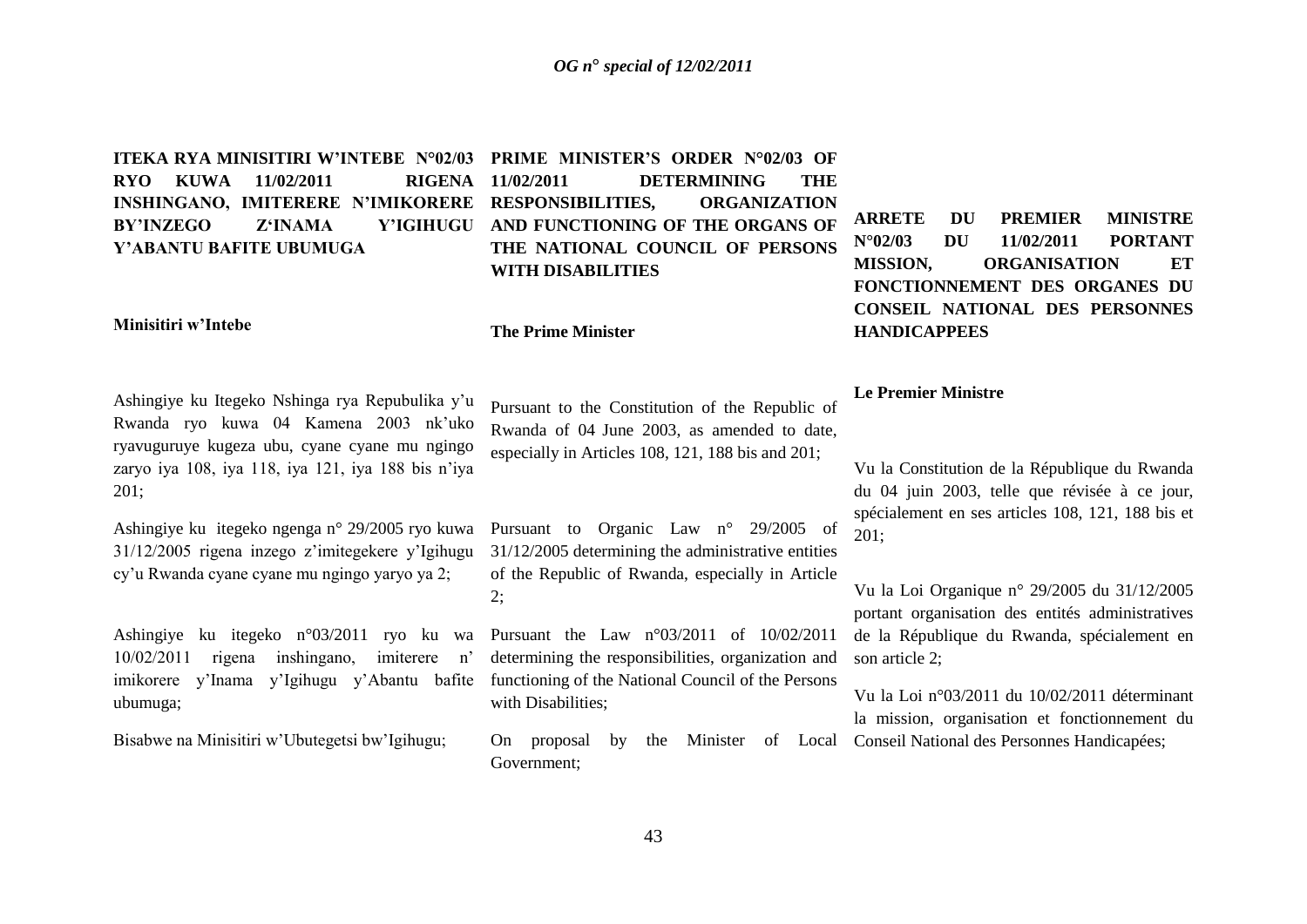**ITEKA RYA MINISITIRI W'INTEBE N°02/03 RYO KUWA 11/02/2011 RIGENA INSHINGANO, IMITERERE N'IMIKORERE BY'INZEGO Z'INAMA Y'IGIHUGU Y'ABANTU BAFITE UBUMUGA**

**Minisitiri w'Intebe**

Ashingiye ku Itegeko Nshinga rya Repubulika y'u Rwanda ryo kuwa 04 Kamena 2003 nk'uko ryavuguruye kugeza ubu, cyane cyane mu ngingo zaryo iya 108, iya 118, iya 121, iya 188 bis n'iya 201;

Ashingiye ku itegeko ngenga n° 29/2005 ryo kuwa 31/12/2005 rigena inzego z'imitegekere y'Igihugu cy'u Rwanda cyane cyane mu ngingo yaryo ya 2;

Ashingiye ku itegeko n°03/2011 ryo ku wa 10/02/2011 rigena inshingano, imiterere n' imikorere y'Inama y'Igihugu y'Abantu bafite ubumuga;

Bisabwe na Minisitiri w'Ubutegetsi bw'Igihugu;

**PRIME MINISTER'S ORDER N°02/03 OF 11/02/2011 DETERMINING THE RESPONSIBILITIES, ORGANIZATION AND FUNCTIONING OF THE ORGANS OF THE NATIONAL COUNCIL OF PERSONS WITH DISABILITIES**

**The Prime Minister**

Pursuant to the Constitution of the Republic of Rwanda of 04 June 2003, as amended to date, especially in Articles 108, 121, 188 bis and 201;

Pursuant to Organic Law n° 29/2005 of 31/12/2005 determining the administrative entities of the Republic of Rwanda, especially in Article 2;

Pursuant the Law n°03/2011 of 10/02/2011 determining the responsibilities, organization and functioning of the National Council of the Persons with Disabilities;

On proposal by the Minister of Local Government;

**ARRETE DU PREMIER MINISTRE N°02/03 DU 11/02/2011 PORTANT MISSION, ORGANISATION ET FONCTIONNEMENT DES ORGANES DU CONSEIL NATIONAL DES PERSONNES HANDICAPPEES**

**Le Premier Ministre**

Vu la Constitution de la République du Rwanda du 04 juin 2003, telle que révisée à ce jour, spécialement en ses articles 108, 121, 188 bis et 201;

Vu la Loi Organique n° 29/2005 du 31/12/2005 portant organisation des entités administratives de la République du Rwanda, spécialement en son article 2;

Vu la Loi n°03/2011 du 10/02/2011 déterminant la mission, organisation et fonctionnement du Conseil National des Personnes Handicapées;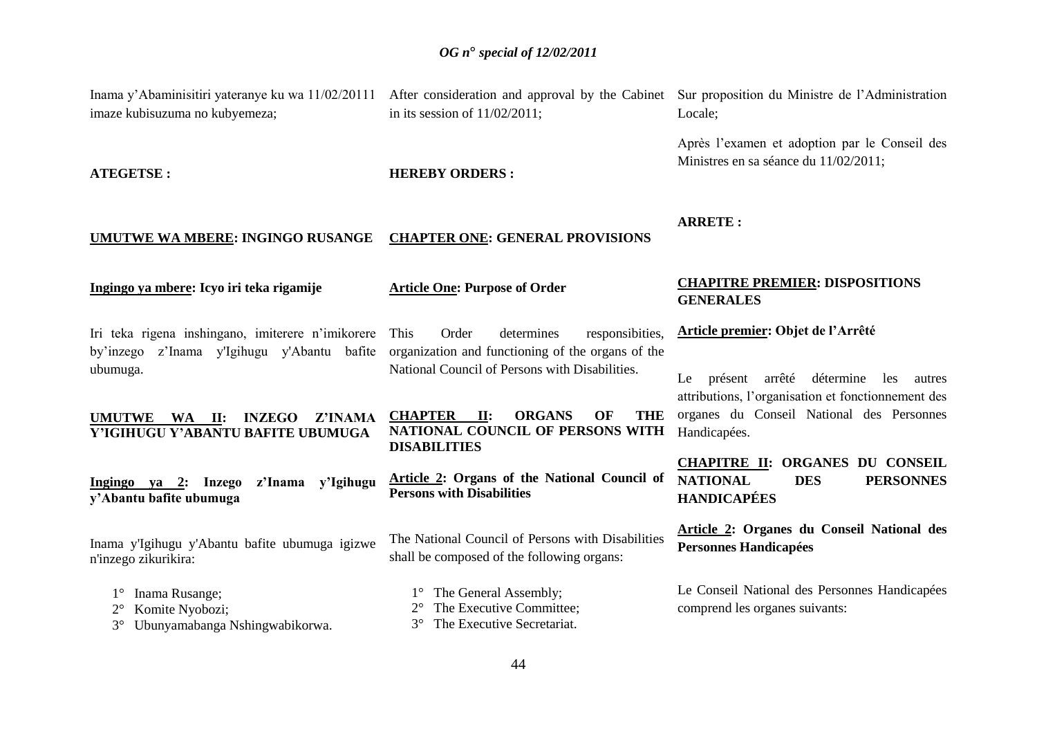Inama y'Abaminisitiri yateranye ku wa 11/02/20111 imaze kubisuzuma no kubyemeza;

**ATEGETSE :**

**UMUTWE WA MBERE: INGINGO RUSANGE**

**Ingingo ya mbere: Icyo iri teka rigamije**

Iri teka rigena inshingano, imiterere n'imikorere by'inzego z'Inama y'Igihugu y'Abantu bafite ubumuga.

**UMUTWE WA II: INZEGO Z'INAMA Y'IGIHUGU Y'ABANTU BAFITE UBUMUGA**

**Ingingo ya 2: Inzego z'Inama y'Igihugu y'Abantu bafite ubumuga**

Inama y'Igihugu y'Abantu bafite ubumuga igizwe n'inzego zikurikira:

1° Inama Rusange;
2° Komite Nyobozi;
3° Ubunyamabanga Nshingwabikorwa.

After consideration and approval by the Cabinet in its session of 11/02/2011;

**HEREBY ORDERS :**

**CHAPTER ONE: GENERAL PROVISIONS**

**Article One: Purpose of Order**

This Order determines responsibilities, organization and functioning of the organs of the National Council of Persons with Disabilities.

**CHAPTER II: ORGANS OF THE NATIONAL COUNCIL OF PERSONS WITH DISABILITIES**

**Article 2: Organs of the National Council of Persons with Disabilities**

The National Council of Persons with Disabilities shall be composed of the following organs:

1° The General Assembly;
2° The Executive Committee;
3° The Executive Secretariat.

Sur proposition du Ministre de l'Administration Locale;

Après l'examen et adoption par le Conseil des Ministres en sa séance du 11/02/2011;

**ARRETE :**

**CHAPITRE PREMIER: DISPOSITIONS GENERALES**

**Article premier: Objet de l'Arrêté**

Le présent arrêté détermine les autres attributions, l'organisation et fonctionnement des organes du Conseil National des Personnes Handicapées.

**CHAPITRE II: ORGANES DU CONSEIL NATIONAL DES PERSONNES HANDICAPÉES**

**Article 2: Organes du Conseil National des Personnes Handicapées**

Le Conseil National des Personnes Handicapées comprend les organes suivants: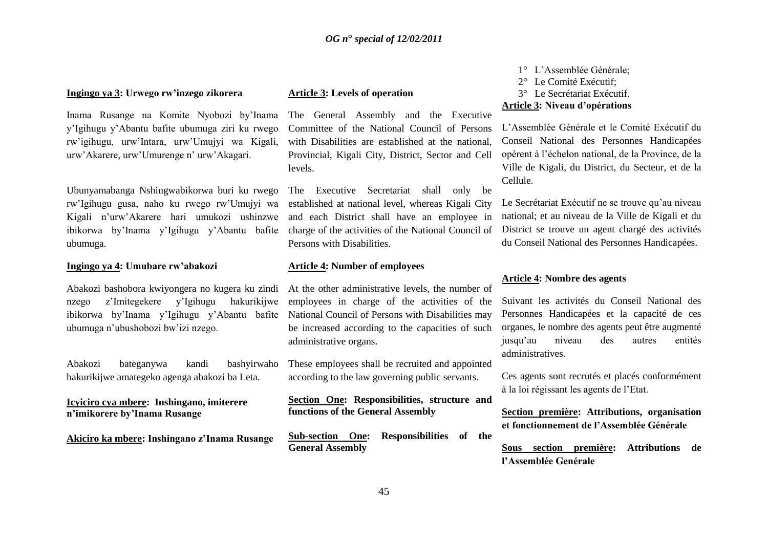1° L'Assemblée Générale;
2° Le Comité Exécutif;
3° Le Secrétariat Exécutif.

**Ingingo ya 3: Urwego rw'inzego zikorera**

Inama Rusange na Komite Nyobozi by'Inama y'Igihugu y'Abantu bafite ubumuga ziri ku rwego rw'igihugu, urw'Intara, urw'Umujyi wa Kigali, urw'Akarere, urw'Umurenge n' urw'Akagari.

Ubunyamabanga Nshingwabikorwa buri ku rwego rw'Igihugu gusa, naho ku rwego rw'Umujyi wa Kigali n'urw'Akarere hari umukozi ushinzwe ibikorwa by'Inama y'Igihugu y'Abantu bafite ubumuga.

**Ingingo ya 4: Umubare rw'abakozi**

Abakozi bashobora kwiyongera no kugera ku zindi nzego z'Imitegekere y'Igihugu hakurikijwe ibikorwa by'Inama y'Igihugu y'Abantu bafite ubumuga n'ubushobozi bw'izi nzego.

Abakozi bateganywa kandi bashyirwaho hakurikijwe amategeko agenga abakozi ba Leta.

**Icyiciro cya mbere: Inshingano, imiterere n'imikorere by'Inama Rusange**

**Akiciro ka mbere: Inshingano z'Inama Rusange**

**Article 3: Levels of operation**

The General Assembly and the Executive Committee of the National Council of Persons with Disabilities are established at the national, Provincial, Kigali City, District, Sector and Cell levels.

The Executive Secretariat shall only be established at national level, whereas Kigali City and each District shall have an employee in charge of the activities of the National Council of Persons with Disabilities.

**Article 4: Number of employees**

At the other administrative levels, the number of employees in charge of the activities of the National Council of Persons with Disabilities may be increased according to the capacities of such administrative organs.

These employees shall be recruited and appointed according to the law governing public servants.

**Section One: Responsibilities, structure and functions of the General Assembly**

**Sub-section One: Responsibilities of the General Assembly**

**Article 3: Niveau d'opérations**

L'Assemblée Générale et le Comité Exécutif du Conseil National des Personnes Handicapées opèrent à l'échelon national, de la Province, de la Ville de Kigali, du District, du Secteur, et de la Cellule.

Le Secrétariat Exécutif ne se trouve qu'au niveau national; et au niveau de la Ville de Kigali et du District se trouve un agent chargé des activités du Conseil National des Personnes Handicapées.

**Article 4: Nombre des agents**

Suivant les activités du Conseil National des Personnes Handicapées et la capacité de ces organes, le nombre des agents peut être augmenté jusqu'au niveau des autres entités administratives.

Ces agents sont recrutés et placés conformément à la loi régissant les agents de l'Etat.

**Section première: Attributions, organisation et fonctionnement de l'Assemblée Générale**

**Sous section première: Attributions de l'Assemblée Genérale**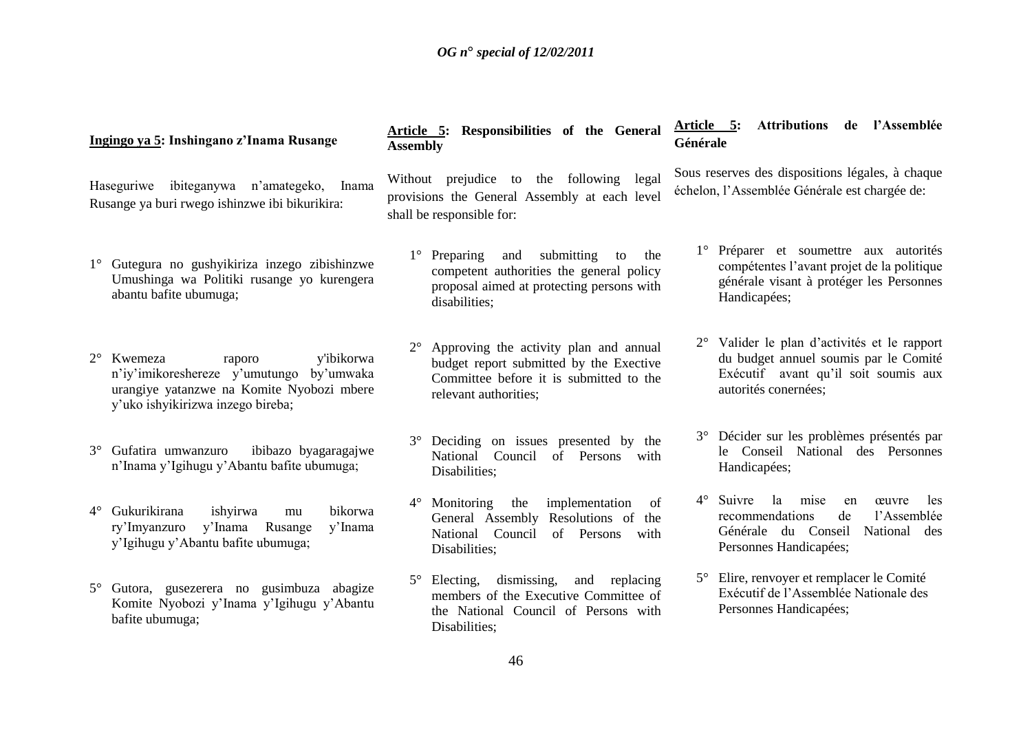**Ingingo ya 5: Inshingano z'Inama Rusange**

Haseguriwe ibiteganywa n'amategeko, Inama Rusange ya buri rwego ishinzwe ibi bikurikira:

1° Gutegura no gushyikiriza inzego zibishinzwe Umushinga wa Politiki rusange yo kurengera abantu bafite ubumuga;

2° Kwemeza raporo y'ibikorwa n'iy'imikoreshereze y'umutungo by'umwaka urangiye yatanzwe na Komite Nyobozi mbere y'uko ishyikirizwa inzego bireba;

3° Gufatira umwanzuro ibibazo byagaragajwe n'Inama y'Igihugu y'Abantu bafite ubumuga;

4° Gukurikirana ishyirwa mu bikorwa ry'Imyanzuro y'Inama Rusange y'Inama y'Igihugu y'Abantu bafite ubumuga;

5° Gutora, gusezerera no gusimbuza abagize Komite Nyobozi y'Inama y'Igihugu y'Abantu bafite ubumuga;

**Article 5: Responsibilities of the General Assembly**

Without prejudice to the following legal provisions the General Assembly at each level shall be responsible for:

1° Preparing and submitting to the competent authorities the general policy proposal aimed at protecting persons with disabilities;

2° Approving the activity plan and annual budget report submitted by the Exective Committee before it is submitted to the relevant authorities;

3° Deciding on issues presented by the National Council of Persons with Disabilities;

4° Monitoring the implementation of General Assembly Resolutions of the National Council of Persons with Disabilities;

5° Electing, dismissing, and replacing members of the Executive Committee of the National Council of Persons with Disabilities;

**Article 5: Attributions de l'Assemblée Générale**

Sous reserves des dispositions légales, à chaque échelon, l'Assemblée Générale est chargée de:

1° Préparer et soumettre aux autorités compétentes l'avant projet de la politique générale visant à protéger les Personnes Handicapées;

2° Valider le plan d'activités et le rapport du budget annuel soumis par le Comité Exécutif avant qu'il soit soumis aux autorités conernées;

3° Décider sur les problèmes présentés par le Conseil National des Personnes Handicapées;

4° Suivre la mise en œuvre les recommendations de l'Assemblée Générale du Conseil National des Personnes Handicapées;

5° Elire, renvoyer et remplacer le Comité Exécutif de l'Assemblée Nationale des Personnes Handicapées;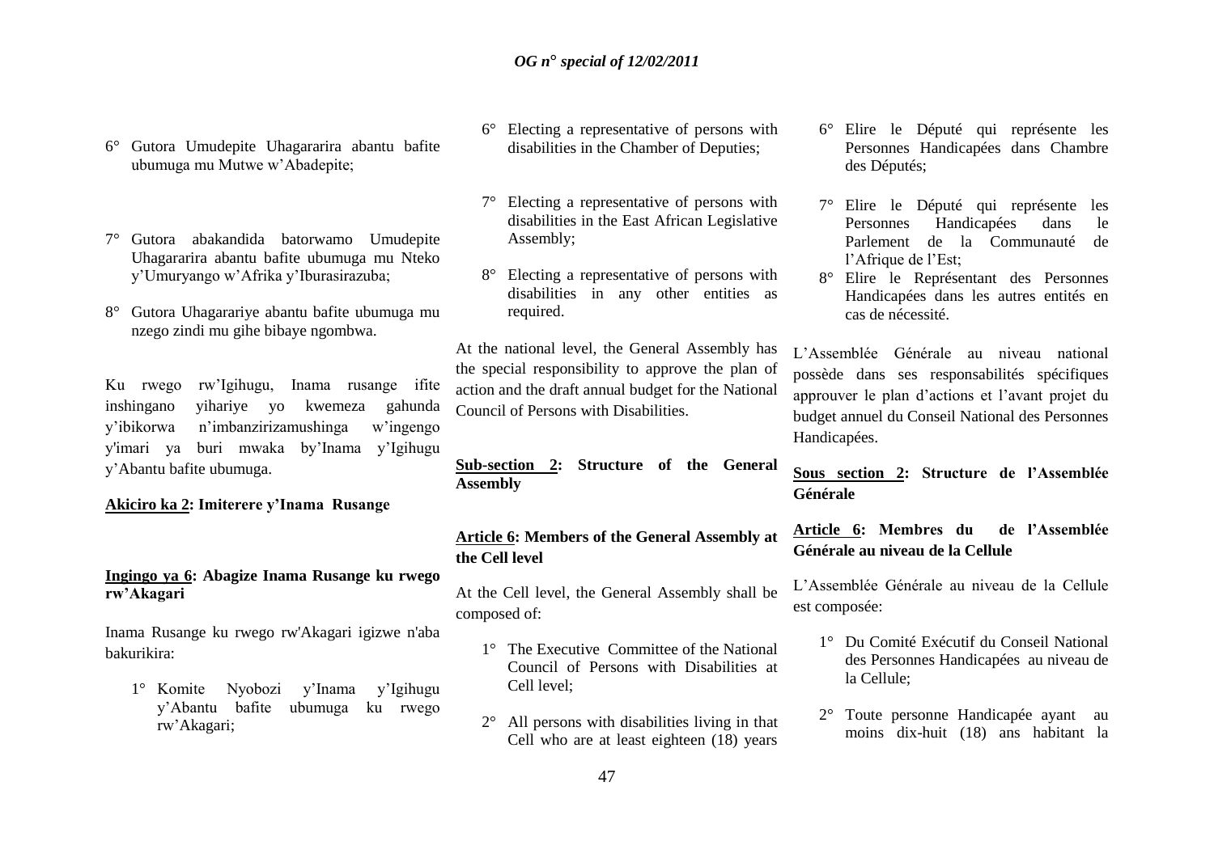6° Gutora Umudepite Uhagararira abantu bafite ubumuga mu Mutwe w'Abadepite;

7° Gutora abakandida batorwamo Umudepite Uhagararira abantu bafite ubumuga mu Nteko y'Umuryango w'Afrika y'Iburasirazuba;

8° Gutora Uhagarariye abantu bafite ubumuga mu nzego zindi mu gihe bibaye ngombwa.

Ku rwego rw'Igihugu, Inama rusange ifite inshingano yihariye yo kwemeza gahunda y'ibikorwa n'imbanzirizamushinga w'ingengo y'imari ya buri mwaka by'Inama y'Igihugu y'Abantu bafite ubumuga.

**Akiciro ka 2: Imiterere y'Inama Rusange**

**Ingingo ya 6: Abagize Inama Rusange ku rwego rw'Akagari**

Inama Rusange ku rwego rw'Akagari igizwe n'aba bakurikira:

1° Komite Nyobozi y'Inama y'Igihugu y'Abantu bafite ubumuga ku rwego rw'Akagari;

6° Electing a representative of persons with disabilities in the Chamber of Deputies;

7° Electing a representative of persons with disabilities in the East African Legislative Assembly;

8° Electing a representative of persons with disabilities in any other entities as required.

At the national level, the General Assembly has the special responsibility to approve the plan of action and the draft annual budget for the National Council of Persons with Disabilities.

**Sub-section 2: Structure of the General Assembly**

**Article 6: Members of the General Assembly at the Cell level**

At the Cell level, the General Assembly shall be composed of:

1° The Executive Committee of the National Council of Persons with Disabilities at Cell level;

2° All persons with disabilities living in that Cell who are at least eighteen (18) years

6° Elire le Député qui représente les Personnes Handicapées dans Chambre des Députés;

7° Elire le Député qui représente les Personnes Handicapées dans le Parlement de la Communauté de l'Afrique de l'Est;

8° Elire le Représentant des Personnes Handicapées dans les autres entités en cas de nécessité.

L'Assemblée Générale au niveau national possède dans ses responsabilités spécifiques approuver le plan d'actions et l'avant projet du budget annuel du Conseil National des Personnes Handicapées.

**Sous section 2: Structure de l'Assemblée Générale**

**Article 6: Membres du de l'Assemblée Générale au niveau de la Cellule**

L'Assemblée Générale au niveau de la Cellule est composée:

1° Du Comité Exécutif du Conseil National des Personnes Handicapées au niveau de la Cellule;

2° Toute personne Handicapée ayant au moins dix-huit (18) ans habitant la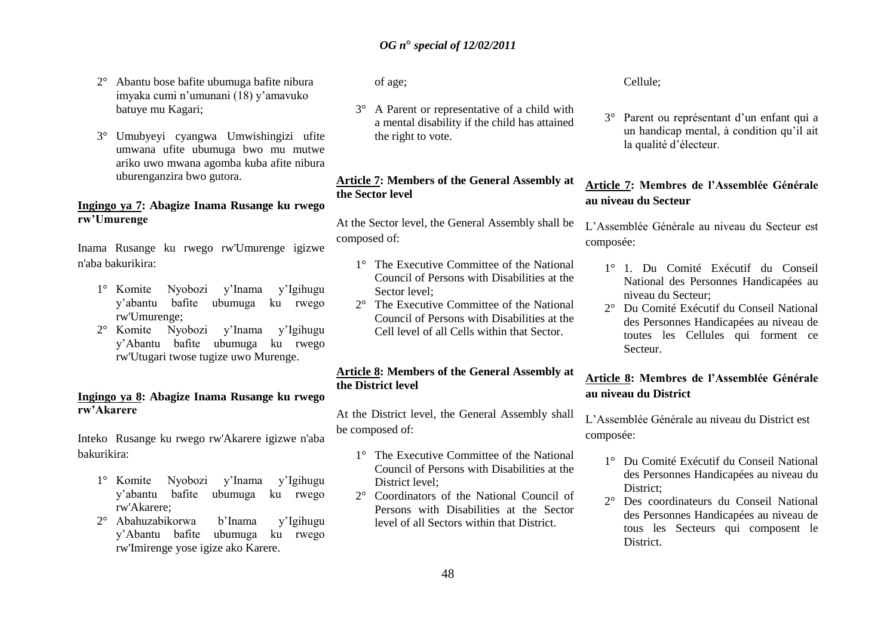2° Abantu bose bafite ubumuga bafite nibura imyaka cumi n'umunani (18) y'amavuko batuye mu Kagari;

3° Umubyeyi cyangwa Umwishingizi ufite umwana ufite ubumuga bwo mu mutwe ariko uwo mwana agomba kuba afite nibura uburenganzira bwo gutora.

**Ingingo ya 7: Abagize Inama Rusange ku rwego rw'Umurenge**

Inama Rusange ku rwego rw'Umurenge igizwe n'aba bakurikira:

1° Komite Nyobozi y'Inama y'Igihugu y'abantu bafite ubumuga ku rwego rw'Umurenge;
2° Komite Nyobozi y'Inama y'Igihugu y'Abantu bafite ubumuga ku rwego rw'Utugari twose tugize uwo Murenge.

**Ingingo ya 8: Abagize Inama Rusange ku rwego rw'Akarere**

Inteko Rusange ku rwego rw'Akarere igizwe n'aba bakurikira:

1° Komite Nyobozi y'Inama y'Igihugu y'abantu bafite ubumuga ku rwego rw'Akarere;
2° Abahuzabikorwa b'Inama y'Igihugu y'Abantu bafite ubumuga ku rwego rw'Imirenge yose igize ako Karere.

of age;

3° A Parent or representative of a child with a mental disability if the child has attained the right to vote.

**Article 7: Members of the General Assembly at the Sector level**

At the Sector level, the General Assembly shall be composed of:

1° The Executive Committee of the National Council of Persons with Disabilities at the Sector level;
2° The Executive Committee of the National Council of Persons with Disabilities at the Cell level of all Cells within that Sector.

**Article 8: Members of the General Assembly at the District level**

At the District level, the General Assembly shall be composed of:

1° The Executive Committee of the National Council of Persons with Disabilities at the District level;
2° Coordinators of the National Council of Persons with Disabilities at the Sector level of all Sectors within that District.

Cellule;

3° Parent ou représentant d'un enfant qui a un handicap mental, à condition qu'il ait la qualité d'électeur.

**Article 7: Membres de l'Assemblée Générale au niveau du Secteur**

L'Assemblée Générale au niveau du Secteur est composée:

1° 1. Du Comité Exécutif du Conseil National des Personnes Handicapées au niveau du Secteur;
2° Du Comité Exécutif du Conseil National des Personnes Handicapées au niveau de toutes les Cellules qui forment ce Secteur.

**Article 8: Membres de l'Assemblée Générale au niveau du District**

L'Assemblée Générale au niveau du District est composée:

1° Du Comité Exécutif du Conseil National des Personnes Handicapées au niveau du District;
2° Des coordinateurs du Conseil National des Personnes Handicapées au niveau de tous les Secteurs qui composent le District.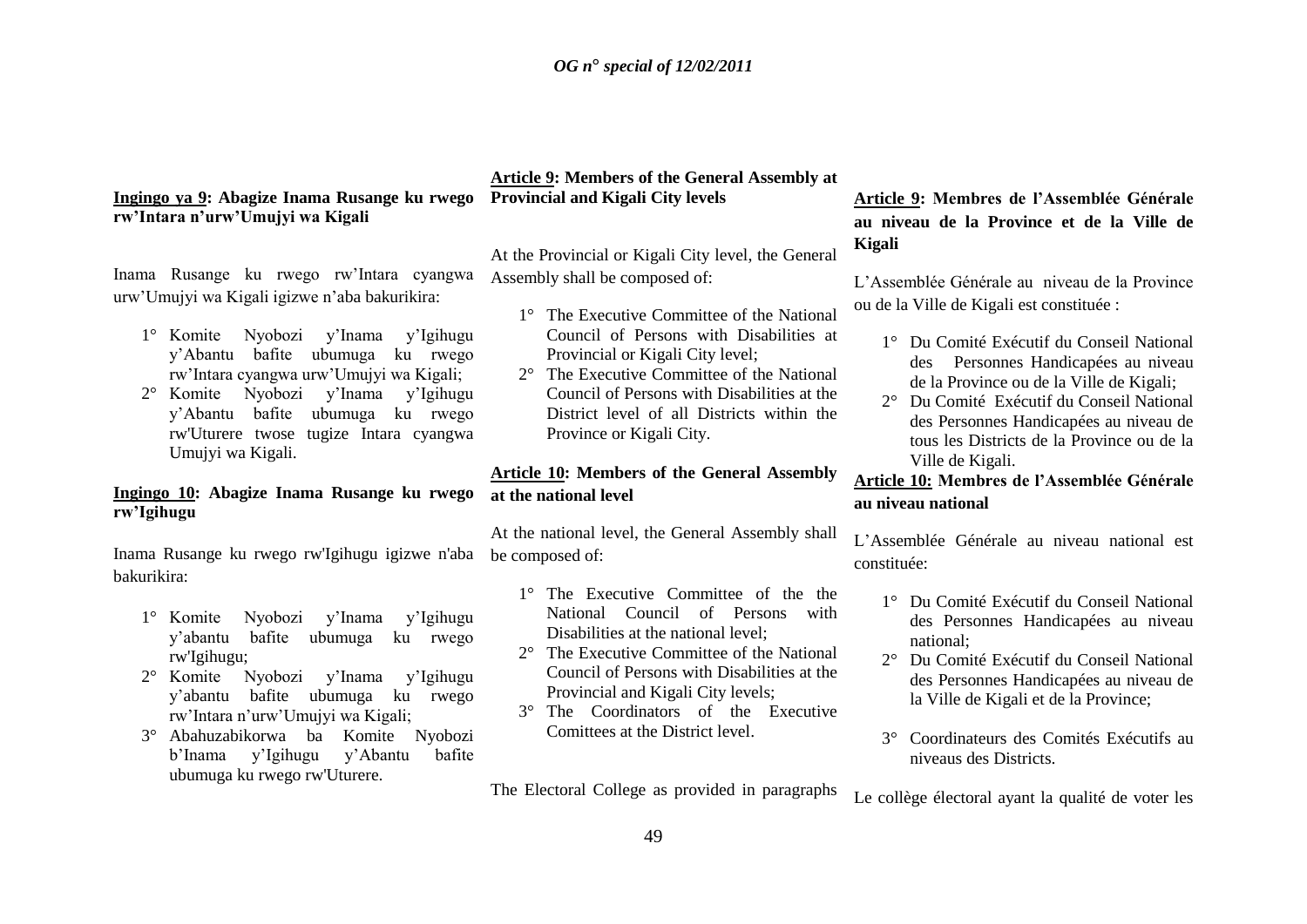**Ingingo ya 9: Abagize Inama Rusange ku rwego rw'Intara n'urw'Umujyi wa Kigali**

Inama Rusange ku rwego rw'Intara cyangwa urw'Umujyi wa Kigali igizwe n'aba bakurikira:

1° Komite Nyobozi y'Inama y'Igihugu y'Abantu bafite ubumuga ku rwego rw'Intara cyangwa urw'Umujyi wa Kigali;
2° Komite Nyobozi y'Inama y'Igihugu y'Abantu bafite ubumuga ku rwego rw'Uturere twose tugize Intara cyangwa Umujyi wa Kigali.

**Ingingo 10: Abagize Inama Rusange ku rwego rw'Igihugu**

Inama Rusange ku rwego rw'Igihugu igizwe n'aba bakurikira:

1° Komite Nyobozi y'Inama y'Igihugu y'abantu bafite ubumuga ku rwego rw'Igihugu;
2° Komite Nyobozi y'Inama y'Igihugu y'abantu bafite ubumuga ku rwego rw'Intara n'urw'Umujyi wa Kigali;
3° Abahuzabikorwa ba Komite Nyobozi b'Inama y'Igihugu y'Abantu bafite ubumuga ku rwego rw'Uturere.

**Article 9: Members of the General Assembly at Provincial and Kigali City levels**

At the Provincial or Kigali City level, the General Assembly shall be composed of:

1° The Executive Committee of the National Council of Persons with Disabilities at Provincial or Kigali City level;
2° The Executive Committee of the National Council of Persons with Disabilities at the District level of all Districts within the Province or Kigali City.

**Article 10: Members of the General Assembly at the national level**

At the national level, the General Assembly shall be composed of:

1° The Executive Committee of the the National Council of Persons with Disabilities at the national level;
2° The Executive Committee of the National Council of Persons with Disabilities at the Provincial and Kigali City levels;
3° The Coordinators of the Executive Comittees at the District level.

The Electoral College as provided in paragraphs

**Article 9: Membres de l'Assemblée Générale au niveau de la Province et de la Ville de Kigali**

L'Assemblée Générale au niveau de la Province ou de la Ville de Kigali est constituée :

1° Du Comité Exécutif du Conseil National des Personnes Handicapées au niveau de la Province ou de la Ville de Kigali;
2° Du Comité Exécutif du Conseil National des Personnes Handicapées au niveau de tous les Districts de la Province ou de la Ville de Kigali.

**Article 10: Membres de l'Assemblée Générale au niveau national**

L'Assemblée Générale au niveau national est constituée:

1° Du Comité Exécutif du Conseil National des Personnes Handicapées au niveau national;
2° Du Comité Exécutif du Conseil National des Personnes Handicapées au niveau de la Ville de Kigali et de la Province;
3° Coordinateurs des Comités Exécutifs au niveaus des Districts.

Le collège électoral ayant la qualité de voter les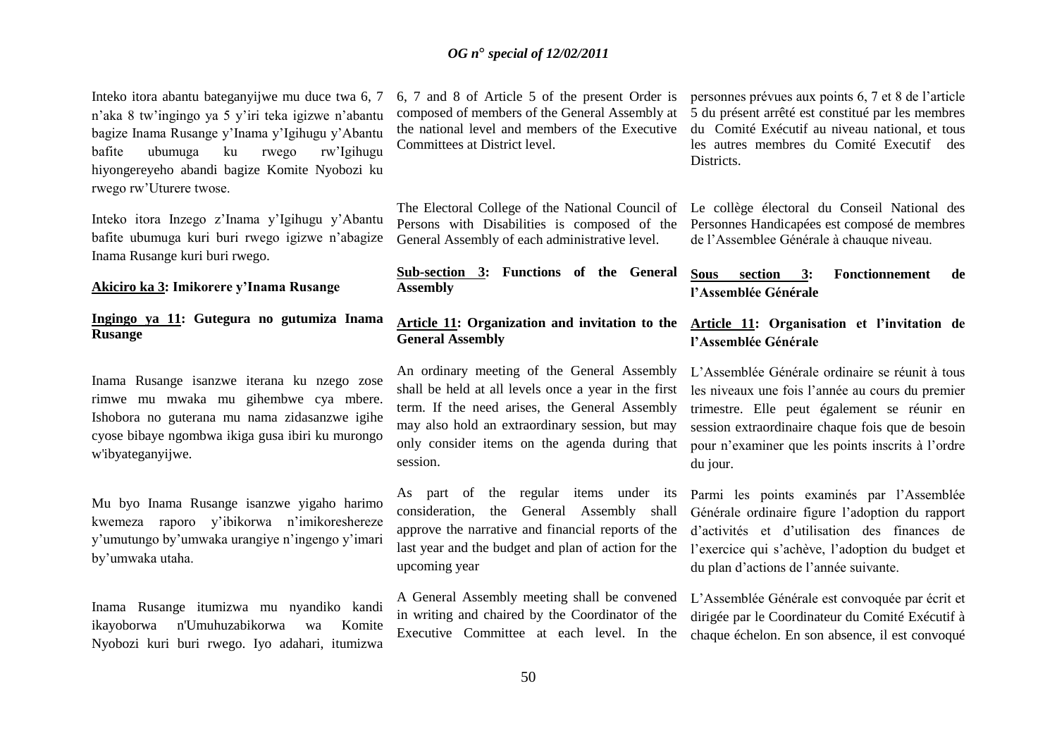Inteko itora abantu bateganyijwe mu duce twa 6, 7 n'aka 8 tw'ingingo ya 5 y'iri teka igizwe n'abantu bagize Inama Rusange y'Inama y'Igihugu y'Abantu bafite ubumuga ku rwego rw'Igihugu hiyongereyeho abandi bagize Komite Nyobozi ku rwego rw'Uturere twose.

Inteko itora Inzego z'Inama y'Igihugu y'Abantu bafite ubumuga kuri buri rwego igizwe n'abagize Inama Rusange kuri buri rwego.

**Akiciro ka 3: Imikorere y'Inama Rusange**

**Ingingo ya 11: Gutegura no gutumiza Inama Rusange**

Inama Rusange isanzwe iterana ku nzego zose rimwe mu mwaka mu gihembwe cya mbere. Ishobora no guterana mu nama zidasanzwe igihe cyose bibaye ngombwa ikiga gusa ibiri ku murongo w'ibyateganyijwe.

Mu byo Inama Rusange isanzwe yigaho harimo kwemeza raporo y'ibikorwa n'imikoreshereze y'umutungo by'umwaka urangiye n'ingengo y'imari by'umwaka utaha.

Inama Rusange itumizwa mu nyandiko kandi ikayoborwa n'Umuhuzabikorwa wa Komite Nyobozi kuri buri rwego. Iyo adahari, itumizwa

6, 7 and 8 of Article 5 of the present Order is composed of members of the General Assembly at the national level and members of the Executive Committees at District level.

The Electoral College of the National Council of Persons with Disabilities is composed of the General Assembly of each administrative level.

**Sub-section 3: Functions of the General Assembly**

**Article 11: Organization and invitation to the General Assembly**

An ordinary meeting of the General Assembly shall be held at all levels once a year in the first term. If the need arises, the General Assembly may also hold an extraordinary session, but may only consider items on the agenda during that session.

As part of the regular items under its consideration, the General Assembly shall approve the narrative and financial reports of the last year and the budget and plan of action for the upcoming year

A General Assembly meeting shall be convened in writing and chaired by the Coordinator of the Executive Committee at each level. In the

personnes prévues aux points 6, 7 et 8 de l'article 5 du présent arrêté est constitué par les membres du Comité Exécutif au niveau national, et tous les autres membres du Comité Executif des Districts.

Le collège électoral du Conseil National des Personnes Handicapées est composé de membres de l'Assemblee Générale à chauque niveau.

**Sous section 3: Fonctionnement de l'Assemblée Générale**

**Article 11: Organisation et l'invitation de l'Assemblée Générale**

L'Assemblée Générale ordinaire se réunit à tous les niveaux une fois l'année au cours du premier trimestre. Elle peut également se réunir en session extraordinaire chaque fois que de besoin pour n'examiner que les points inscrits à l'ordre du jour.

Parmi les points examinés par l'Assemblée Générale ordinaire figure l'adoption du rapport d'activités et d'utilisation des finances de l'exercice qui s'achève, l'adoption du budget et du plan d'actions de l'année suivante.

L'Assemblée Générale est convoquée par écrit et dirigée par le Coordinateur du Comité Exécutif à chaque échelon. En son absence, il est convoqué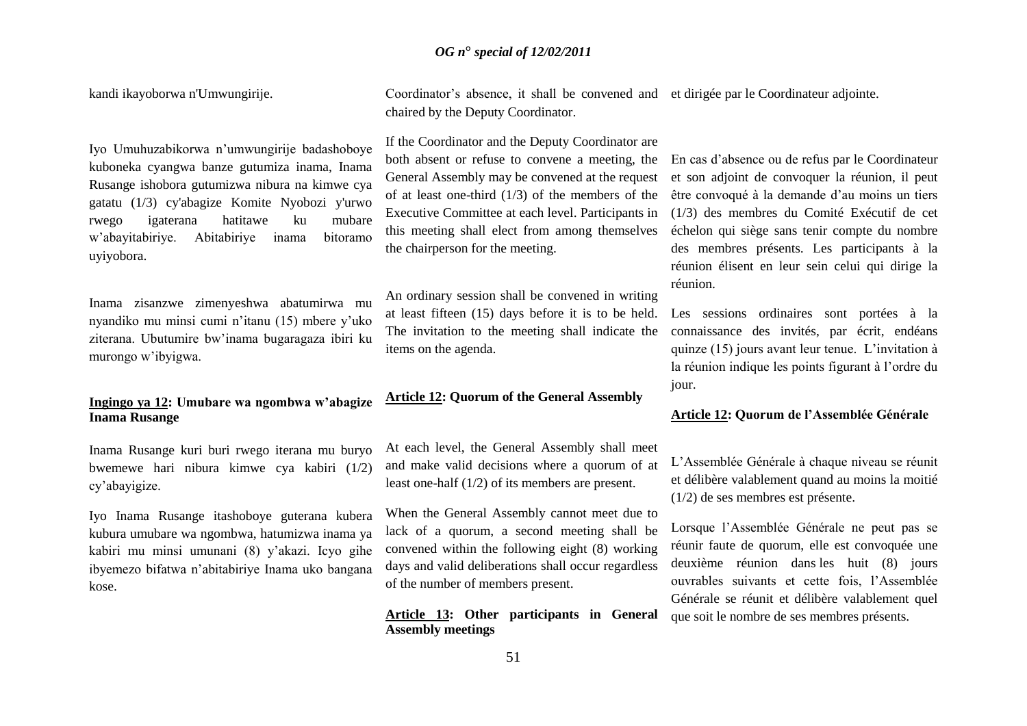kandi ikayoborwa n'Umwungirije.

Iyo Umuhuzabikorwa n'umwungirije badashoboye kuboneka cyangwa banze gutumiza inama, Inama Rusange ishobora gutumizwa nibura na kimwe cya gatatu (1/3) cy'abagize Komite Nyobozi y'urwo rwego igaterana hatitawe ku mubare w'abayitabiriye. Abitabiriye inama bitoramo uyiyobora.

Inama zisanzwe zimenyeshwa abatumirwa mu nyandiko mu minsi cumi n'itanu (15) mbere y'uko ziterana. Ubutumire bw'inama bugaragaza ibiri ku murongo w'ibyigwa.

**Ingingo ya 12: Umubare wa ngombwa w'abagize Inama Rusange**

Inama Rusange kuri buri rwego iterana mu buryo bwemewe hari nibura kimwe cya kabiri (1/2) cy'abayigize.

Iyo Inama Rusange itashoboye guterana kubera kubura umubare wa ngombwa, hatumizwa inama ya kabiri mu minsi umunani (8) y'akazi. Icyo gihe ibyemezo bifatwa n'abitabiriye Inama uko bangana kose.

Coordinator's absence, it shall be convened and chaired by the Deputy Coordinator.

If the Coordinator and the Deputy Coordinator are both absent or refuse to convene a meeting, the General Assembly may be convened at the request of at least one-third (1/3) of the members of the Executive Committee at each level. Participants in this meeting shall elect from among themselves the chairperson for the meeting.

An ordinary session shall be convened in writing at least fifteen (15) days before it is to be held. The invitation to the meeting shall indicate the items on the agenda.

**Article 12: Quorum of the General Assembly**

At each level, the General Assembly shall meet and make valid decisions where a quorum of at least one-half (1/2) of its members are present.

When the General Assembly cannot meet due to lack of a quorum, a second meeting shall be convened within the following eight (8) working days and valid deliberations shall occur regardless of the number of members present.

**Article 13: Other participants in General Assembly meetings**

et dirigée par le Coordinateur adjointe.

En cas d'absence ou de refus par le Coordinateur et son adjoint de convoquer la réunion, il peut être convoqué à la demande d'au moins un tiers (1/3) des membres du Comité Exécutif de cet échelon qui siège sans tenir compte du nombre des membres présents. Les participants à la réunion élisent en leur sein celui qui dirige la réunion.

Les sessions ordinaires sont portées à la connaissance des invités, par écrit, endéans quinze (15) jours avant leur tenue. L'invitation à la réunion indique les points figurant à l'ordre du jour.

**Article 12: Quorum de l'Assemblée Générale**

L'Assemblée Générale à chaque niveau se réunit et délibère valablement quand au moins la moitié (1/2) de ses membres est présente.

Lorsque l'Assemblée Générale ne peut pas se réunir faute de quorum, elle est convoquée une deuxième réunion dans les huit (8) jours ouvrables suivants et cette fois, l'Assemblée Générale se réunit et délibère valablement quel que soit le nombre de ses membres présents.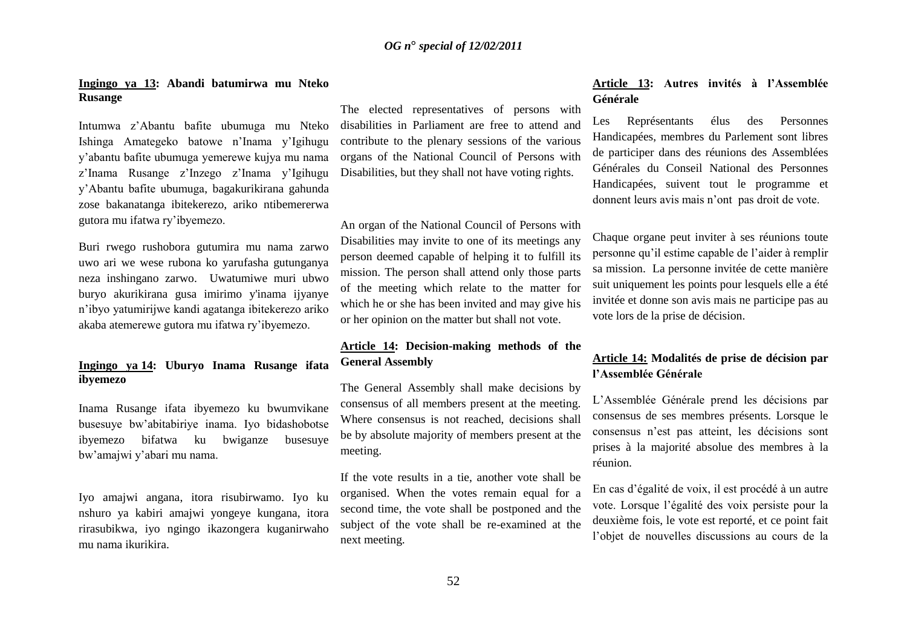**Ingingo ya 13: Abandi batumirwa mu Nteko Rusange**

Intumwa z'Abantu bafite ubumuga mu Nteko Ishinga Amategeko batowe n'Inama y'Igihugu y'abantu bafite ubumuga yemerewe kujya mu nama z'Inama Rusange z'Inzego z'Inama y'Igihugu y'Abantu bafite ubumuga, bagakurikirana gahunda zose bakanatanga ibitekerezo, ariko ntibemererwa gutora mu ifatwa ry'ibyemezo.

Buri rwego rushobora gutumira mu nama zarwo uwo ari we wese rubona ko yarufasha gutunganya neza inshingano zarwo. Uwatumiwe muri ubwo buryo akurikirana gusa imirimo y'inama ijyanye n'ibyo yatumirijwe kandi agatanga ibitekerezo ariko akaba atemerewe gutora mu ifatwa ry'ibyemezo.

**Ingingo ya 14: Uburyo Inama Rusange ifata ibyemezo**

Inama Rusange ifata ibyemezo ku bwumvikane busesuye bw'abitabiriye inama. Iyo bidashobotse ibyemezo bifatwa ku bwiganze busesuye bw'amajwi y'abari mu nama.

Iyo amajwi angana, itora risubirwamo. Iyo ku nshuro ya kabiri amajwi yongeye kungana, itora rirasubikwa, iyo ngingo ikazongera kuganirwaho mu nama ikurikira.

The elected representatives of persons with disabilities in Parliament are free to attend and contribute to the plenary sessions of the various organs of the National Council of Persons with Disabilities, but they shall not have voting rights.

An organ of the National Council of Persons with Disabilities may invite to one of its meetings any person deemed capable of helping it to fulfill its mission. The person shall attend only those parts of the meeting which relate to the matter for which he or she has been invited and may give his or her opinion on the matter but shall not vote.

**Article 14: Decision-making methods of the General Assembly**

The General Assembly shall make decisions by consensus of all members present at the meeting. Where consensus is not reached, decisions shall be by absolute majority of members present at the meeting.

If the vote results in a tie, another vote shall be organised. When the votes remain equal for a second time, the vote shall be postponed and the subject of the vote shall be re-examined at the next meeting.

**Article 13: Autres invités à l'Assemblée Générale**

Les Représentants élus des Personnes Handicapées, membres du Parlement sont libres de participer dans des réunions des Assemblées Générales du Conseil National des Personnes Handicapées, suivent tout le programme et donnent leurs avis mais n'ont pas droit de vote.

Chaque organe peut inviter à ses réunions toute personne qu'il estime capable de l'aider à remplir sa mission. La personne invitée de cette manière suit uniquement les points pour lesquels elle a été invitée et donne son avis mais ne participe pas au vote lors de la prise de décision.

**Article 14: Modalités de prise de décision par l'Assemblée Générale**

L'Assemblée Générale prend les décisions par consensus de ses membres présents. Lorsque le consensus n'est pas atteint, les décisions sont prises à la majorité absolue des membres à la réunion.

En cas d'égalité de voix, il est procédé à un autre vote. Lorsque l'égalité des voix persiste pour la deuxième fois, le vote est reporté, et ce point fait l'objet de nouvelles discussions au cours de la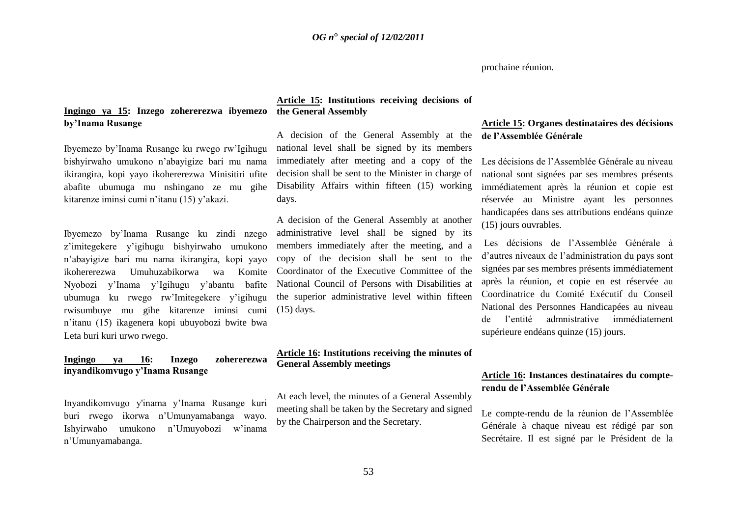prochaine réunion.

**Ingingo ya 15: Inzego zohererezwa ibyemezo by'Inama Rusange**

Ibyemezo by'Inama Rusange ku rwego rw'Igihugu bishyirwaho umukono n'abayigize bari mu nama ikirangira, kopi yayo ikohererezwa Minisitiri ufite abafite ubumuga mu nshingano ze mu gihe kitarenze iminsi cumi n'itanu (15) y'akazi.

Ibyemezo by'Inama Rusange ku zindi nzego z'imitegekere y'igihugu bishyirwaho umukono n'abayigize bari mu nama ikirangira, kopi yayo ikohererezwa Umuhuzabikorwa wa Komite Nyobozi y'Inama y'Igihugu y'abantu bafite ubumuga ku rwego rw'Imitegekere y'igihugu rwisumbuye mu gihe kitarenze iminsi cumi n'itanu (15) ikagenera kopi ubuyobozi bwite bwa Leta buri kuri urwo rwego.

**Ingingo ya 16: Inzego zohererezwa inyandikomvugo y'Inama Rusange**

Inyandikomvugo y'inama y'Inama Rusange kuri buri rwego ikorwa n'Umunyamabanga wayo. Ishyirwaho umukono n'Umuyobozi w'inama n'Umunyamabanga.

**Article 15: Institutions receiving decisions of the General Assembly**

A decision of the General Assembly at the national level shall be signed by its members immediately after meeting and a copy of the decision shall be sent to the Minister in charge of Disability Affairs within fifteen (15) working days.

A decision of the General Assembly at another administrative level shall be signed by its members immediately after the meeting, and a copy of the decision shall be sent to the Coordinator of the Executive Committee of the National Council of Persons with Disabilities at the superior administrative level within fifteen (15) days.

**Article 16: Institutions receiving the minutes of General Assembly meetings**

At each level, the minutes of a General Assembly meeting shall be taken by the Secretary and signed by the Chairperson and the Secretary.

**Article 15: Organes destinataires des décisions de l'Assemblée Générale**

Les décisions de l'Assemblée Générale au niveau national sont signées par ses membres présents immédiatement après la réunion et copie est réservée au Ministre ayant les personnes handicapées dans ses attributions endéans quinze (15) jours ouvrables.

Les décisions de l'Assemblée Générale à d'autres niveaux de l'administration du pays sont signées par ses membres présents immédiatement après la réunion, et copie en est réservée au Coordinatrice du Comité Exécutif du Conseil National des Personnes Handicapées au niveau de l'entité admnistrative immédiatement supérieure endéans quinze (15) jours.

**Article 16: Instances destinataires du compte-rendu de l'Assemblée Générale**

Le compte-rendu de la réunion de l'Assemblée Générale à chaque niveau est rédigé par son Secrétaire. Il est signé par le Président de la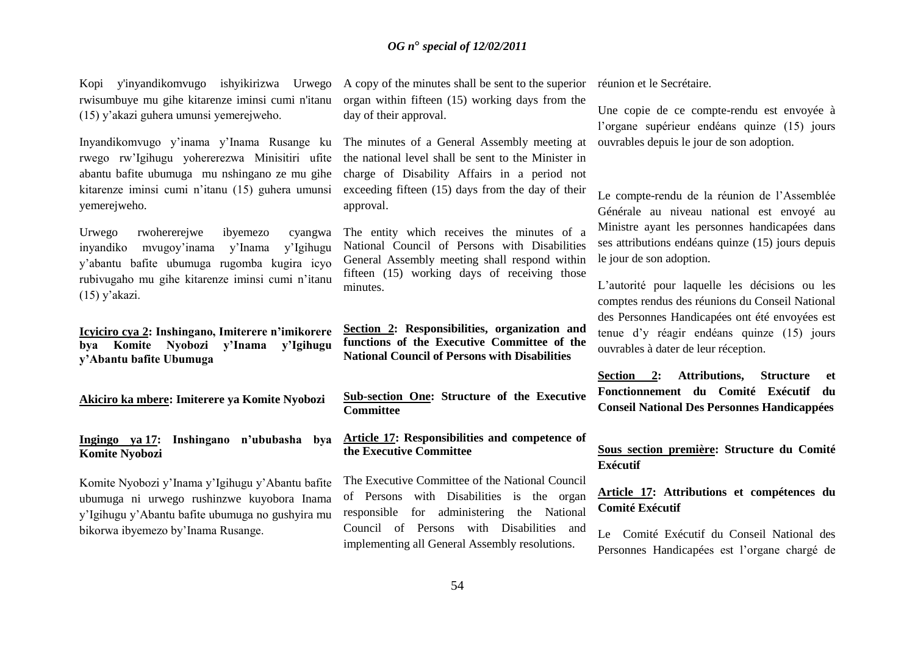Kopi y'inyandikomvugo ishyikirizwa Urwego rwisumbuye mu gihe kitarenze iminsi cumi n'itanu (15) y'akazi guhera umunsi yemerejweho.

Inyandikomvugo y'inama y'Inama Rusange ku rwego rw'Igihugu yohererezwa Minisitiri ufite abantu bafite ubumuga mu nshingano ze mu gihe kitarenze iminsi cumi n'itanu (15) guhera umunsi yemerejweho.

Urwego rwohererejwe ibyemezo cyangwa inyandiko mvugoy'inama y'Inama y'Igihugu y'abantu bafite ubumuga rugomba kugira icyo rubivugaho mu gihe kitarenze iminsi cumi n'itanu (15) y'akazi.

**Icyiciro cya 2: Inshingano, Imiterere n'imikorere bya Komite Nyobozi y'Inama y'Igihugu y'Abantu bafite Ubumuga**

**Akiciro ka mbere: Imiterere ya Komite Nyobozi**

**Ingingo ya 17: Inshingano n'ububasha bya Komite Nyobozi**

Komite Nyobozi y'Inama y'Igihugu y'Abantu bafite ubumuga ni urwego rushinzwe kuyobora Inama y'Igihugu y'Abantu bafite ubumuga no gushyira mu bikorwa ibyemezo by'Inama Rusange.

A copy of the minutes shall be sent to the superior organ within fifteen (15) working days from the day of their approval.

The minutes of a General Assembly meeting at the national level shall be sent to the Minister in charge of Disability Affairs in a period not exceeding fifteen (15) days from the day of their approval.

The entity which receives the minutes of a National Council of Persons with Disabilities General Assembly meeting shall respond within fifteen (15) working days of receiving those minutes.

**Section 2: Responsibilities, organization and functions of the Executive Committee of the National Council of Persons with Disabilities**

**Sub-section One: Structure of the Executive Committee**

**Article 17: Responsibilities and competence of the Executive Committee**

The Executive Committee of the National Council of Persons with Disabilities is the organ responsible for administering the National Council of Persons with Disabilities and implementing all General Assembly resolutions.

réunion et le Secrétaire.

Une copie de ce compte-rendu est envoyée à l'organe supérieur endéans quinze (15) jours ouvrables depuis le jour de son adoption.

Le compte-rendu de la réunion de l'Assemblée Générale au niveau national est envoyé au Ministre ayant les personnes handicapées dans ses attributions endéans quinze (15) jours depuis le jour de son adoption.

L'autorité pour laquelle les décisions ou les comptes rendus des réunions du Conseil National des Personnes Handicapées ont été envoyées est tenue d'y réagir endéans quinze (15) jours ouvrables à dater de leur réception.

**Section 2: Attributions, Structure et Fonctionnement du Comité Exécutif du Conseil National Des Personnes Handicappées**

**Sous section première: Structure du Comité Exécutif**

**Article 17: Attributions et compétences du Comité Exécutif**

Le Comité Exécutif du Conseil National des Personnes Handicapées est l'organe chargé de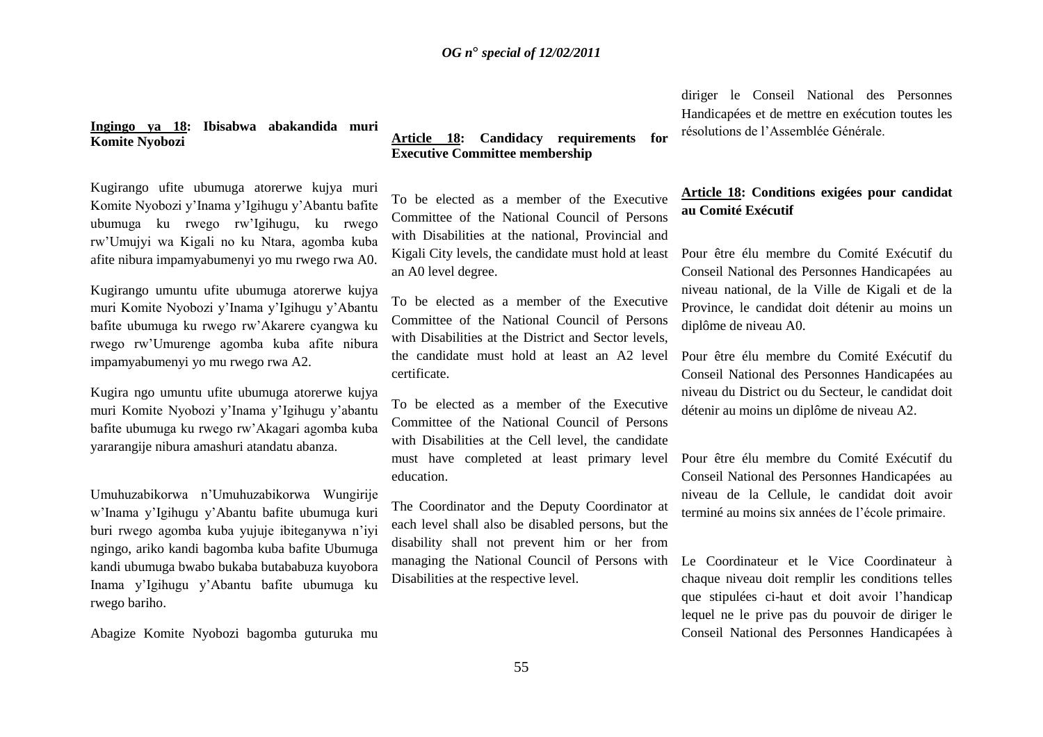**Ingingo ya 18: Ibisabwa abakandida muri Komite Nyobozi**

Kugirango ufite ubumuga atorerwe kujya muri Komite Nyobozi y'Inama y'Igihugu y'Abantu bafite ubumuga ku rwego rw'Igihugu, ku rwego rw'Umujyi wa Kigali no ku Ntara, agomba kuba afite nibura impamyabumenyi yo mu rwego rwa A0.

Kugirango umuntu ufite ubumuga atorerwe kujya muri Komite Nyobozi y'Inama y'Igihugu y'Abantu bafite ubumuga ku rwego rw'Akarere cyangwa ku rwego rw'Umurenge agomba kuba afite nibura impamyabumenyi yo mu rwego rwa A2.

Kugira ngo umuntu ufite ubumuga atorerwe kujya muri Komite Nyobozi y'Inama y'Igihugu y'abantu bafite ubumuga ku rwego rw'Akagari agomba kuba yararangije nibura amashuri atandatu abanza.

Umuhuzabikorwa n'Umuhuzabikorwa Wungirije w'Inama y'Igihugu y'Abantu bafite ubumuga kuri buri rwego agomba kuba yujuje ibiteganywa n'iyi ngingo, ariko kandi bagomba kuba bafite Ubumuga kandi ubumuga bwabo bukaba butababuza kuyobora Inama y'Igihugu y'Abantu bafite ubumuga ku rwego bariho.

Abagize Komite Nyobozi bagomba guturuka mu

**Article 18: Candidacy requirements for Executive Committee membership**

To be elected as a member of the Executive Committee of the National Council of Persons with Disabilities at the national, Provincial and Kigali City levels, the candidate must hold at least an A0 level degree.

To be elected as a member of the Executive Committee of the National Council of Persons with Disabilities at the District and Sector levels, the candidate must hold at least an A2 level certificate.

To be elected as a member of the Executive Committee of the National Council of Persons with Disabilities at the Cell level, the candidate must have completed at least primary level education.

The Coordinator and the Deputy Coordinator at each level shall also be disabled persons, but the disability shall not prevent him or her from managing the National Council of Persons with Disabilities at the respective level.

diriger le Conseil National des Personnes Handicapées et de mettre en exécution toutes les résolutions de l'Assemblée Générale.

**Article 18: Conditions exigées pour candidat au Comité Exécutif**

Pour être élu membre du Comité Exécutif du Conseil National des Personnes Handicapées au niveau national, de la Ville de Kigali et de la Province, le candidat doit détenir au moins un diplôme de niveau A0.

Pour être élu membre du Comité Exécutif du Conseil National des Personnes Handicapées au niveau du District ou du Secteur, le candidat doit détenir au moins un diplôme de niveau A2.

Pour être élu membre du Comité Exécutif du Conseil National des Personnes Handicapées au niveau de la Cellule, le candidat doit avoir terminé au moins six années de l'école primaire.

Le Coordinateur et le Vice Coordinateur à chaque niveau doit remplir les conditions telles que stipulées ci-haut et doit avoir l'handicap lequel ne le prive pas du pouvoir de diriger le Conseil National des Personnes Handicapées à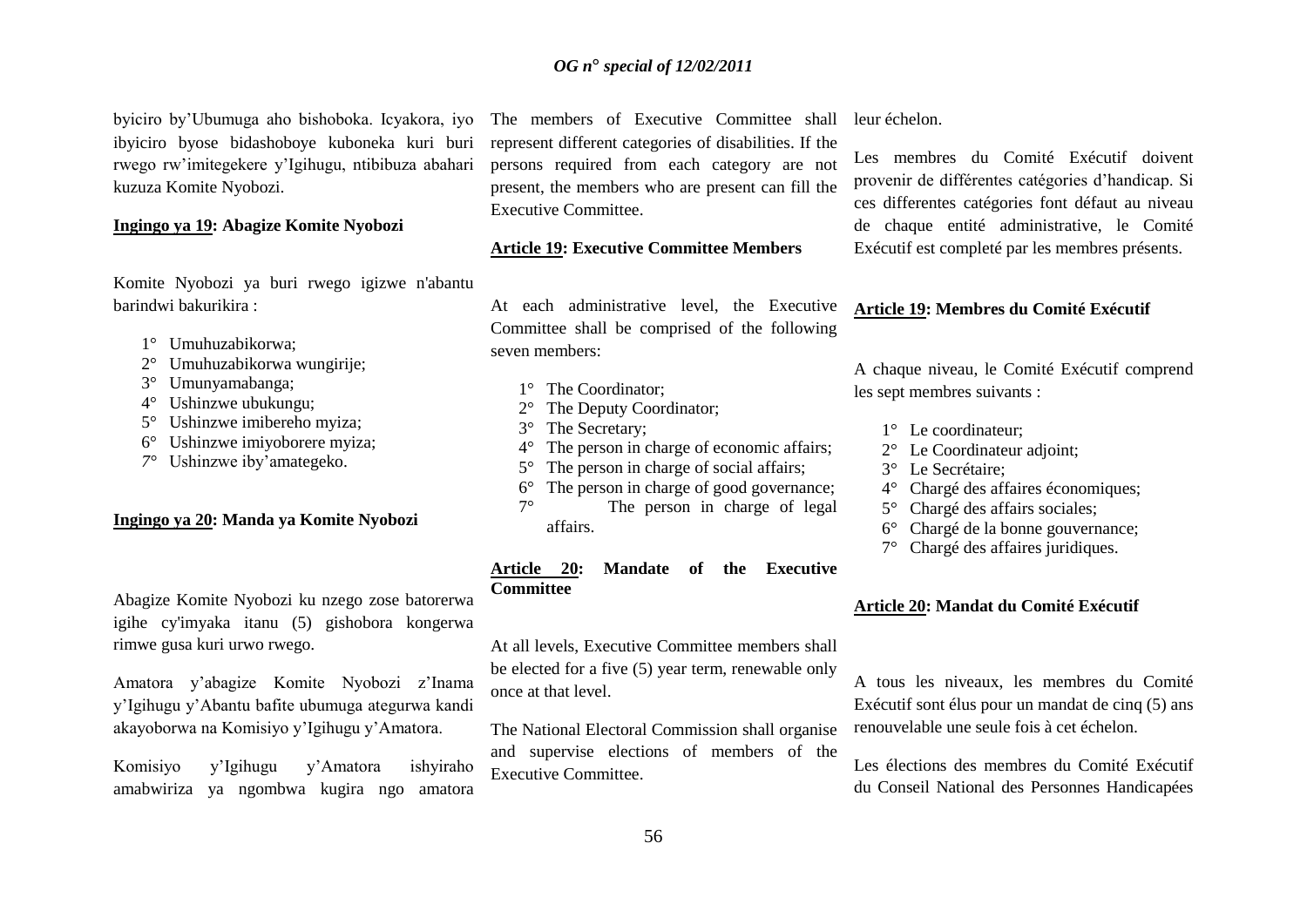byiciro by'Ubumuga aho bishoboka. Icyakora, iyo ibyiciro byose bidashoboye kuboneka kuri buri rwego rw'imitegekere y'Igihugu, ntibibuza abahari kuzuza Komite Nyobozi.

**Ingingo ya 19: Abagize Komite Nyobozi**

Komite Nyobozi ya buri rwego igizwe n'abantu barindwi bakurikira :

1° Umuhuzabikorwa;
2° Umuhuzabikorwa wungirije;
3° Umunyamabanga;
4° Ushinzwe ubukungu;
5° Ushinzwe imibereho myiza;
6° Ushinzwe imiyoborere myiza;
7° Ushinzwe iby'amategeko.

**Ingingo ya 20: Manda ya Komite Nyobozi**

Abagize Komite Nyobozi ku nzego zose batorerwa igihe cy'imyaka itanu (5) gishobora kongerwa rimwe gusa kuri urwo rwego.

Amatora y'abagize Komite Nyobozi z'Inama y'Igihugu y'Abantu bafite ubumuga ategurwa kandi akayoborwa na Komisiyo y'Igihugu y'Amatora.

Komisiyo y'Igihugu y'Amatora ishyiraho amabwiriza ya ngombwa kugira ngo amatora

The members of Executive Committee shall represent different categories of disabilities. If the persons required from each category are not present, the members who are present can fill the Executive Committee.

**Article 19: Executive Committee Members**

At each administrative level, the Executive Committee shall be comprised of the following seven members:

1° The Coordinator;
2° The Deputy Coordinator;
3° The Secretary;
4° The person in charge of economic affairs;
5° The person in charge of social affairs;
6° The person in charge of good governance;
7° The person in charge of legal affairs.

**Article 20: Mandate of the Executive Committee**

At all levels, Executive Committee members shall be elected for a five (5) year term, renewable only once at that level.

The National Electoral Commission shall organise and supervise elections of members of the Executive Committee.

leur échelon.

Les membres du Comité Exécutif doivent provenir de différentes catégories d'handicap. Si ces differentes catégories font défaut au niveau de chaque entité administrative, le Comité Exécutif est completé par les membres présents.

**Article 19: Membres du Comité Exécutif**

A chaque niveau, le Comité Exécutif comprend les sept membres suivants :

1° Le coordinateur;
2° Le Coordinateur adjoint;
3° Le Secrétaire;
4° Chargé des affaires économiques;
5° Chargé des affairs sociales;
6° Chargé de la bonne gouvernance;
7° Chargé des affaires juridiques.

**Article 20: Mandat du Comité Exécutif**

A tous les niveaux, les membres du Comité Exécutif sont élus pour un mandat de cinq (5) ans renouvelable une seule fois à cet échelon.

Les élections des membres du Comité Exécutif du Conseil National des Personnes Handicapées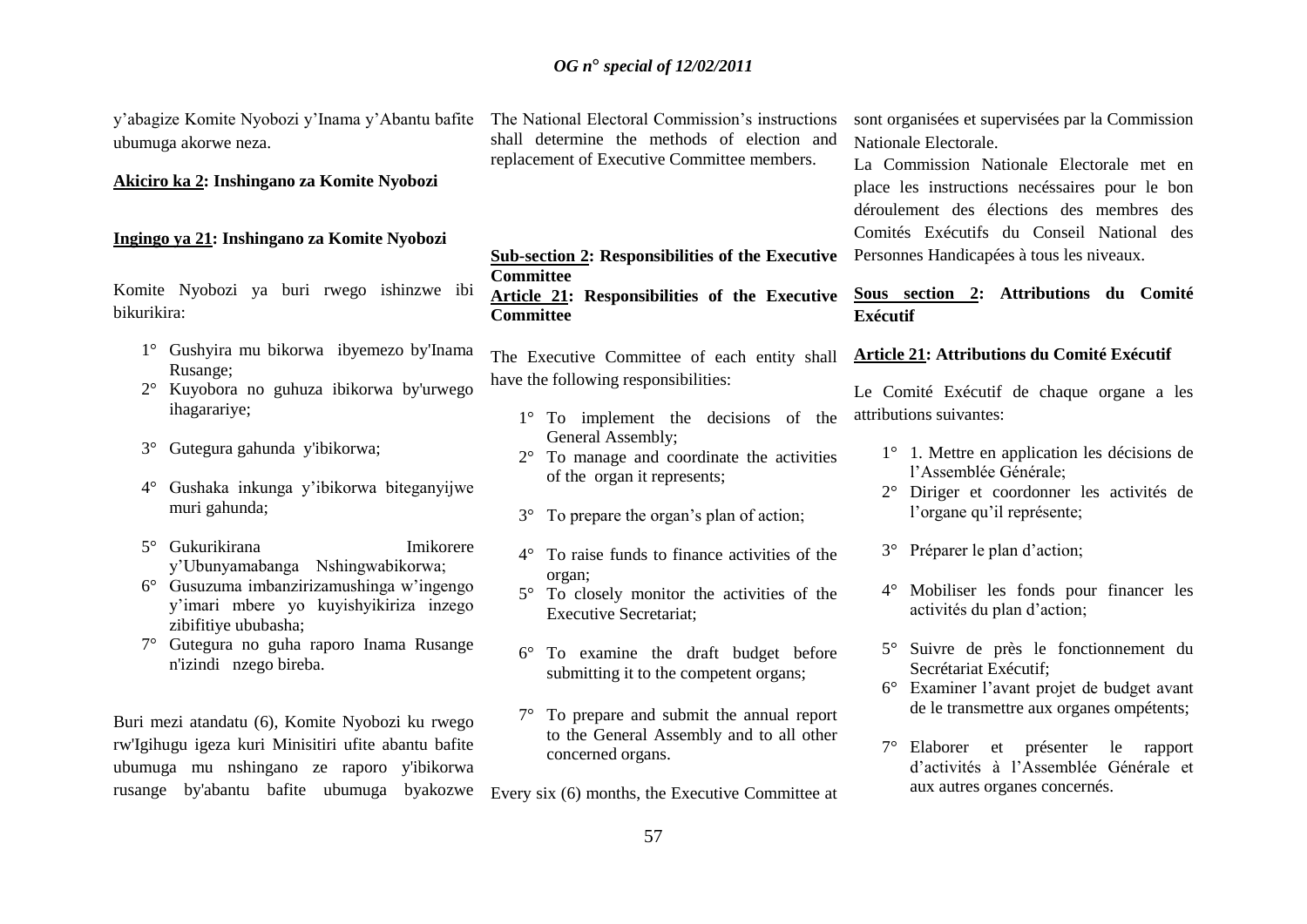y'abagize Komite Nyobozi y'Inama y'Abantu bafite ubumuga akorwe neza.

**Akiciro ka 2: Inshingano za Komite Nyobozi**

**Ingingo ya 21: Inshingano za Komite Nyobozi**

Komite Nyobozi ya buri rwego ishinzwe ibi bikurikira:

1° Gushyira mu bikorwa ibyemezo by'Inama Rusange;
2° Kuyobora no guhuza ibikorwa by'urwego ihagarariye;
3° Gutegura gahunda y'ibikorwa;
4° Gushaka inkunga y'ibikorwa biteganyijwe muri gahunda;
5° Gukurikirana Imikorere y'Ubunyamabanga Nshingwabikorwa;
6° Gusuzuma imbanzirizamushinga w'ingengo y'imari mbere yo kuyishyikiriza inzego zibifitiye ububasha;
7° Gutegura no guha raporo Inama Rusange n'izindi nzego bireba.

Buri mezi atandatu (6), Komite Nyobozi ku rwego rw'Igihugu igeza kuri Minisitiri ufite abantu bafite ubumuga mu nshingano ze raporo y'ibikorwa rusange by'abantu bafite ubumuga byakozwe

The National Electoral Commission's instructions shall determine the methods of election and replacement of Executive Committee members.

**Sub-section 2: Responsibilities of the Executive Committee**

**Article 21: Responsibilities of the Executive Committee**

The Executive Committee of each entity shall have the following responsibilities:

1° To implement the decisions of the General Assembly;
2° To manage and coordinate the activities of the organ it represents;
3° To prepare the organ's plan of action;
4° To raise funds to finance activities of the organ;
5° To closely monitor the activities of the Executive Secretariat;
6° To examine the draft budget before submitting it to the competent organs;
7° To prepare and submit the annual report to the General Assembly and to all other concerned organs.

Every six (6) months, the Executive Committee at

sont organisées et supervisées par la Commission Nationale Electorale.

La Commission Nationale Electorale met en place les instructions necéssaires pour le bon déroulement des élections des membres des Comités Exécutifs du Conseil National des Personnes Handicapées à tous les niveaux.

**Sous section 2: Attributions du Comité Exécutif**

**Article 21: Attributions du Comité Exécutif**

Le Comité Exécutif de chaque organe a les attributions suivantes:

1° 1. Mettre en application les décisions de l'Assemblée Générale;
2° Diriger et coordonner les activités de l'organe qu'il représente;
3° Préparer le plan d'action;
4° Mobiliser les fonds pour financer les activités du plan d'action;
5° Suivre de près le fonctionnement du Secrétariat Exécutif;
6° Examiner l'avant projet de budget avant de le transmettre aux organes ompétents;
7° Elaborer et présenter le rapport d'activités à l'Assemblée Générale et aux autres organes concernés.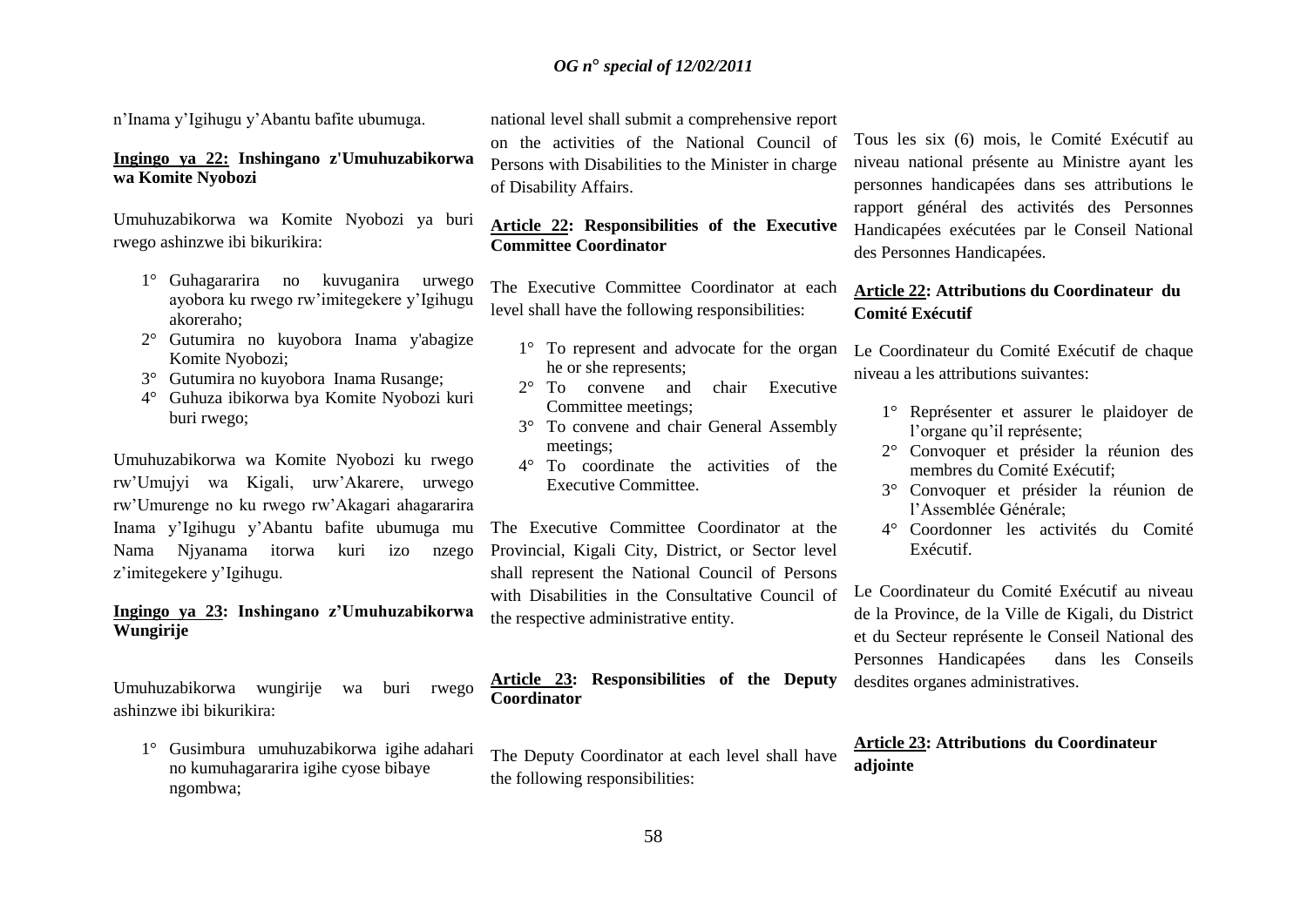n'Inama y'Igihugu y'Abantu bafite ubumuga.

**Ingingo ya 22: Inshingano z'Umuhuzabikorwa wa Komite Nyobozi**

Umuhuzabikorwa wa Komite Nyobozi ya buri rwego ashinzwe ibi bikurikira:

1° Guhagararira no kuvuganira urwego ayobora ku rwego rw'imitegekere y'Igihugu akoreraho;
2° Gutumira no kuyobora Inama y'abagize Komite Nyobozi;
3° Gutumira no kuyobora Inama Rusange;
4° Guhuza ibikorwa bya Komite Nyobozi kuri buri rwego;

Umuhuzabikorwa wa Komite Nyobozi ku rwego rw'Umujyi wa Kigali, urw'Akarere, urwego rw'Umurenge no ku rwego rw'Akagari ahagararira Inama y'Igihugu y'Abantu bafite ubumuga mu Nama Njyanama itorwa kuri izo nzego z'imitegekere y'Igihugu.

**Ingingo ya 23: Inshingano z'Umuhuzabikorwa Wungirije**

Umuhuzabikorwa wungirije wa buri rwego ashinzwe ibi bikurikira:

1° Gusimbura umuhuzabikorwa igihe adahari no kumuhagararira igihe cyose bibaye ngombwa;

national level shall submit a comprehensive report on the activities of the National Council of Persons with Disabilities to the Minister in charge of Disability Affairs.

**Article 22: Responsibilities of the Executive Committee Coordinator**

The Executive Committee Coordinator at each level shall have the following responsibilities:

1° To represent and advocate for the organ he or she represents;
2° To convene and chair Executive Committee meetings;
3° To convene and chair General Assembly meetings;
4° To coordinate the activities of the Executive Committee.

The Executive Committee Coordinator at the Provincial, Kigali City, District, or Sector level shall represent the National Council of Persons with Disabilities in the Consultative Council of the respective administrative entity.

**Article 23: Responsibilities of the Deputy Coordinator**

The Deputy Coordinator at each level shall have the following responsibilities:

Tous les six (6) mois, le Comité Exécutif au niveau national présente au Ministre ayant les personnes handicapées dans ses attributions le rapport général des activités des Personnes Handicapées exécutées par le Conseil National des Personnes Handicapées.

**Article 22: Attributions du Coordinateur du Comité Exécutif**

Le Coordinateur du Comité Exécutif de chaque niveau a les attributions suivantes:

1° Représenter et assurer le plaidoyer de l'organe qu'il représente;
2° Convoquer et présider la réunion des membres du Comité Exécutif;
3° Convoquer et présider la réunion de l'Assemblée Générale;
4° Coordonner les activités du Comité Exécutif.

Le Coordinateur du Comité Exécutif au niveau de la Province, de la Ville de Kigali, du District et du Secteur représente le Conseil National des Personnes Handicapées dans les Conseils desdites organes administratives.

**Article 23: Attributions du Coordinateur adjointe**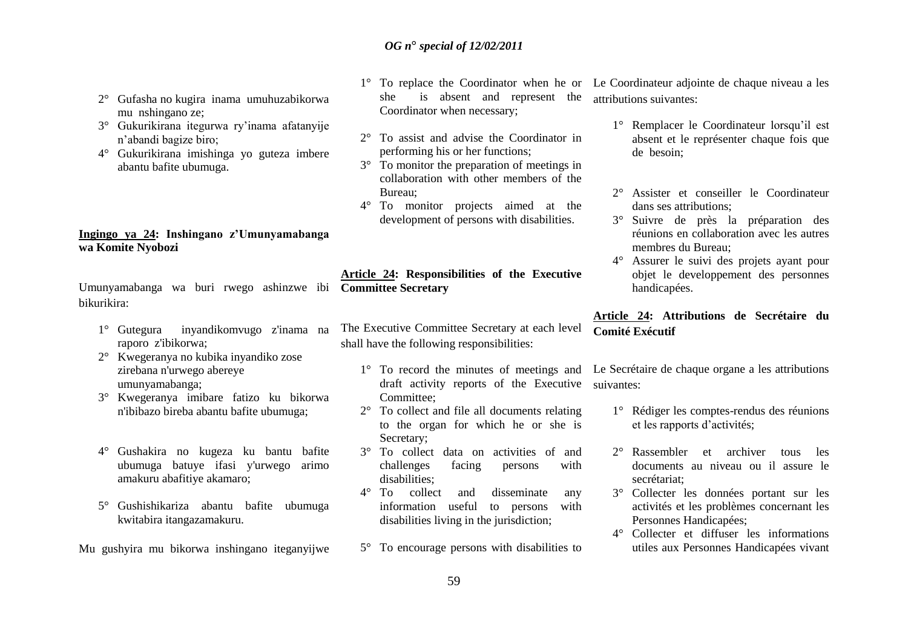2° Gufasha no kugira inama umuhuzabikorwa mu nshingano ze;
3° Gukurikirana itegurwa ry'inama afatanyije n'abandi bagize biro;
4° Gukurikirana imishinga yo guteza imbere abantu bafite ubumuga.

**Ingingo ya 24: Inshingano z'Umunyamabanga wa Komite Nyobozi**

Umunyamabanga wa buri rwego ashinzwe ibi bikurikira:

1° Gutegura inyandikomvugo z'inama na raporo z'ibikorwa;
2° Kwegeranya no kubika inyandiko zose zirebana n'urwego abereye umunyamabanga;
3° Kwegeranya imibare fatizo ku bikorwa n'ibibazo bireba abantu bafite ubumuga;
4° Gushakira no kugeza ku bantu bafite ubumuga batuye ifasi y'urwego arimo amakuru abafitiye akamaro;
5° Gushishikariza abantu bafite ubumuga kwitabira itangazamakuru.

Mu gushyira mu bikorwa inshingano iteganyijwe

1° To replace the Coordinator when he or she is absent and represent the Coordinator when necessary;
2° To assist and advise the Coordinator in performing his or her functions;
3° To monitor the preparation of meetings in collaboration with other members of the Bureau;
4° To monitor projects aimed at the development of persons with disabilities.

**Article 24: Responsibilities of the Executive Committee Secretary**

The Executive Committee Secretary at each level shall have the following responsibilities:

1° To record the minutes of meetings and draft activity reports of the Executive Committee;
2° To collect and file all documents relating to the organ for which he or she is Secretary;
3° To collect data on activities of and challenges facing persons with disabilities;
4° To collect and disseminate any information useful to persons with disabilities living in the jurisdiction;
5° To encourage persons with disabilities to

Le Coordinateur adjointe de chaque niveau a les attributions suivantes:

1° Remplacer le Coordinateur lorsqu'il est absent et le représenter chaque fois que de besoin;
2° Assister et conseiller le Coordinateur dans ses attributions;
3° Suivre de près la préparation des réunions en collaboration avec les autres membres du Bureau;
4° Assurer le suivi des projets ayant pour objet le developpement des personnes handicapées.

**Article 24: Attributions de Secrétaire du Comité Exécutif**

Le Secrétaire de chaque organe a les attributions suivantes:

1° Rédiger les comptes-rendus des réunions et les rapports d'activités;
2° Rassembler et archiver tous les documents au niveau ou il assure le secrétariat;
3° Collecter les données portant sur les activités et les problèmes concernant les Personnes Handicapées;
4° Collecter et diffuser les informations utiles aux Personnes Handicapées vivant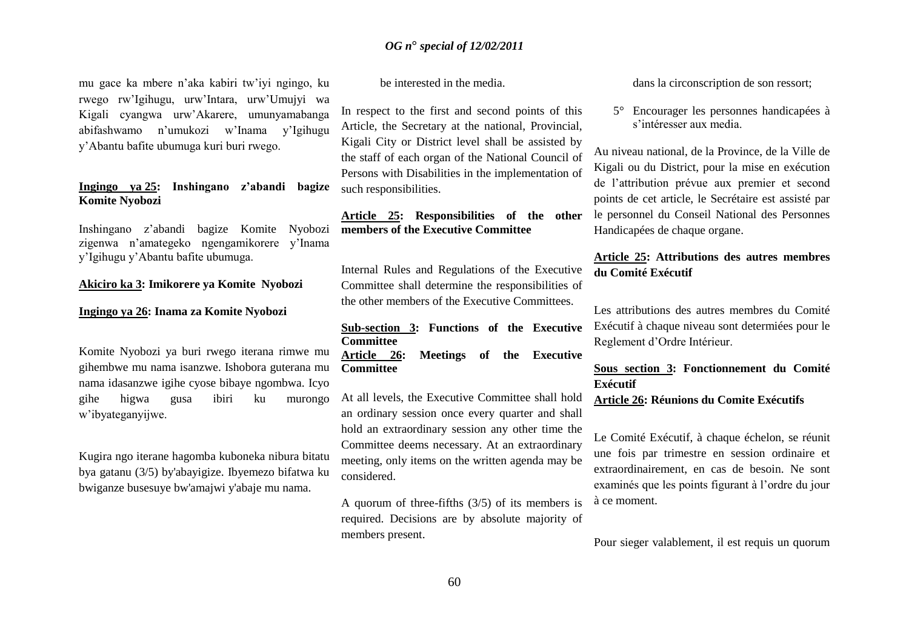mu gace ka mbere n'aka kabiri tw'iyi ngingo, ku rwego rw'Igihugu, urw'Intara, urw'Umujyi wa Kigali cyangwa urw'Akarere, umunyamabanga abifashwamo n'umukozi w'Inama y'Igihugu y'Abantu bafite ubumuga kuri buri rwego.

**Ingingo ya 25: Inshingano z'abandi bagize Komite Nyobozi**

Inshingano z'abandi bagize Komite Nyobozi zigenwa n'amategeko ngengamikorere y'Inama y'Igihugu y'Abantu bafite ubumuga.

**Akiciro ka 3: Imikorere ya Komite Nyobozi**

**Ingingo ya 26: Inama za Komite Nyobozi**

Komite Nyobozi ya buri rwego iterana rimwe mu gihembwe mu nama isanzwe. Ishobora guterana mu nama idasanzwe igihe cyose bibaye ngombwa. Icyo gihe higwa gusa ibiri ku murongo w'ibyateganyijwe.

Kugira ngo iterane hagomba kuboneka nibura bitatu bya gatanu (3/5) by'abayigize. Ibyemezo bifatwa ku bwiganze busesuye bw'amajwi y'abaje mu nama.

be interested in the media.

In respect to the first and second points of this Article, the Secretary at the national, Provincial, Kigali City or District level shall be assisted by the staff of each organ of the National Council of Persons with Disabilities in the implementation of such responsibilities.

**Article 25: Responsibilities of the other members of the Executive Committee**

Internal Rules and Regulations of the Executive Committee shall determine the responsibilities of the other members of the Executive Committees.

**Sub-section 3: Functions of the Executive Committee**

**Article 26: Meetings of the Executive Committee**

At all levels, the Executive Committee shall hold an ordinary session once every quarter and shall hold an extraordinary session any other time the Committee deems necessary. At an extraordinary meeting, only items on the written agenda may be considered.

A quorum of three-fifths (3/5) of its members is required. Decisions are by absolute majority of members present.

dans la circonscription de son ressort;

5° Encourager les personnes handicapées à s'intéresser aux media.

Au niveau national, de la Province, de la Ville de Kigali ou du District, pour la mise en exécution de l'attribution prévue aux premier et second points de cet article, le Secrétaire est assisté par le personnel du Conseil National des Personnes Handicapées de chaque organe.

**Article 25: Attributions des autres membres du Comité Exécutif**

Les attributions des autres membres du Comité Exécutif à chaque niveau sont determiées pour le Reglement d'Ordre Intérieur.

**Sous section 3: Fonctionnement du Comité Exécutif**

**Article 26: Réunions du Comite Exécutifs**

Le Comité Exécutif, à chaque échelon, se réunit une fois par trimestre en session ordinaire et extraordinairement, en cas de besoin. Ne sont examinés que les points figurant à l'ordre du jour à ce moment.

Pour sieger valablement, il est requis un quorum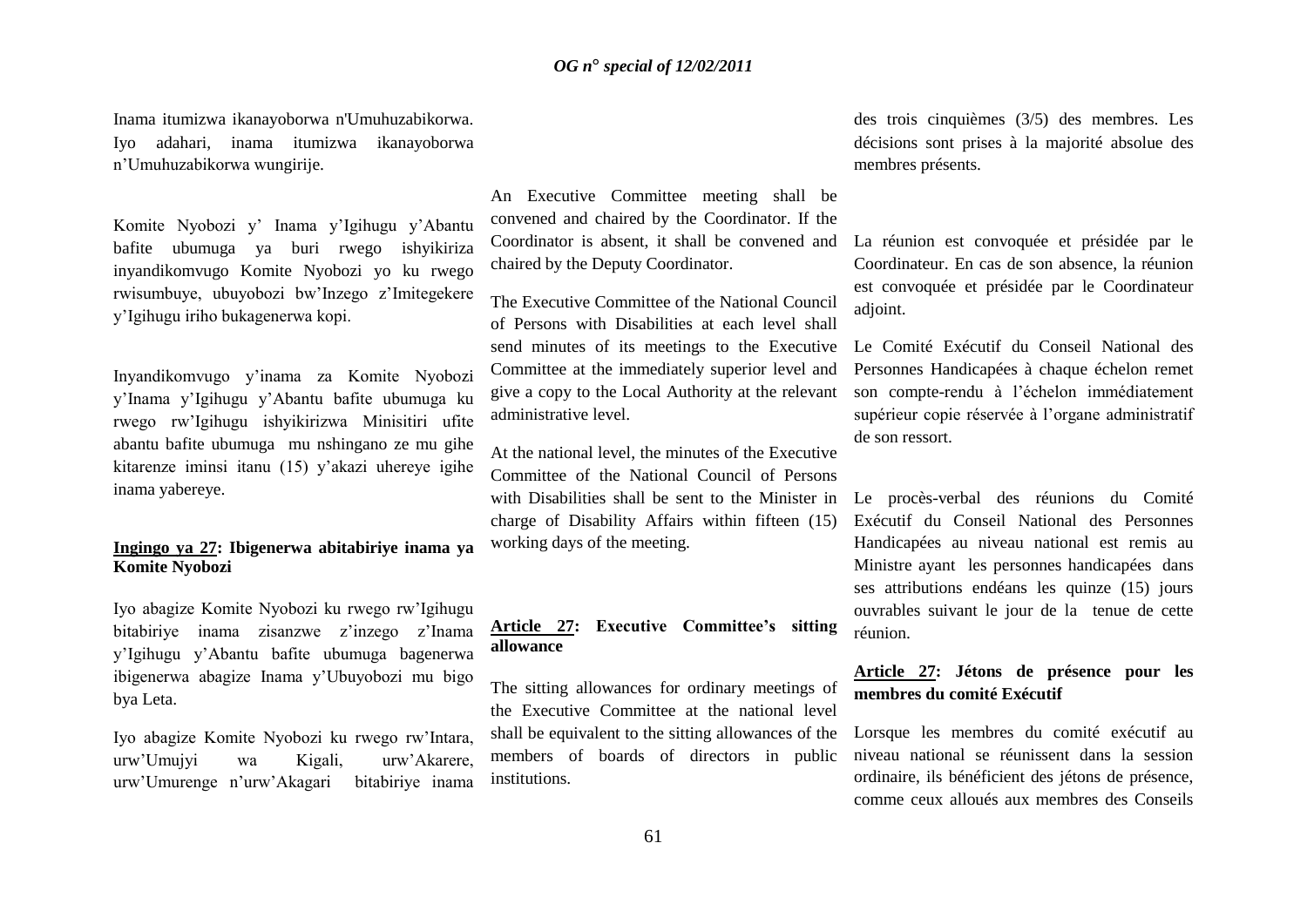Inama itumizwa ikanayoborwa n'Umuhuzabikorwa. Iyo adahari, inama itumizwa ikanayoborwa n'Umuhuzabikorwa wungirije.

Komite Nyobozi y' Inama y'Igihugu y'Abantu bafite ubumuga ya buri rwego ishyikiriza inyandikomvugo Komite Nyobozi yo ku rwego rwisumbuye, ubuyobozi bw'Inzego z'Imitegekere y'Igihugu iriho bukagenerwa kopi.

Inyandikomvugo y'inama za Komite Nyobozi y'Inama y'Igihugu y'Abantu bafite ubumuga ku rwego rw'Igihugu ishyikirizwa Minisitiri ufite abantu bafite ubumuga mu nshingano ze mu gihe kitarenze iminsi itanu (15) y'akazi uhereye igihe inama yabereye.

**Ingingo ya 27: Ibigenerwa abitabiriye inama ya Komite Nyobozi**

Iyo abagize Komite Nyobozi ku rwego rw'Igihugu bitabiriye inama zisanzwe z'inzego z'Inama y'Igihugu y'Abantu bafite ubumuga bagenerwa ibigenerwa abagize Inama y'Ubuyobozi mu bigo bya Leta.

Iyo abagize Komite Nyobozi ku rwego rw'Intara, urw'Umujyi wa Kigali, urw'Akarere, urw'Umurenge n'urw'Akagari bitabiriye inama

An Executive Committee meeting shall be convened and chaired by the Coordinator. If the Coordinator is absent, it shall be convened and chaired by the Deputy Coordinator.

The Executive Committee of the National Council of Persons with Disabilities at each level shall send minutes of its meetings to the Executive Committee at the immediately superior level and give a copy to the Local Authority at the relevant administrative level.

At the national level, the minutes of the Executive Committee of the National Council of Persons with Disabilities shall be sent to the Minister in charge of Disability Affairs within fifteen (15) working days of the meeting.

**Article 27: Executive Committee's sitting allowance**

The sitting allowances for ordinary meetings of the Executive Committee at the national level shall be equivalent to the sitting allowances of the members of boards of directors in public institutions.

des trois cinquièmes (3/5) des membres. Les décisions sont prises à la majorité absolue des membres présents.

La réunion est convoquée et présidée par le Coordinateur. En cas de son absence, la réunion est convoquée et présidée par le Coordinateur adjoint.

Le Comité Exécutif du Conseil National des Personnes Handicapées à chaque échelon remet son compte-rendu à l'échelon immédiatement supérieur copie réservée à l'organe administratif de son ressort.

Le procès-verbal des réunions du Comité Exécutif du Conseil National des Personnes Handicapées au niveau national est remis au Ministre ayant les personnes handicapées dans ses attributions endéans les quinze (15) jours ouvrables suivant le jour de la tenue de cette réunion.

**Article 27: Jétons de présence pour les membres du comité Exécutif**

Lorsque les membres du comité exécutif au niveau national se réunissent dans la session ordinaire, ils bénéficient des jétons de présence, comme ceux alloués aux membres des Conseils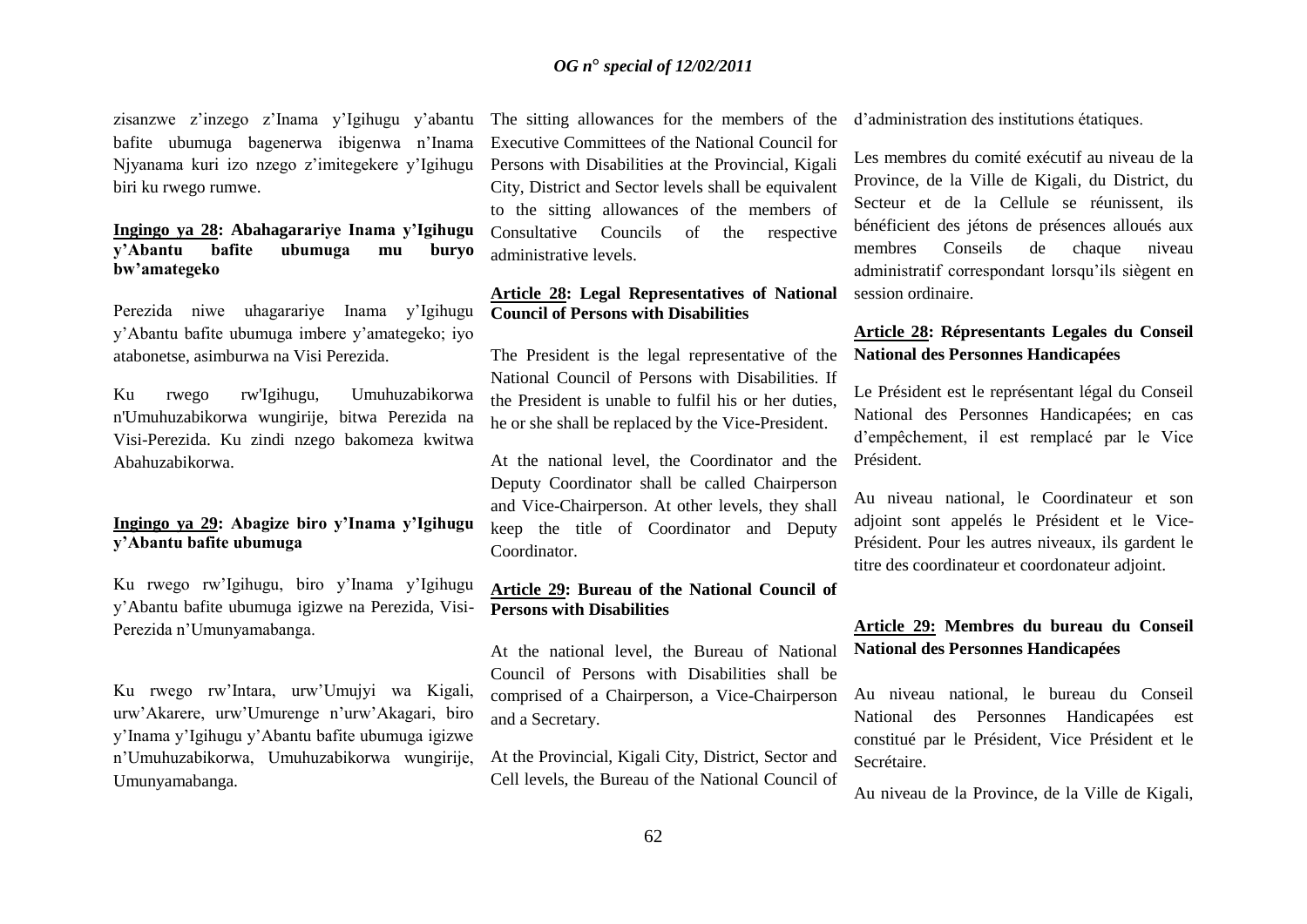zisanzwe z'inzego z'Inama y'Igihugu y'abantu bafite ubumuga bagenerwa ibigenwa n'Inama Njyanama kuri izo nzego z'imitegekere y'Igihugu biri ku rwego rumwe.

**Ingingo ya 28: Abahagarariye Inama y'Igihugu y'Abantu bafite ubumuga mu buryo bw'amategeko**

Perezida niwe uhagarariye Inama y'Igihugu y'Abantu bafite ubumuga imbere y'amategeko; iyo atabonetse, asimburwa na Visi Perezida.

Ku rwego rw'Igihugu, Umuhuzabikorwa n'Umuhuzabikorwa wungirije, bitwa Perezida na Visi-Perezida. Ku zindi nzego bakomeza kwitwa Abahuzabikorwa.

**Ingingo ya 29: Abagize biro y'Inama y'Igihugu y'Abantu bafite ubumuga**

Ku rwego rw'Igihugu, biro y'Inama y'Igihugu y'Abantu bafite ubumuga igizwe na Perezida, Visi-Perezida n'Umunyamabanga.

Ku rwego rw'Intara, urw'Umujyi wa Kigali, urw'Akarere, urw'Umurenge n'urw'Akagari, biro y'Inama y'Igihugu y'Abantu bafite ubumuga igizwe n'Umuhuzabikorwa, Umuhuzabikorwa wungirije, Umunyamabanga.

The sitting allowances for the members of the Executive Committees of the National Council for Persons with Disabilities at the Provincial, Kigali City, District and Sector levels shall be equivalent to the sitting allowances of the members of Consultative Councils of the respective administrative levels.

**Article 28: Legal Representatives of National Council of Persons with Disabilities**

The President is the legal representative of the National Council of Persons with Disabilities. If the President is unable to fulfil his or her duties, he or she shall be replaced by the Vice-President.

At the national level, the Coordinator and the Deputy Coordinator shall be called Chairperson and Vice-Chairperson. At other levels, they shall keep the title of Coordinator and Deputy Coordinator.

**Article 29: Bureau of the National Council of Persons with Disabilities**

At the national level, the Bureau of National Council of Persons with Disabilities shall be comprised of a Chairperson, a Vice-Chairperson and a Secretary.

At the Provincial, Kigali City, District, Sector and Cell levels, the Bureau of the National Council of

d'administration des institutions étatiques.

Les membres du comité exécutif au niveau de la Province, de la Ville de Kigali, du District, du Secteur et de la Cellule se réunissent, ils bénéficient des jétons de présences alloués aux membres Conseils de chaque niveau administratif correspondant lorsqu'ils siègent en session ordinaire.

**Article 28: Répresentants Legales du Conseil National des Personnes Handicapées**

Le Président est le représentant légal du Conseil National des Personnes Handicapées; en cas d'empêchement, il est remplacé par le Vice Président.

Au niveau national, le Coordinateur et son adjoint sont appelés le Président et le Vice-Président. Pour les autres niveaux, ils gardent le titre des coordinateur et coordonateur adjoint.

**Article 29: Membres du bureau du Conseil National des Personnes Handicapées**

Au niveau national, le bureau du Conseil National des Personnes Handicapées est constitué par le Président, Vice Président et le Secrétaire.

Au niveau de la Province, de la Ville de Kigali,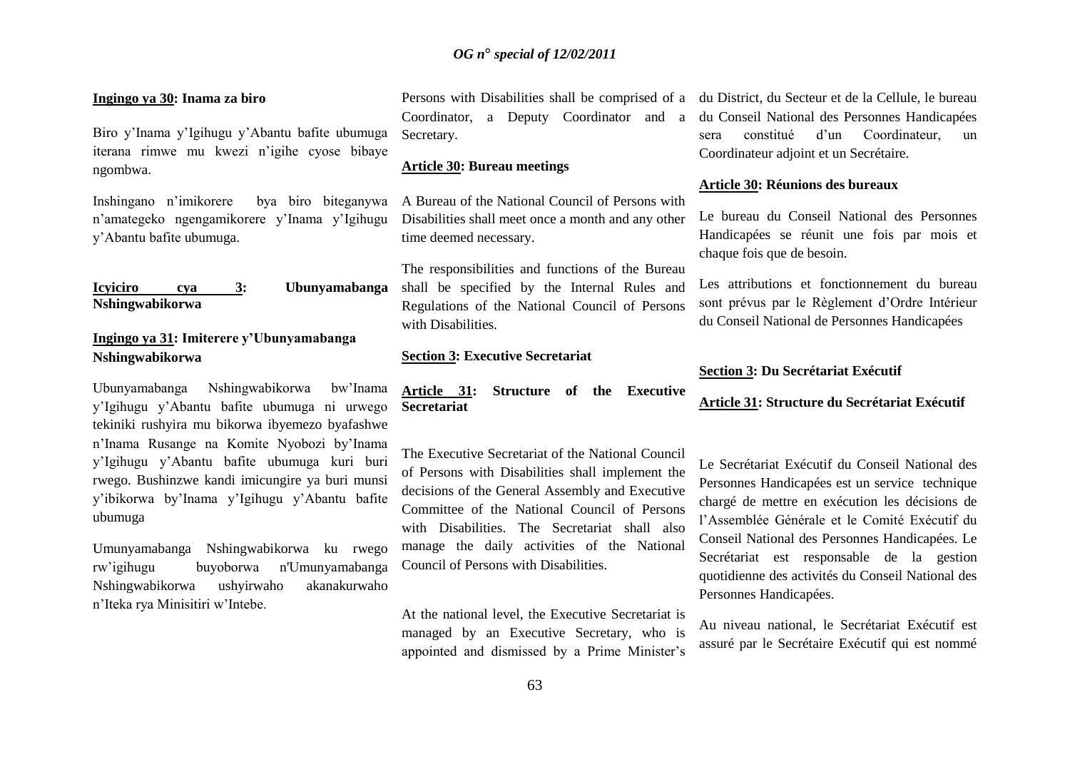**Ingingo ya 30: Inama za biro**

Biro y'Inama y'Igihugu y'Abantu bafite ubumuga iterana rimwe mu kwezi n'igihe cyose bibaye ngombwa.

Inshingano n'imikorere bya biro biteganywa n'amategeko ngengamikorere y'Inama y'Igihugu y'Abantu bafite ubumuga.

**Icyiciro cya 3: Ubunyamabanga Nshingwabikorwa**

**Ingingo ya 31: Imiterere y'Ubunyamabanga Nshingwabikorwa**

Ubunyamabanga Nshingwabikorwa bw'Inama y'Igihugu y'Abantu bafite ubumuga ni urwego tekiniki rushyira mu bikorwa ibyemezo byafashwe n'Inama Rusange na Komite Nyobozi by'Inama y'Igihugu y'Abantu bafite ubumuga kuri buri rwego. Bushinzwe kandi imicungire ya buri munsi y'ibikorwa by'Inama y'Igihugu y'Abantu bafite ubumuga

Umunyamabanga Nshingwabikorwa ku rwego rw'igihugu buyoborwa n'Umunyamabanga Nshingwabikorwa ushyirwaho akanakurwaho n'Iteka rya Minisitiri w'Intebe.

Persons with Disabilities shall be comprised of a Coordinator, a Deputy Coordinator and a Secretary.

**Article 30: Bureau meetings**

A Bureau of the National Council of Persons with Disabilities shall meet once a month and any other time deemed necessary.

The responsibilities and functions of the Bureau shall be specified by the Internal Rules and Regulations of the National Council of Persons with Disabilities.

**Section 3: Executive Secretariat**

**Article 31: Structure of the Executive Secretariat**

The Executive Secretariat of the National Council of Persons with Disabilities shall implement the decisions of the General Assembly and Executive Committee of the National Council of Persons with Disabilities. The Secretariat shall also manage the daily activities of the National Council of Persons with Disabilities.

At the national level, the Executive Secretariat is managed by an Executive Secretary, who is appointed and dismissed by a Prime Minister's

du District, du Secteur et de la Cellule, le bureau du Conseil National des Personnes Handicapées sera constitué d'un Coordinateur, un Coordinateur adjoint et un Secrétaire.

**Article 30: Réunions des bureaux**

Le bureau du Conseil National des Personnes Handicapées se réunit une fois par mois et chaque fois que de besoin.

Les attributions et fonctionnement du bureau sont prévus par le Règlement d'Ordre Intérieur du Conseil National de Personnes Handicapées

**Section 3: Du Secrétariat Exécutif**

**Article 31: Structure du Secrétariat Exécutif**

Le Secrétariat Exécutif du Conseil National des Personnes Handicapées est un service technique chargé de mettre en exécution les décisions de l'Assemblée Générale et le Comité Exécutif du Conseil National des Personnes Handicapées. Le Secrétariat est responsable de la gestion quotidienne des activités du Conseil National des Personnes Handicapées.

Au niveau national, le Secrétariat Exécutif est assuré par le Secrétaire Exécutif qui est nommé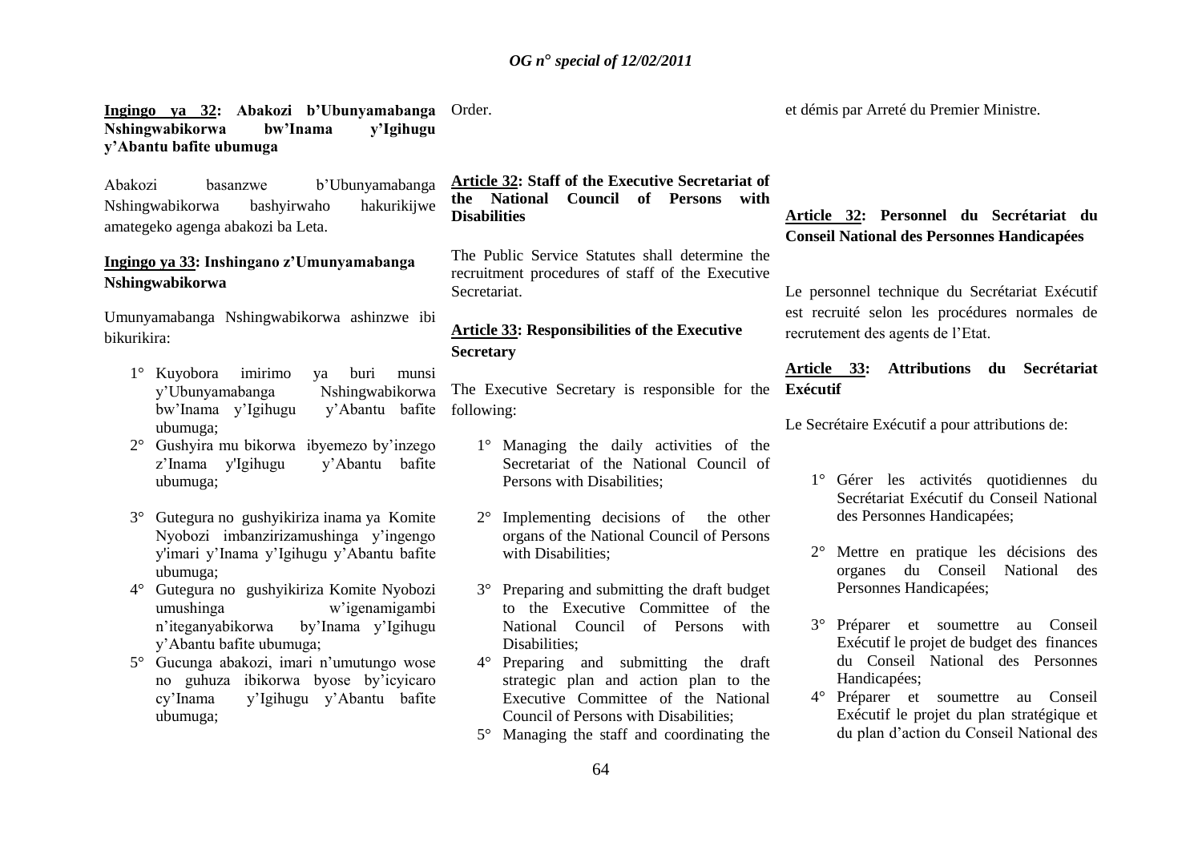**Ingingo ya 32: Abakozi b'Ubunyamabanga Nshingwabikorwa bw'Inama y'Igihugu y'Abantu bafite ubumuga**

Abakozi basanzwe b'Ubunyamabanga Nshingwabikorwa bashyirwaho hakurikijwe amategeko agenga abakozi ba Leta.

**Ingingo ya 33: Inshingano z'Umunyamabanga Nshingwabikorwa**

Umunyamabanga Nshingwabikorwa ashinzwe ibi bikurikira:

1° Kuyobora imirimo ya buri munsi y'Ubunyamabanga Nshingwabikorwa bw'Inama y'Igihugu y'Abantu bafite ubumuga;

2° Gushyira mu bikorwa ibyemezo by'inzego z'Inama y'Igihugu y'Abantu bafite ubumuga;

3° Gutegura no gushyikiriza inama ya Komite Nyobozi imbanzirizamushinga y'ingengo y'imari y'Inama y'Igihugu y'Abantu bafite ubumuga;

4° Gutegura no gushyikiriza Komite Nyobozi umushinga w'igenamigambi n'iteganyabikorwa by'Inama y'Igihugu y'Abantu bafite ubumuga;

5° Gucunga abakozi, imari n'umutungo wose no guhuza ibikorwa byose by'icyicaro cy'Inama y'Igihugu y'Abantu bafite ubumuga;

Order.

**Article 32: Staff of the Executive Secretariat of the National Council of Persons with Disabilities**

The Public Service Statutes shall determine the recruitment procedures of staff of the Executive Secretariat.

**Article 33: Responsibilities of the Executive Secretary**

The Executive Secretary is responsible for the following:

1° Managing the daily activities of the Secretariat of the National Council of Persons with Disabilities;

2° Implementing decisions of the other organs of the National Council of Persons with Disabilities;

3° Preparing and submitting the draft budget to the Executive Committee of the National Council of Persons with Disabilities;

4° Preparing and submitting the draft strategic plan and action plan to the Executive Committee of the National Council of Persons with Disabilities;

5° Managing the staff and coordinating the

et démis par Arreté du Premier Ministre.

**Article 32: Personnel du Secrétariat du Conseil National des Personnes Handicapées**

Le personnel technique du Secrétariat Exécutif est recruité selon les procédures normales de recrutement des agents de l'Etat.

**Article 33: Attributions du Secrétariat Exécutif**

Le Secrétaire Exécutif a pour attributions de:

1° Gérer les activités quotidiennes du Secrétariat Exécutif du Conseil National des Personnes Handicapées;

2° Mettre en pratique les décisions des organes du Conseil National des Personnes Handicapées;

3° Préparer et soumettre au Conseil Exécutif le projet de budget des finances du Conseil National des Personnes Handicapées;

4° Préparer et soumettre au Conseil Exécutif le projet du plan stratégique et du plan d'action du Conseil National des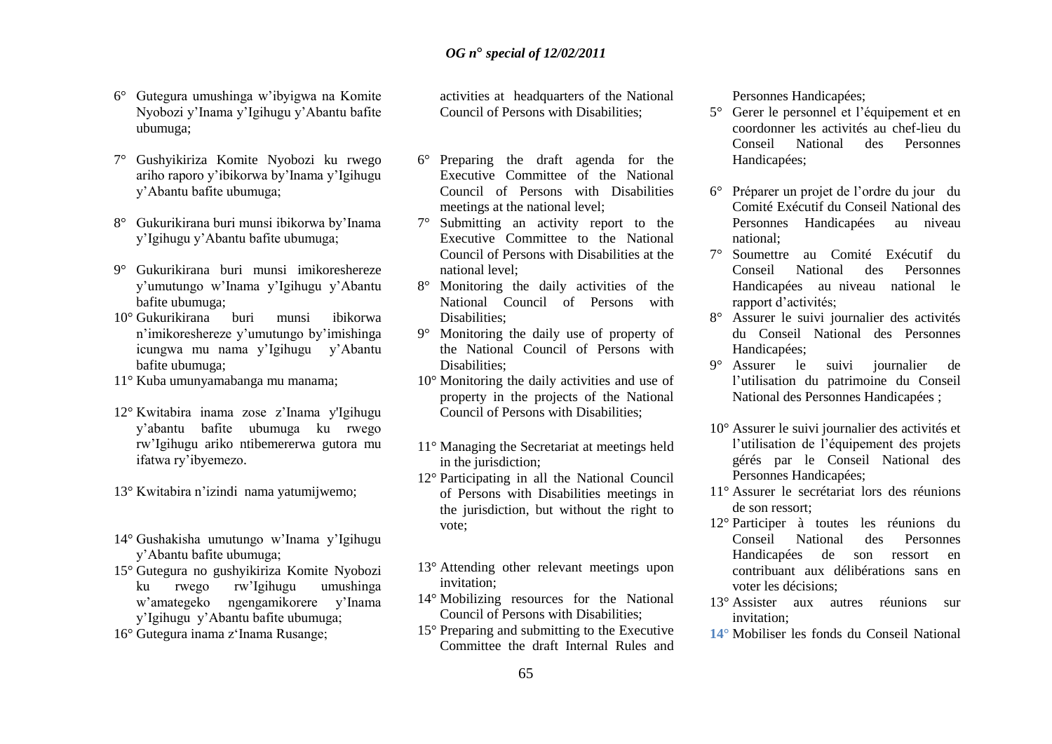6° Gutegura umushinga w'ibyigwa na Komite Nyobozi y'Inama y'Igihugu y'Abantu bafite ubumuga;

7° Gushyikiriza Komite Nyobozi ku rwego ariho raporo y'ibikorwa by'Inama y'Igihugu y'Abantu bafite ubumuga;

8° Gukurikirana buri munsi ibikorwa by'Inama y'Igihugu y'Abantu bafite ubumuga;

9° Gukurikirana buri munsi imikoreshereze y'umutungo w'Inama y'Igihugu y'Abantu bafite ubumuga;

10° Gukurikirana buri munsi ibikorwa n'imikoreshereze y'umutungo by'imishinga icungwa mu nama y'Igihugu y'Abantu bafite ubumuga;

11° Kuba umunyamabanga mu manama;

12° Kwitabira inama zose z'Inama y'Igihugu y'abantu bafite ubumuga ku rwego rw'Igihugu ariko ntibemererwa gutora mu ifatwa ry'ibyemezo.

13° Kwitabira n'izindi nama yatumijwemo;

14° Gushakisha umutungo w'Inama y'Igihugu y'Abantu bafite ubumuga;

15° Gutegura no gushyikiriza Komite Nyobozi ku rwego rw'Igihugu umushinga w'amategeko ngengamikorere y'Inama y'Igihugu y'Abantu bafite ubumuga;

16° Gutegura inama z'Inama Rusange;

activities at headquarters of the National Council of Persons with Disabilities;

6° Preparing the draft agenda for the Executive Committee of the National Council of Persons with Disabilities meetings at the national level;

7° Submitting an activity report to the Executive Committee to the National Council of Persons with Disabilities at the national level;

8° Monitoring the daily activities of the National Council of Persons with Disabilities;

9° Monitoring the daily use of property of the National Council of Persons with Disabilities;

10° Monitoring the daily activities and use of property in the projects of the National Council of Persons with Disabilities;

11° Managing the Secretariat at meetings held in the jurisdiction;

12° Participating in all the National Council of Persons with Disabilities meetings in the jurisdiction, but without the right to vote;

13° Attending other relevant meetings upon invitation;

14° Mobilizing resources for the National Council of Persons with Disabilities;

15° Preparing and submitting to the Executive Committee the draft Internal Rules and

Personnes Handicapées;

5° Gerer le personnel et l'équipement et en coordonner les activités au chef-lieu du Conseil National des Personnes Handicapées;

6° Préparer un projet de l'ordre du jour du Comité Exécutif du Conseil National des Personnes Handicapées au niveau national;

7° Soumettre au Comité Exécutif du Conseil National des Personnes Handicapées au niveau national le rapport d'activités;

8° Assurer le suivi journalier des activités du Conseil National des Personnes Handicapées;

9° Assurer le suivi journalier de l'utilisation du patrimoine du Conseil National des Personnes Handicapées ;

10° Assurer le suivi journalier des activités et l'utilisation de l'équipement des projets gérés par le Conseil National des Personnes Handicapées;

11° Assurer le secrétariat lors des réunions de son ressort;

12° Participer à toutes les réunions du Conseil National des Personnes Handicapées de son ressort en contribuant aux délibérations sans en voter les décisions;

13° Assister aux autres réunions sur invitation;

14° Mobiliser les fonds du Conseil National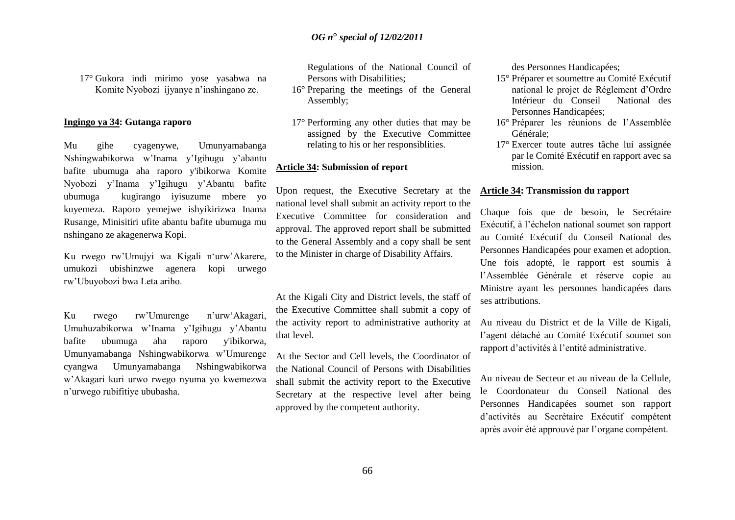17° Gukora indi mirimo yose yasabwa na Komite Nyobozi ijyanye n'inshingano ze.

**Ingingo ya 34: Gutanga raporo**

Mu gihe cyagenywe, Umunyamabanga Nshingwabikorwa w'Inama y'Igihugu y'abantu bafite ubumuga aha raporo y'ibikorwa Komite Nyobozi y'Inama y'Igihugu y'Abantu bafite ubumuga kugirango iyisuzume mbere yo kuyemeza. Raporo yemejwe ishyikirizwa Inama Rusange, Minisitiri ufite abantu bafite ubumuga mu nshingano ze akagenerwa Kopi.

Ku rwego rw'Umujyi wa Kigali n'urw'Akarere, umukozi ubishinzwe agenera kopi urwego rw'Ubuyobozi bwa Leta ariho.

Ku rwego rw'Umurenge n'urw'Akagari, Umuhuzabikorwa w'Inama y'Igihugu y'Abantu bafite ubumuga aha raporo y'ibikorwa, Umunyamabanga Nshingwabikorwa w'Umurenge cyangwa Umunyamabanga Nshingwabikorwa w'Akagari kuri urwo rwego nyuma yo kwemezwa n'urwego rubifitiye ububasha.

Regulations of the National Council of Persons with Disabilities;

16° Preparing the meetings of the General Assembly;

17° Performing any other duties that may be assigned by the Executive Committee relating to his or her responsiblities.

**Article 34: Submission of report**

Upon request, the Executive Secretary at the national level shall submit an activity report to the Executive Committee for consideration and approval. The approved report shall be submitted to the General Assembly and a copy shall be sent to the Minister in charge of Disability Affairs.

At the Kigali City and District levels, the staff of the Executive Committee shall submit a copy of the activity report to administrative authority at that level.

At the Sector and Cell levels, the Coordinator of the National Council of Persons with Disabilities shall submit the activity report to the Executive Secretary at the respective level after being approved by the competent authority.

des Personnes Handicapées;

15° Préparer et soumettre au Comité Exécutif national le projet de Réglement d'Ordre Intérieur du Conseil National des Personnes Handicapées;

16° Préparer les réunions de l'Assemblée Générale;

17° Exercer toute autres tâche lui assignée par le Comité Exécutif en rapport avec sa mission.

**Article 34: Transmission du rapport**

Chaque fois que de besoin, le Secrétaire Exécutif, à l'échelon national soumet son rapport au Comité Exécutif du Conseil National des Personnes Handicapées pour examen et adoption. Une fois adopté, le rapport est soumis à l'Assemblée Générale et réserve copie au Ministre ayant les personnes handicapées dans ses attributions.

Au niveau du District et de la Ville de Kigali, l'agent détaché au Comité Exécutif soumet son rapport d'activités à l'entité administrative.

Au niveau de Secteur et au niveau de la Cellule, le Coordonateur du Conseil National des Personnes Handicapées soumet son rapport d'activités au Secrétaire Exécutif compétent après avoir été approuvé par l'organe compétent.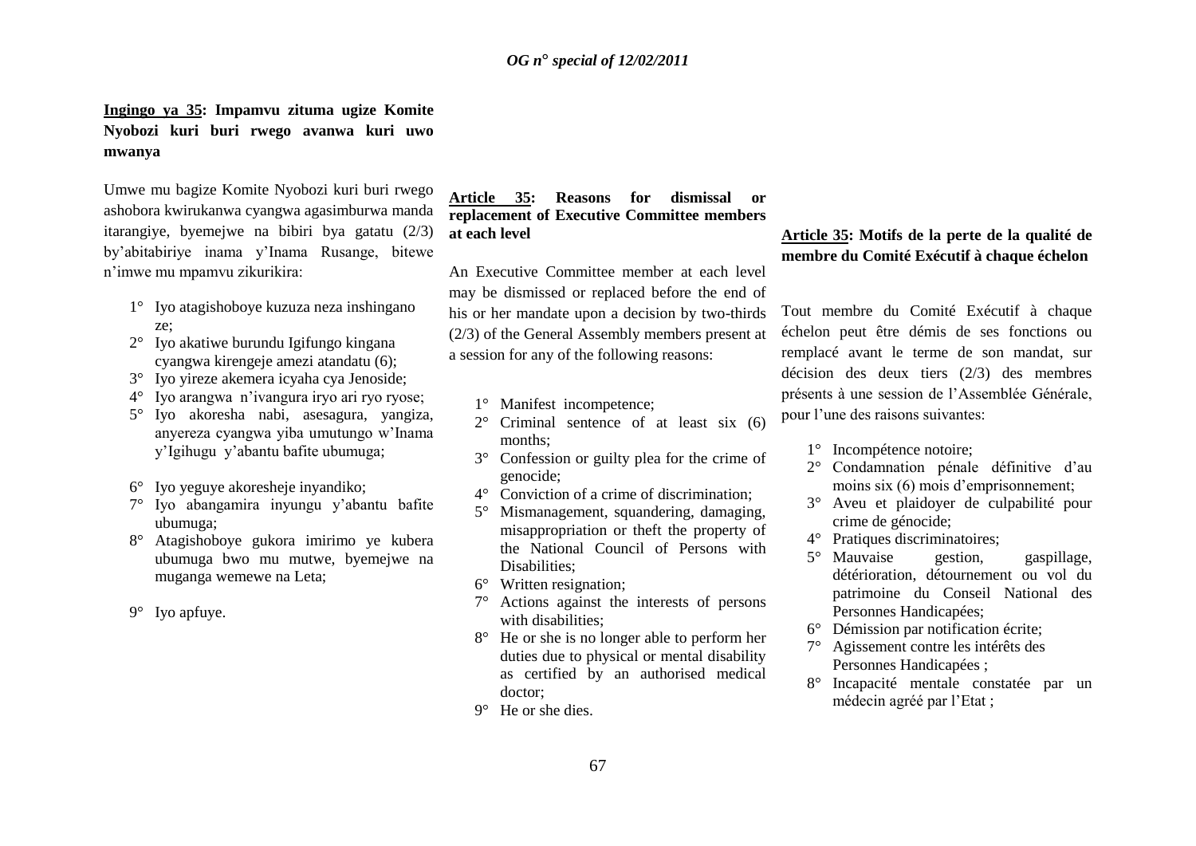**Ingingo ya 35: Impamvu zituma ugize Komite Nyobozi kuri buri rwego avanwa kuri uwo mwanya**

Umwe mu bagize Komite Nyobozi kuri buri rwego ashobora kwirukanwa cyangwa agasimburwa manda itarangiye, byemejwe na bibiri bya gatatu (2/3) by'abitabiriye inama y'Inama Rusange, bitewe n'imwe mu mpamvu zikurikira:

1° Iyo atagishoboye kuzuza neza inshingano ze;
2° Iyo akatiwe burundu Igifungo kingana cyangwa kirengeje amezi atandatu (6);
3° Iyo yireze akemera icyaha cya Jenoside;
4° Iyo arangwa n'ivangura iryo ari ryo ryose;
5° Iyo akoresha nabi, asesagura, yangiza, anyereza cyangwa yiba umutungo w'Inama y'Igihugu y'abantu bafite ubumuga;
6° Iyo yeguye akoresheje inyandiko;
7° Iyo abangamira inyungu y'abantu bafite ubumuga;
8° Atagishoboye gukora imirimo ye kubera ubumuga bwo mu mutwe, byemejwe na muganga wemewe na Leta;
9° Iyo apfuye.

**Article 35: Reasons for dismissal or replacement of Executive Committee members at each level**

An Executive Committee member at each level may be dismissed or replaced before the end of his or her mandate upon a decision by two-thirds (2/3) of the General Assembly members present at a session for any of the following reasons:

1° Manifest incompetence;
2° Criminal sentence of at least six (6) months;
3° Confession or guilty plea for the crime of genocide;
4° Conviction of a crime of discrimination;
5° Mismanagement, squandering, damaging, misappropriation or theft the property of the National Council of Persons with Disabilities;
6° Written resignation;
7° Actions against the interests of persons with disabilities;
8° He or she is no longer able to perform her duties due to physical or mental disability as certified by an authorised medical doctor;
9° He or she dies.

**Article 35: Motifs de la perte de la qualité de membre du Comité Exécutif à chaque échelon**

Tout membre du Comité Exécutif à chaque échelon peut être démis de ses fonctions ou remplacé avant le terme de son mandat, sur décision des deux tiers (2/3) des membres présents à une session de l'Assemblée Générale, pour l'une des raisons suivantes:

1° Incompétence notoire;
2° Condamnation pénale définitive d'au moins six (6) mois d'emprisonnement;
3° Aveu et plaidoyer de culpabilité pour crime de génocide;
4° Pratiques discriminatoires;
5° Mauvaise gestion, gaspillage, détérioration, détournement ou vol du patrimoine du Conseil National des Personnes Handicapées;
6° Démission par notification écrite;
7° Agissement contre les intérêts des Personnes Handicapées ;
8° Incapacité mentale constatée par un médecin agréé par l'Etat ;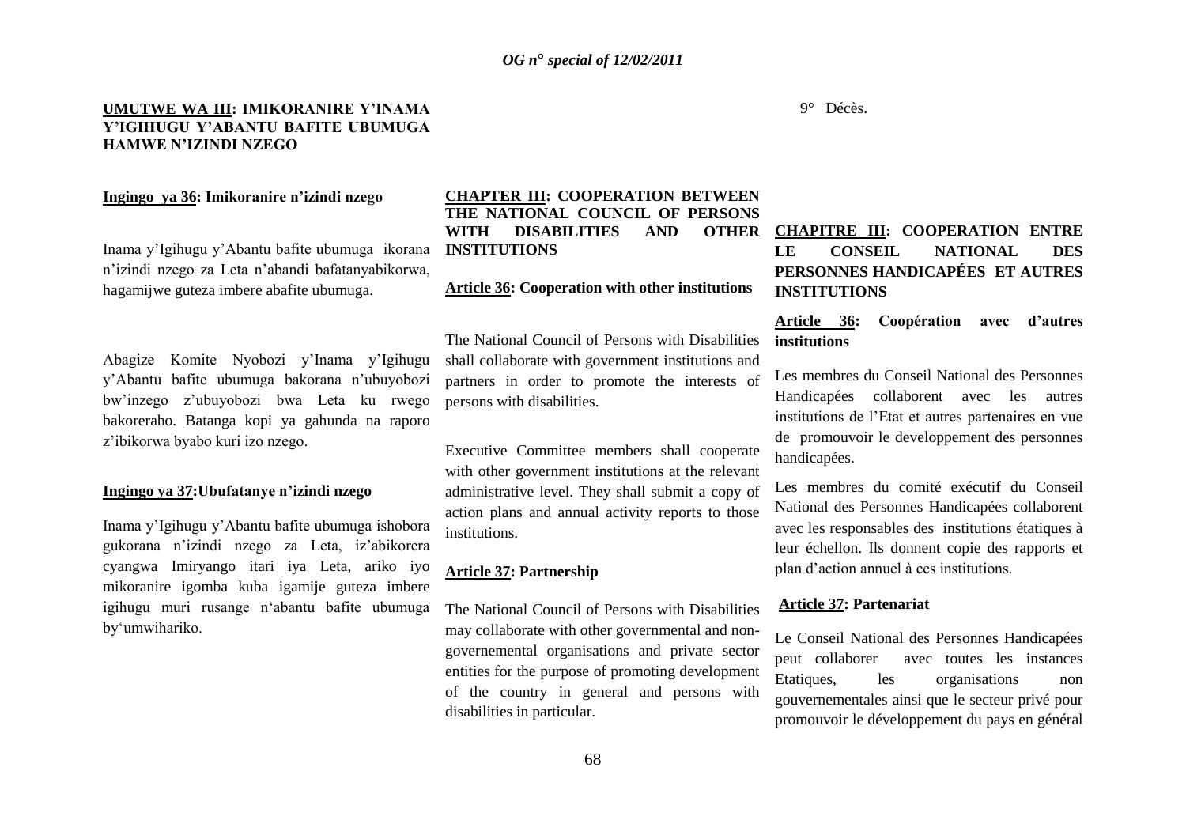9° Décès.

**<u>UMUTWE WA III</u>: IMIKORANIRE Y'INAMA Y'IGIHUGU Y'ABANTU BAFITE UBUMUGA HAMWE N'IZINDI NZEGO**

**<u>Ingingo ya 36</u>: Imikoranire n'izindi nzego**

Inama y'Igihugu y'Abantu bafite ubumuga ikorana n'izindi nzego za Leta n'abandi bafatanyabikorwa, hagamijwe guteza imbere abafite ubumuga.

Abagize Komite Nyobozi y'Inama y'Igihugu y'Abantu bafite ubumuga bakorana n'ubuyobozi bw'inzego z'ubuyobozi bwa Leta ku rwego bakoreraho. Batanga kopi ya gahunda na raporo z'ibikorwa byabo kuri izo nzego.

**<u>Ingingo ya 37</u>:Ubufatanye n'izindi nzego**

Inama y'Igihugu y'Abantu bafite ubumuga ishobora gukorana n'izindi nzego za Leta, iz'abikorera cyangwa Imiryango itari iya Leta, ariko iyo mikoranire igomba kuba igamije guteza imbere igihugu muri rusange n'abantu bafite ubumuga by'umwihariko.

**<u>CHAPTER III</u>: COOPERATION BETWEEN THE NATIONAL COUNCIL OF PERSONS WITH DISABILITIES AND OTHER INSTITUTIONS**

**<u>Article 36</u>: Cooperation with other institutions**

The National Council of Persons with Disabilities shall collaborate with government institutions and partners in order to promote the interests of persons with disabilities.

Executive Committee members shall cooperate with other government institutions at the relevant administrative level. They shall submit a copy of action plans and annual activity reports to those institutions.

**<u>Article 37</u>: Partnership**

The National Council of Persons with Disabilities may collaborate with other governmental and non-governemental organisations and private sector entities for the purpose of promoting development of the country in general and persons with disabilities in particular.

**<u>CHAPITRE III</u>: COOPERATION ENTRE LE CONSEIL NATIONAL DES PERSONNES HANDICAPÉES ET AUTRES INSTITUTIONS**

**<u>Article 36</u>: Coopération avec d'autres institutions**

Les membres du Conseil National des Personnes Handicapées collaborent avec les autres institutions de l'Etat et autres partenaires en vue de promouvoir le developpement des personnes handicapées.

Les membres du comité exécutif du Conseil National des Personnes Handicapées collaborent avec les responsables des institutions étatiques à leur échellon. Ils donnent copie des rapports et plan d'action annuel à ces institutions.

**<u>Article 37</u>: Partenariat**

Le Conseil National des Personnes Handicapées peut collaborer avec toutes les instances Etatiques, les organisations non gouvernementales ainsi que le secteur privé pour promouvoir le développement du pays en général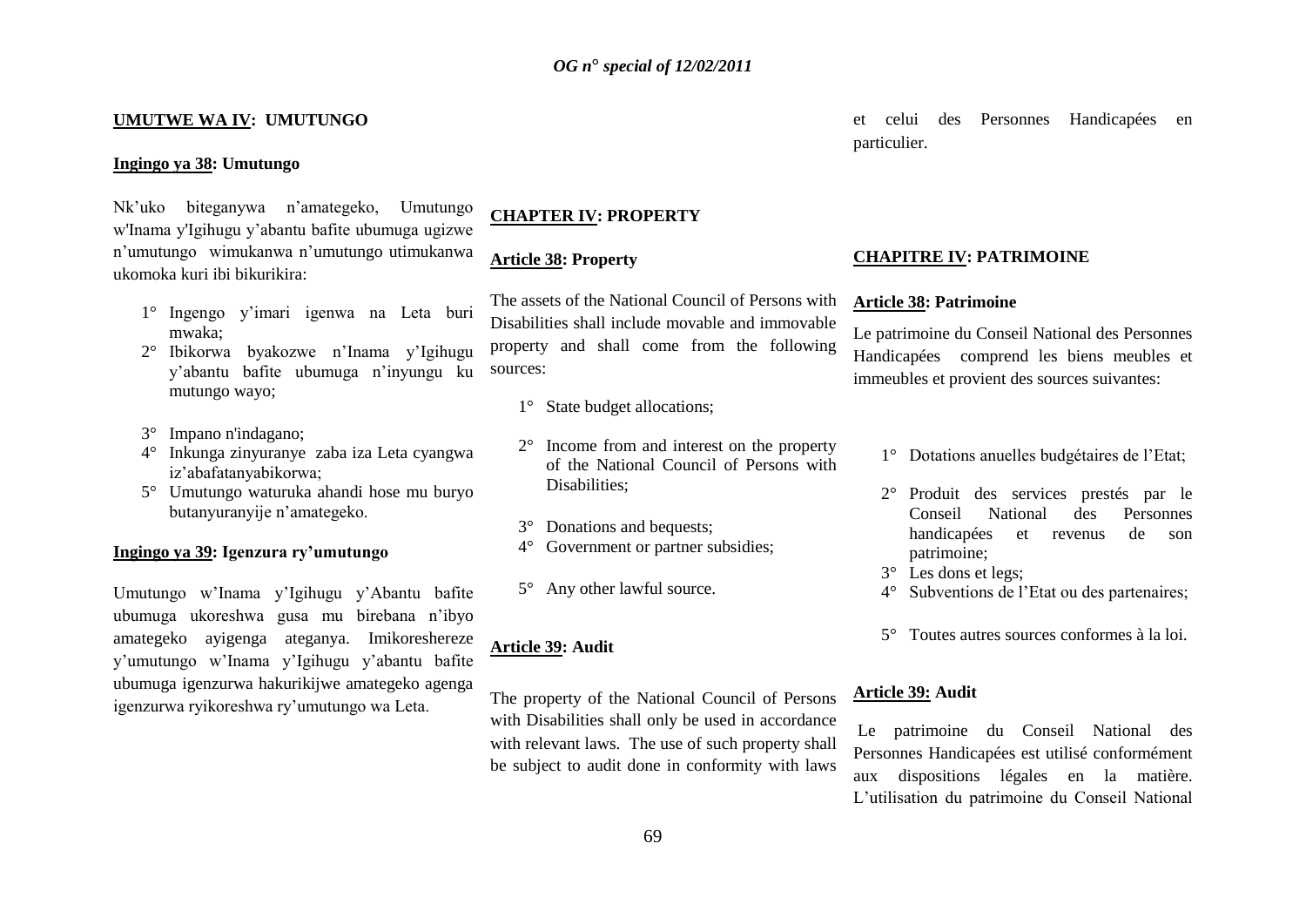## UMUTWE WA IV: UMUTUNGO

### Ingingo ya 38: Umutungo

Nk'uko biteganywa n'amategeko, Umutungo w'Inama y'Igihugu y'abantu bafite ubumuga ugizwe n'umutungo wimukanwa n'umutungo utimukanwa ukomoka kuri ibi bikurikira:

1° Ingengo y'imari igenwa na Leta buri mwaka;
2° Ibikorwa byakozwe n'Inama y'Igihugu y'abantu bafite ubumuga n'inyungu ku mutungo wayo;
3° Impano n'indagano;
4° Inkunga zinyuranye zaba iza Leta cyangwa iz'abafatanyabikorwa;
5° Umutungo waturuka ahandi hose mu buryo butanyuranyije n'amategeko.

### Ingingo ya 39: Igenzura ry'umutungo

Umutungo w'Inama y'Igihugu y'Abantu bafite ubumuga ukoreshwa gusa mu birebana n'ibyo amategeko ayigenga ateganya. Imikoreshereze y'umutungo w'Inama y'Igihugu y'abantu bafite ubumuga igenzurwa hakurikijwe amategeko agenga igenzurwa ryikoreshwa ry'umutungo wa Leta.

## CHAPTER IV: PROPERTY

### Article 38: Property

The assets of the National Council of Persons with Disabilities shall include movable and immovable property and shall come from the following sources:

1° State budget allocations;
2° Income from and interest on the property of the National Council of Persons with Disabilities;
3° Donations and bequests;
4° Government or partner subsidies;
5° Any other lawful source.

### Article 39: Audit

The property of the National Council of Persons with Disabilities shall only be used in accordance with relevant laws. The use of such property shall be subject to audit done in conformity with laws

et celui des Personnes Handicapées en particulier.

## CHAPITRE IV: PATRIMOINE

### Article 38: Patrimoine

Le patrimoine du Conseil National des Personnes Handicapées comprend les biens meubles et immeubles et provient des sources suivantes:

1° Dotations anuelles budgétaires de l'Etat;
2° Produit des services prestés par le Conseil National des Personnes handicapées et revenus de son patrimoine;
3° Les dons et legs;
4° Subventions de l'Etat ou des partenaires;
5° Toutes autres sources conformes à la loi.

### Article 39: Audit

Le patrimoine du Conseil National des Personnes Handicapées est utilisé conformément aux dispositions légales en la matière. L'utilisation du patrimoine du Conseil National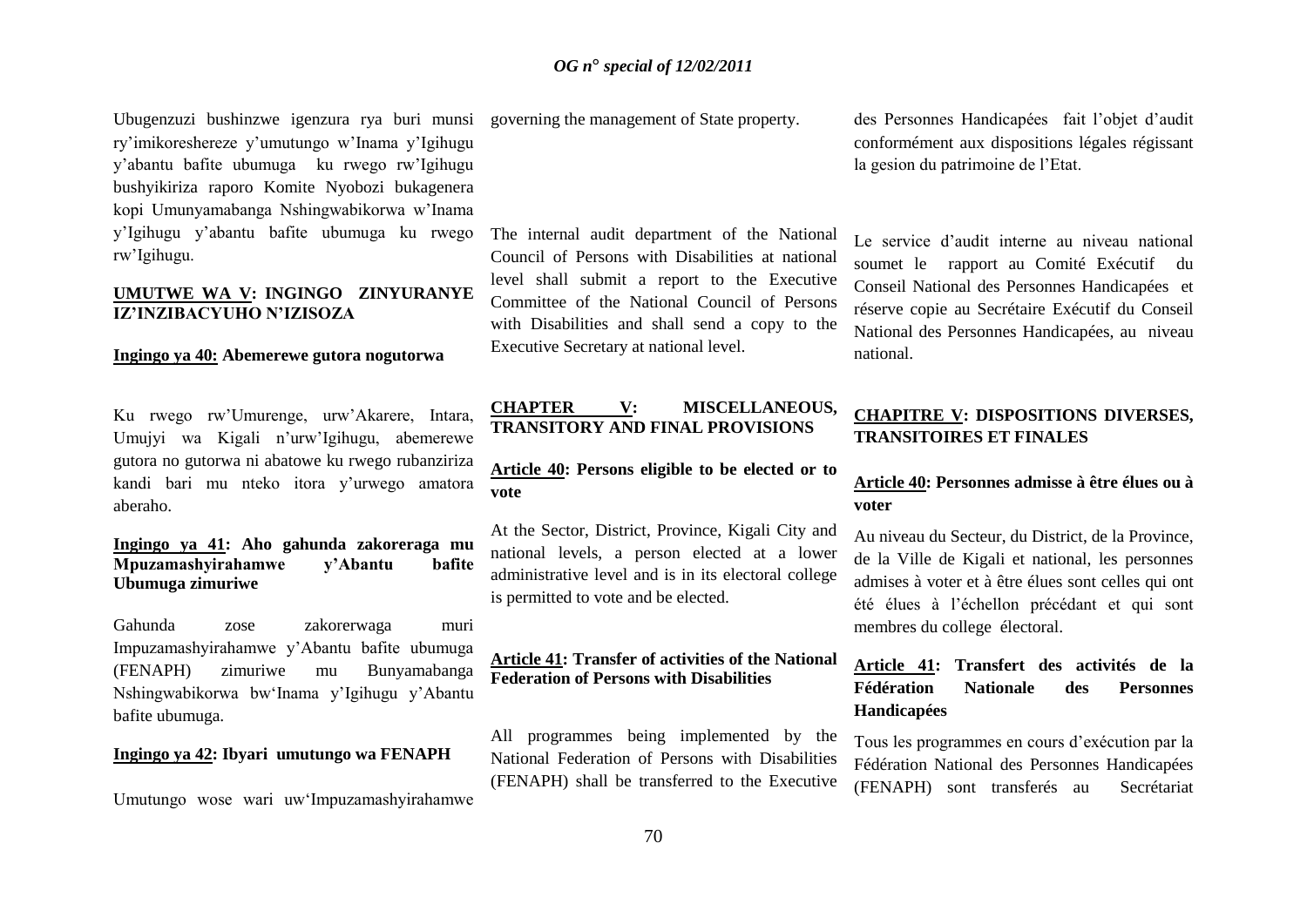Ubugenzuzi bushinzwe igenzura rya buri munsi ry'imikoreshereze y'umutungo w'Inama y'Igihugu y'abantu bafite ubumuga ku rwego rw'Igihugu bushyikiriza raporo Komite Nyobozi bukagenera kopi Umunyamabanga Nshingwabikorwa w'Inama y'Igihugu y'abantu bafite ubumuga ku rwego rw'Igihugu.

**UMUTWE WA V: INGINGO ZINYURANYE IZ'INZIBACYUHO N'IZISOZA**

**Ingingo ya 40: Abemerewe gutora nogutorwa**

Ku rwego rw'Umurenge, urw'Akarere, Intara, Umujyi wa Kigali n'urw'Igihugu, abemerewe gutora no gutorwa ni abatowe ku rwego rubanziriza kandi bari mu nteko itora y'urwego amatora aberaho.

**Ingingo ya 41: Aho gahunda zakoreraga mu Mpuzamashyirahamwe y'Abantu bafite Ubumuga zimuriwe**

Gahunda zose zakorerwaga muri Impuzamashyirahamwe y'Abantu bafite ubumuga (FENAPH) zimuriwe mu Bunyamabanga Nshingwabikorwa bw'Inama y'Igihugu y'Abantu bafite ubumuga.

**Ingingo ya 42: Ibyari umutungo wa FENAPH**

Umutungo wose wari uw'Impuzamashyirahamwe

governing the management of State property.

The internal audit department of the National Council of Persons with Disabilities at national level shall submit a report to the Executive Committee of the National Council of Persons with Disabilities and shall send a copy to the Executive Secretary at national level.

**CHAPTER V: MISCELLANEOUS, TRANSITORY AND FINAL PROVISIONS**

**Article 40: Persons eligible to be elected or to vote**

At the Sector, District, Province, Kigali City and national levels, a person elected at a lower administrative level and is in its electoral college is permitted to vote and be elected.

**Article 41: Transfer of activities of the National Federation of Persons with Disabilities**

All programmes being implemented by the National Federation of Persons with Disabilities (FENAPH) shall be transferred to the Executive

des Personnes Handicapées fait l'objet d'audit conformément aux dispositions légales régissant la gesion du patrimoine de l'Etat.

Le service d'audit interne au niveau national soumet le rapport au Comité Exécutif du Conseil National des Personnes Handicapées et réserve copie au Secrétaire Exécutif du Conseil National des Personnes Handicapées, au niveau national.

**CHAPITRE V: DISPOSITIONS DIVERSES, TRANSITOIRES ET FINALES**

**Article 40: Personnes admisse à être élues ou à voter**

Au niveau du Secteur, du District, de la Province, de la Ville de Kigali et national, les personnes admises à voter et à être élues sont celles qui ont été élues à l'échellon précédant et qui sont membres du college électoral.

**Article 41: Transfert des activités de la Fédération Nationale des Personnes Handicapées**

Tous les programmes en cours d'exécution par la Fédération National des Personnes Handicapées (FENAPH) sont transferés au Secrétariat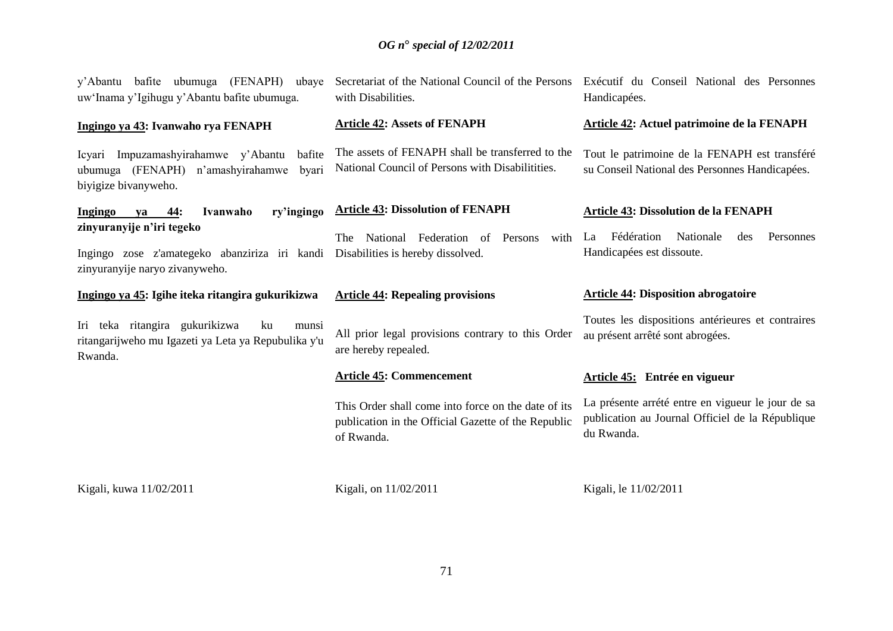y'Abantu bafite ubumuga (FENAPH) ubaye uw'Inama y'Igihugu y'Abantu bafite ubumuga.

**Ingingo ya 43: Ivanwaho rya FENAPH**

Icyari Impuzamashyirahamwe y'Abantu bafite ubumuga (FENAPH) n'amashyirahamwe byari biyigize bivanyweho.

**Ingingo ya 44: Ivanwaho ry'ingingo zinyuranyije n'iri tegeko**

Ingingo zose z'amategeko abanziriza iri kandi zinyuranyije naryo zivanyweho.

**Ingingo ya 45: Igihe iteka ritangira gukurikizwa**

Iri teka ritangira gukurikizwa ku munsi ritangarijweho mu Igazeti ya Leta ya Repubulika y'u Rwanda.

Kigali, kuwa 11/02/2011

Secretariat of the National Council of the Persons with Disabilities.

**Article 42: Assets of FENAPH**

The assets of FENAPH shall be transferred to the National Council of Persons with Disabilitities.

**Article 43: Dissolution of FENAPH**

The National Federation of Persons with Disabilities is hereby dissolved.

**Article 44: Repealing provisions**

All prior legal provisions contrary to this Order are hereby repealed.

**Article 45: Commencement**

This Order shall come into force on the date of its publication in the Official Gazette of the Republic of Rwanda.

Kigali, on 11/02/2011

Exécutif du Conseil National des Personnes Handicapées.

**Article 42: Actuel patrimoine de la FENAPH**

Tout le patrimoine de la FENAPH est transféré su Conseil National des Personnes Handicapées.

**Article 43: Dissolution de la FENAPH**

La Fédération Nationale des Personnes Handicapées est dissoute.

**Article 44: Disposition abrogatoire**

Toutes les dispositions antérieures et contraires au présent arrêté sont abrogées.

**Article 45: Entrée en vigueur**

La présente arrété entre en vigueur le jour de sa publication au Journal Officiel de la République du Rwanda.

Kigali, le 11/02/2011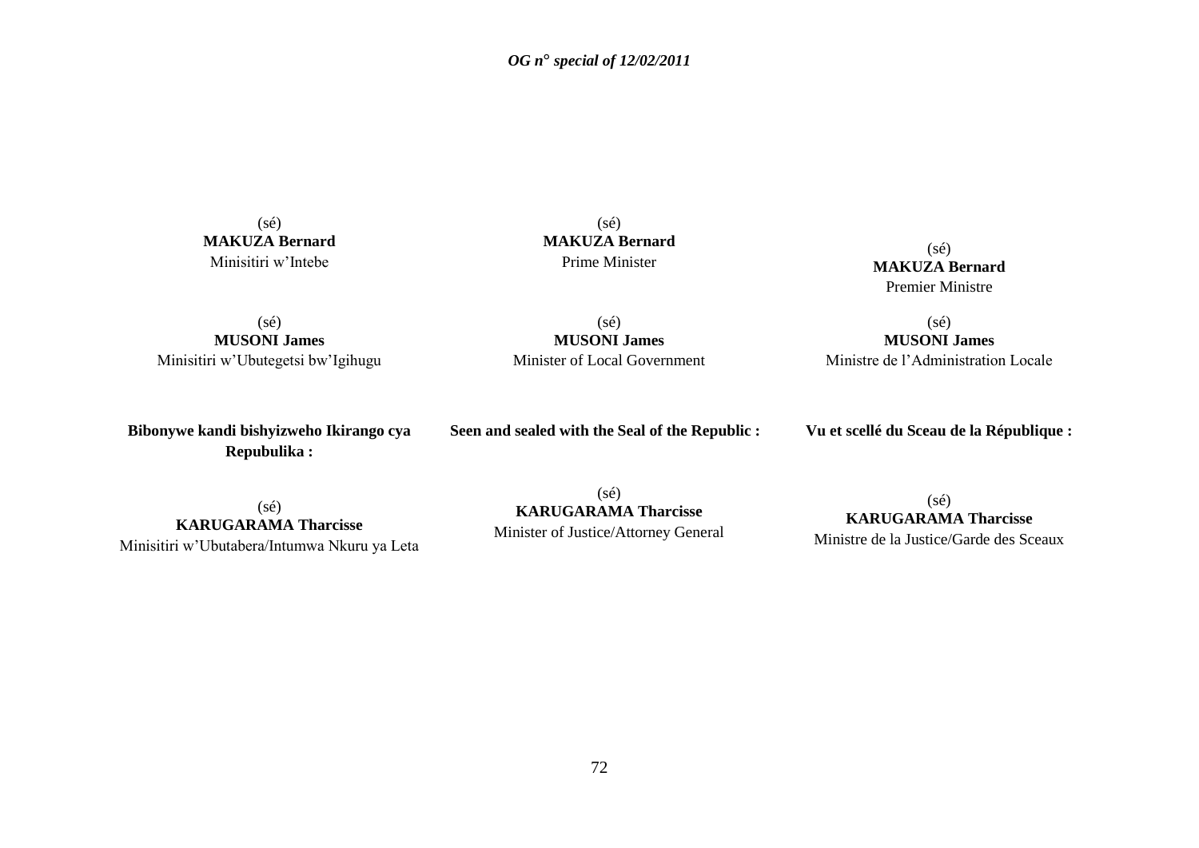(sé)
**MAKUZA Bernard**
Minisitiri w'Intebe

(sé)
**MAKUZA Bernard**
Prime Minister

(sé)
**MAKUZA Bernard**
Premier Ministre

(sé)
**MUSONI James**
Minisitiri w'Ubutegetsi bw'Igihugu

(sé)
**MUSONI James**
Minister of Local Government

(sé)
**MUSONI James**
Ministre de l'Administration Locale

**Bibonywe kandi bishyizweho Ikirango cya Repubulika :**

**Seen and sealed with the Seal of the Republic :**

**Vu et scellé du Sceau de la République :**

(sé)
**KARUGARAMA Tharcisse**
Minisitiri w'Ubutabera/Intumwa Nkuru ya Leta

(sé)
**KARUGARAMA Tharcisse**
Minister of Justice/Attorney General

(sé)
**KARUGARAMA Tharcisse**
Ministre de la Justice/Garde des Sceaux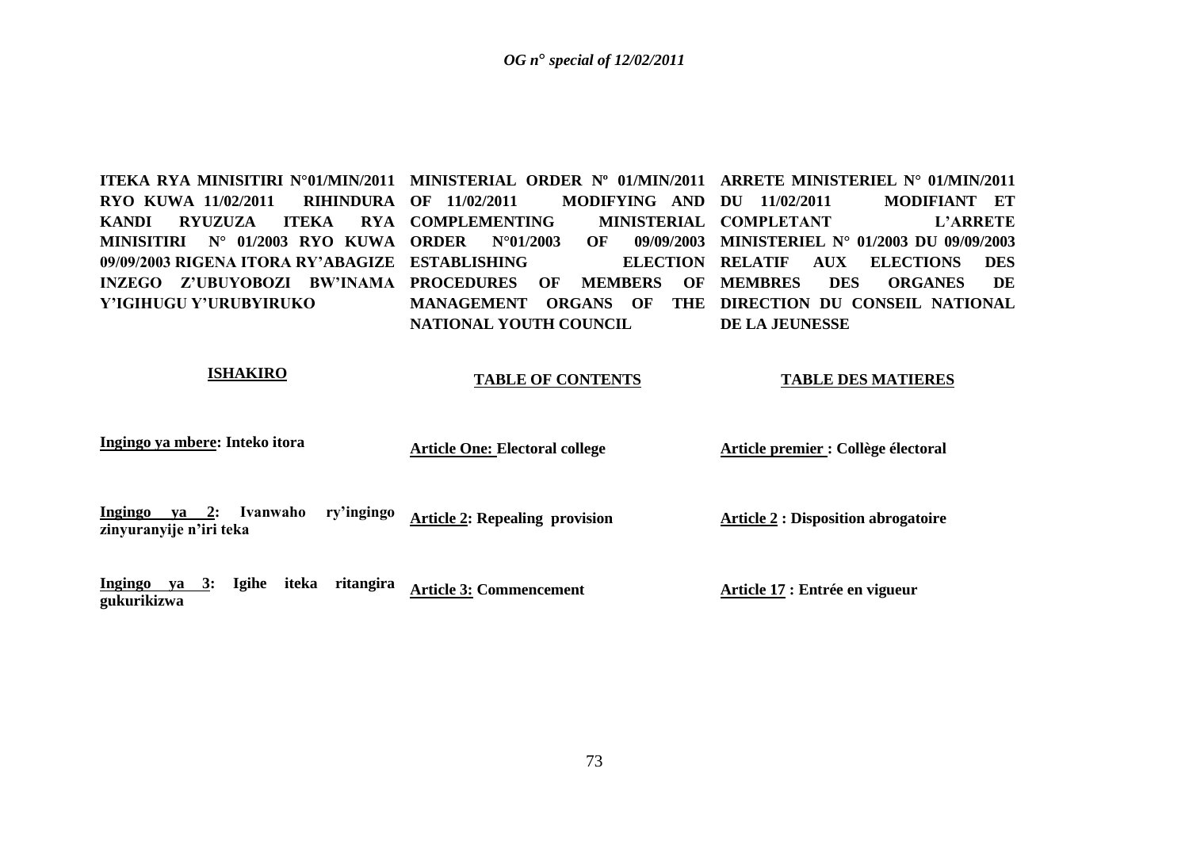**ITEKA RYA MINISITIRI N°01/MIN/2011 RYO KUWA 11/02/2011 RIHINDURA KANDI RYUZUZA ITEKA RYA MINISITIRI N° 01/2003 RYO KUWA 09/09/2003 RIGENA ITORA RY'ABAGIZE INZEGO Z'UBUYOBOZI BW'INAMA Y'IGIHUGU Y'URUBYIRUKO**

**ISHAKIRO**

**Ingingo ya mbere: Inteko itora**

**Ingingo ya 2: Ivanwaho ry'ingingo zinyuranyije n'iri teka**

**Ingingo ya 3: Igihe iteka ritangira gukurikizwa**

**MINISTERIAL ORDER Nº 01/MIN/2011 OF 11/02/2011 MODIFYING AND COMPLEMENTING MINISTERIAL ORDER N°01/2003 OF 09/09/2003 ESTABLISHING ELECTION PROCEDURES OF MEMBERS OF MANAGEMENT ORGANS OF THE NATIONAL YOUTH COUNCIL**

**TABLE OF CONTENTS**

**Article One: Electoral college**

**Article 2: Repealing provision**

**Article 3: Commencement**

**ARRETE MINISTERIEL N° 01/MIN/2011 DU 11/02/2011 MODIFIANT ET COMPLETANT L'ARRETE MINISTERIEL N° 01/2003 DU 09/09/2003 RELATIF AUX ELECTIONS DES MEMBRES DES ORGANES DE DIRECTION DU CONSEIL NATIONAL DE LA JEUNESSE**

**TABLE DES MATIERES**

**Article premier : Collège électoral**

**Article 2 : Disposition abrogatoire**

**Article 17 : Entrée en vigueur**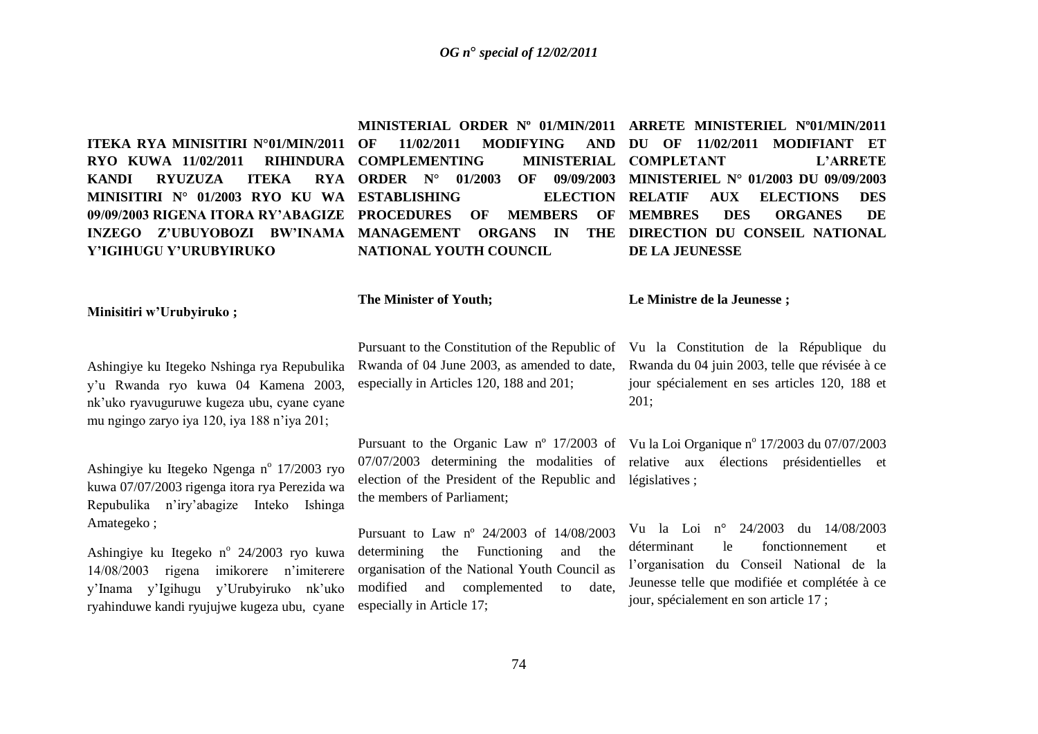**ITEKA RYA MINISITIRI N°01/MIN/2011 RYO KUWA 11/02/2011 RIHINDURA KANDI RYUZUZA ITEKA RYA MINISITIRI N° 01/2003 RYO KU WA 09/09/2003 RIGENA ITORA RY'ABAGIZE INZEGO Z'UBUYOBOZI BW'INAMA Y'IGIHUGU Y'URUBYIRUKO**

**Minisitiri w'Urubyiruko ;**

Ashingiye ku Itegeko Nshinga rya Repubulika y'u Rwanda ryo kuwa 04 Kamena 2003, nk'uko ryavuguruwe kugeza ubu, cyane cyane mu ngingo zaryo iya 120, iya 188 n'iya 201;

Ashingiye ku Itegeko Ngenga n° 17/2003 ryo kuwa 07/07/2003 rigenga itora rya Perezida wa Repubulika n'iry'abagize Inteko Ishinga Amategeko ;

Ashingiye ku Itegeko n° 24/2003 ryo kuwa 14/08/2003 rigena imikorere n'imiterere y'Inama y'Igihugu y'Urubyiruko nk'uko ryahinduwe kandi ryujujwe kugeza ubu, cyane

**MINISTERIAL ORDER Nº 01/MIN/2011 OF 11/02/2011 MODIFYING AND COMPLEMENTING MINISTERIAL ORDER N° 01/2003 OF 09/09/2003 ESTABLISHING ELECTION PROCEDURES OF MEMBERS OF MANAGEMENT ORGANS IN THE NATIONAL YOUTH COUNCIL**

**The Minister of Youth;**

Pursuant to the Constitution of the Republic of Rwanda of 04 June 2003, as amended to date, especially in Articles 120, 188 and 201;

Pursuant to the Organic Law nº 17/2003 of 07/07/2003 determining the modalities of election of the President of the Republic and the members of Parliament;

Pursuant to Law nº 24/2003 of 14/08/2003 determining the Functioning and the organisation of the National Youth Council as modified and complemented to date, especially in Article 17;

**ARRETE MINISTERIEL Nº01/MIN/2011 DU OF 11/02/2011 MODIFIANT ET COMPLETANT L'ARRETE MINISTERIEL N° 01/2003 DU 09/09/2003 RELATIF AUX ELECTIONS DES MEMBRES DES ORGANES DE DIRECTION DU CONSEIL NATIONAL DE LA JEUNESSE**

**Le Ministre de la Jeunesse ;**

Vu la Constitution de la République du Rwanda du 04 juin 2003, telle que révisée à ce jour spécialement en ses articles 120, 188 et 201;

Vu la Loi Organique n° 17/2003 du 07/07/2003 relative aux élections présidentielles et législatives ;

Vu la Loi n° 24/2003 du 14/08/2003 déterminant le fonctionnement et l'organisation du Conseil National de la Jeunesse telle que modifiée et complétée à ce jour, spécialement en son article 17 ;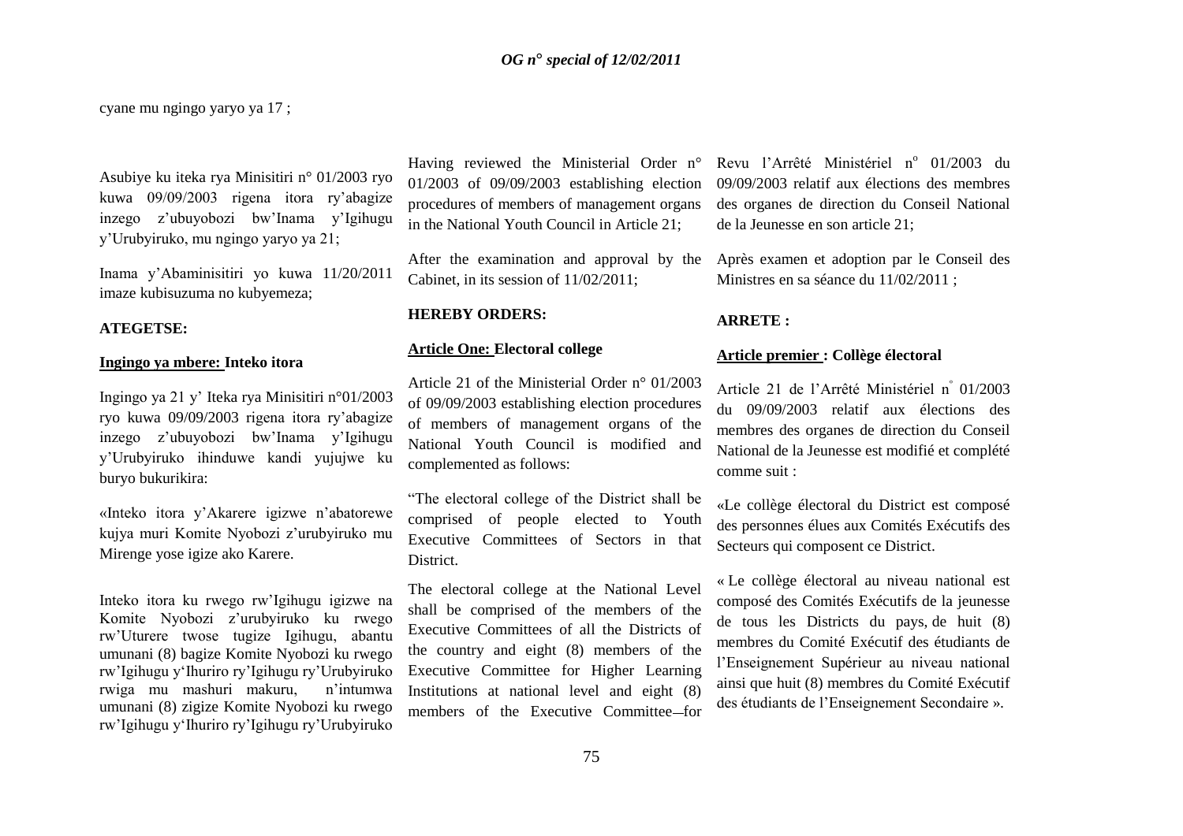cyane mu ngingo yaryo ya 17 ;

Asubiye ku iteka rya Minisitiri n° 01/2003 ryo kuwa 09/09/2003 rigena itora ry'abagize inzego z'ubuyobozi bw'Inama y'Igihugu y'Urubyiruko, mu ngingo yaryo ya 21;

Inama y'Abaminisitiri yo kuwa 11/20/2011 imaze kubisuzuma no kubyemeza;

**ATEGETSE:**

**Ingingo ya mbere: Inteko itora**

Ingingo ya 21 y' Iteka rya Minisitiri n°01/2003 ryo kuwa 09/09/2003 rigena itora ry'abagize inzego z'ubuyobozi bw'Inama y'Igihugu y'Urubyiruko ihinduwe kandi yujujwe ku buryo bukurikira:

«Inteko itora y'Akarere igizwe n'abatorewe kujya muri Komite Nyobozi z'urubyiruko mu Mirenge yose igize ako Karere.

Inteko itora ku rwego rw'Igihugu igizwe na Komite Nyobozi z'urubyiruko ku rwego rw'Uturere twose tugize Igihugu, abantu umunani (8) bagize Komite Nyobozi ku rwego rw'Igihugu y'Ihuriro ry'Igihugu ry'Urubyiruko rwiga mu mashuri makuru, n'intumwa umunani (8) zigize Komite Nyobozi ku rwego rw'Igihugu y'Ihuriro ry'Igihugu ry'Urubyiruko

Having reviewed the Ministerial Order n° 01/2003 of 09/09/2003 establishing election procedures of members of management organs in the National Youth Council in Article 21;

After the examination and approval by the Cabinet, in its session of 11/02/2011;

**HEREBY ORDERS:**

**Article One: Electoral college**

Article 21 of the Ministerial Order n° 01/2003 of 09/09/2003 establishing election procedures of members of management organs of the National Youth Council is modified and complemented as follows:

"The electoral college of the District shall be comprised of people elected to Youth Executive Committees of Sectors in that District.

The electoral college at the National Level shall be comprised of the members of the Executive Committees of all the Districts of the country and eight (8) members of the Executive Committee for Higher Learning Institutions at national level and eight (8) members of the Executive Committee for

Revu l'Arrêté Ministériel n° 01/2003 du 09/09/2003 relatif aux élections des membres des organes de direction du Conseil National de la Jeunesse en son article 21;

Après examen et adoption par le Conseil des Ministres en sa séance du 11/02/2011 ;

**ARRETE :**

**Article premier : Collège électoral**

Article 21 de l'Arrêté Ministériel n° 01/2003 du 09/09/2003 relatif aux élections des membres des organes de direction du Conseil National de la Jeunesse est modifié et complété comme suit :

«Le collège électoral du District est composé des personnes élues aux Comités Exécutifs des Secteurs qui composent ce District.

« Le collège électoral au niveau national est composé des Comités Exécutifs de la jeunesse de tous les Districts du pays, de huit (8) membres du Comité Exécutif des étudiants de l'Enseignement Supérieur au niveau national ainsi que huit (8) membres du Comité Exécutif des étudiants de l'Enseignement Secondaire ».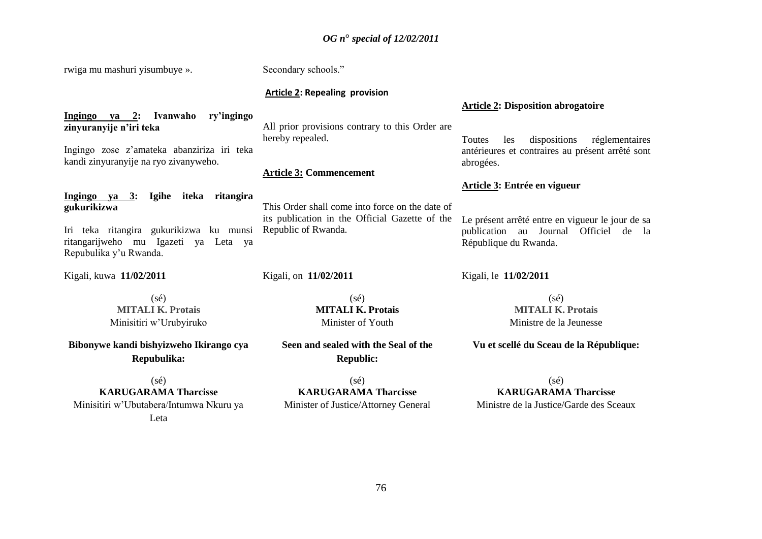rwiga mu mashuri yisumbuye ».

**Ingingo ya 2: Ivanwaho ry'ingingo zinyuranyije n'iri teka**

Ingingo zose z'amateka abanziriza iri teka kandi zinyuranyije na ryo zivanyweho.

**Ingingo ya 3: Igihe iteka ritangira gukurikizwa**

Iri teka ritangira gukurikizwa ku munsi ritangarijweho mu Igazeti ya Leta ya Repubulika y'u Rwanda.

Kigali, kuwa **11/02/2011**

(sé)
**MITALI K. Protais**
Minisitiri w'Urubyiruko

**Bibonywe kandi bishyizweho Ikirango cya Repubulika:**

(sé)
**KARUGARAMA Tharcisse**
Minisitiri w'Ubutabera/Intumwa Nkuru ya Leta

Secondary schools."

**Article 2: Repealing provision**

All prior provisions contrary to this Order are hereby repealed.

**Article 3: Commencement**

This Order shall come into force on the date of its publication in the Official Gazette of the Republic of Rwanda.

Kigali, on **11/02/2011**

(sé)
**MITALI K. Protais**
Minister of Youth

**Seen and sealed with the Seal of the Republic:**

(sé)
**KARUGARAMA Tharcisse**
Minister of Justice/Attorney General

**Article 2: Disposition abrogatoire**

Toutes les dispositions réglementaires antérieures et contraires au présent arrêté sont abrogées.

**Article 3: Entrée en vigueur**

Le présent arrêté entre en vigueur le jour de sa publication au Journal Officiel de la République du Rwanda.

Kigali, le **11/02/2011**

(sé)
**MITALI K. Protais**
Ministre de la Jeunesse

**Vu et scellé du Sceau de la République:**

(sé)
**KARUGARAMA Tharcisse**
Ministre de la Justice/Garde des Sceaux